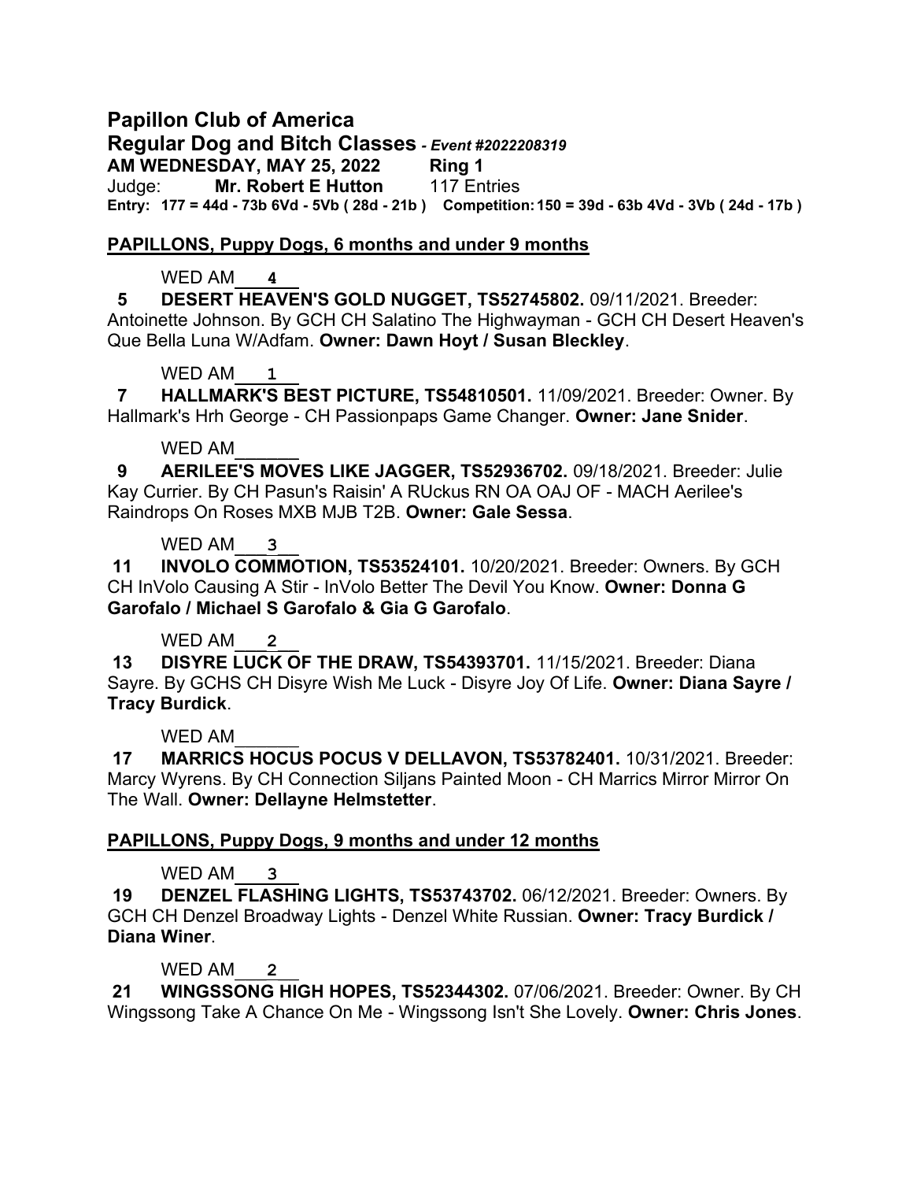# Papillon Club of America

## Regular Dog and Bitch Classes *- Event #2022208319*

**AM WEDNESDAY, MAY 25, 2022** **Ring 1**

Judge: **Mr. Robert E Hutton** 117 Entries

**Entry: 177 = 44d - 73b 6Vd - 5Vb ( 28d - 21b ) Competition: 150 = 39d - 63b 4Vd - 3Vb ( 24d - 17b )**

### PAPILLONS, Puppy Dogs, 6 months and under 9 months

WED AM 4

**5 DESERT HEAVEN'S GOLD NUGGET, TS52745802.** 09/11/2021. Breeder: Antoinette Johnson. By GCH CH Salatino The Highwayman - GCH CH Desert Heaven's Que Bella Luna W/Adfam. **Owner: Dawn Hoyt / Susan Bleckley**.

WED AM 1

**7 HALLMARK'S BEST PICTURE, TS54810501.** 11/09/2021. Breeder: Owner. By Hallmark's Hrh George - CH Passionpaps Game Changer. **Owner: Jane Snider**.

WED AM ______

**9 AERILEE'S MOVES LIKE JAGGER, TS52936702.** 09/18/2021. Breeder: Julie Kay Currier. By CH Pasun's Raisin' A RUckus RN OA OAJ OF - MACH Aerilee's Raindrops On Roses MXB MJB T2B. **Owner: Gale Sessa**.

WED AM 3

**11 INVOLO COMMOTION, TS53524101.** 10/20/2021. Breeder: Owners. By GCH CH InVolo Causing A Stir - InVolo Better The Devil You Know. **Owner: Donna G Garofalo / Michael S Garofalo & Gia G Garofalo**.

WED AM 2

**13 DISYRE LUCK OF THE DRAW, TS54393701.** 11/15/2021. Breeder: Diana Sayre. By GCHS CH Disyre Wish Me Luck - Disyre Joy Of Life. **Owner: Diana Sayre / Tracy Burdick**.

WED AM ______

**17 MARRICS HOCUS POCUS V DELLAVON, TS53782401.** 10/31/2021. Breeder: Marcy Wyrens. By CH Connection Siljans Painted Moon - CH Marrics Mirror Mirror On The Wall. **Owner: Dellayne Helmstetter**.

### PAPILLONS, Puppy Dogs, 9 months and under 12 months

WED AM 3

**19 DENZEL FLASHING LIGHTS, TS53743702.** 06/12/2021. Breeder: Owners. By GCH CH Denzel Broadway Lights - Denzel White Russian. **Owner: Tracy Burdick / Diana Winer**.

WED AM 2

**21 WINGSSONG HIGH HOPES, TS52344302.** 07/06/2021. Breeder: Owner. By CH Wingssong Take A Chance On Me - Wingssong Isn't She Lovely. **Owner: Chris Jones**.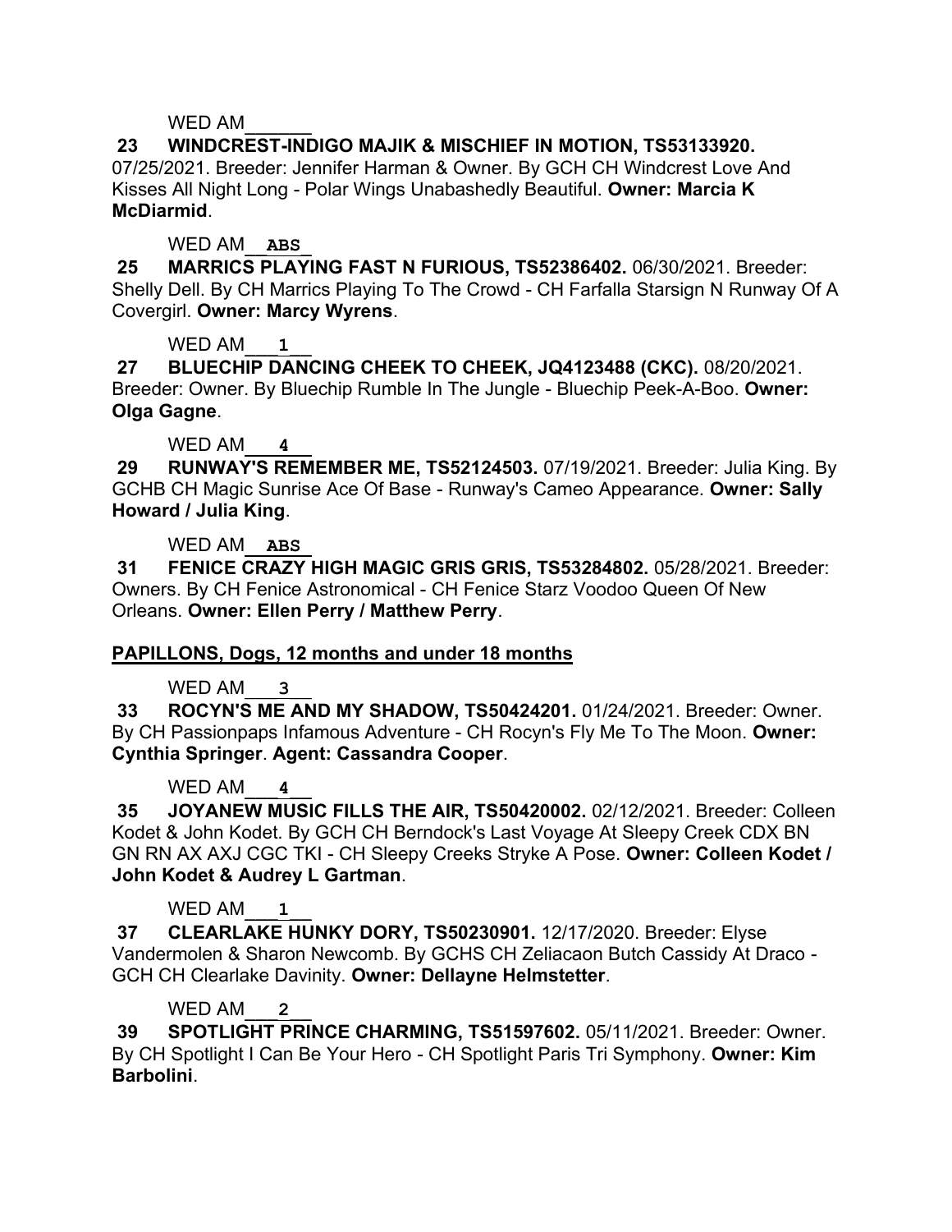WED AM______

**23 WINDCREST-INDIGO MAJIK & MISCHIEF IN MOTION, TS53133920.** 07/25/2021. Breeder: Jennifer Harman & Owner. By GCH CH Windcrest Love And Kisses All Night Long - Polar Wings Unabashedly Beautiful. **Owner: Marcia K McDiarmid**.

WED AM__**ABS**_

**25 MARRICS PLAYING FAST N FURIOUS, TS52386402.** 06/30/2021. Breeder: Shelly Dell. By CH Marrics Playing To The Crowd - CH Farfalla Starsign N Runway Of A Covergirl. **Owner: Marcy Wyrens**.

WED AM___**1**__

**27 BLUECHIP DANCING CHEEK TO CHEEK, JQ4123488 (CKC).** 08/20/2021. Breeder: Owner. By Bluechip Rumble In The Jungle - Bluechip Peek-A-Boo. **Owner: Olga Gagne**.

WED AM___**4**__

**29 RUNWAY'S REMEMBER ME, TS52124503.** 07/19/2021. Breeder: Julia King. By GCHB CH Magic Sunrise Ace Of Base - Runway's Cameo Appearance. **Owner: Sally Howard / Julia King**.

WED AM__**ABS**_

**31 FENICE CRAZY HIGH MAGIC GRIS GRIS, TS53284802.** 05/28/2021. Breeder: Owners. By CH Fenice Astronomical - CH Fenice Starz Voodoo Queen Of New Orleans. **Owner: Ellen Perry / Matthew Perry**.

**PAPILLONS, Dogs, 12 months and under 18 months**

WED AM___**3**__

**33 ROCYN'S ME AND MY SHADOW, TS50424201.** 01/24/2021. Breeder: Owner. By CH Passionpaps Infamous Adventure - CH Rocyn's Fly Me To The Moon. **Owner: Cynthia Springer**. **Agent: Cassandra Cooper**.

WED AM___**4**__

**35 JOYANEW MUSIC FILLS THE AIR, TS50420002.** 02/12/2021. Breeder: Colleen Kodet & John Kodet. By GCH CH Berndock's Last Voyage At Sleepy Creek CDX BN GN RN AX AXJ CGC TKI - CH Sleepy Creeks Stryke A Pose. **Owner: Colleen Kodet / John Kodet & Audrey L Gartman**.

WED AM___**1**__

**37 CLEARLAKE HUNKY DORY, TS50230901.** 12/17/2020. Breeder: Elyse Vandermolen & Sharon Newcomb. By GCHS CH Zeliacaon Butch Cassidy At Draco - GCH CH Clearlake Davinity. **Owner: Dellayne Helmstetter**.

WED AM___**2**__

**39 SPOTLIGHT PRINCE CHARMING, TS51597602.** 05/11/2021. Breeder: Owner. By CH Spotlight I Can Be Your Hero - CH Spotlight Paris Tri Symphony. **Owner: Kim Barbolini**.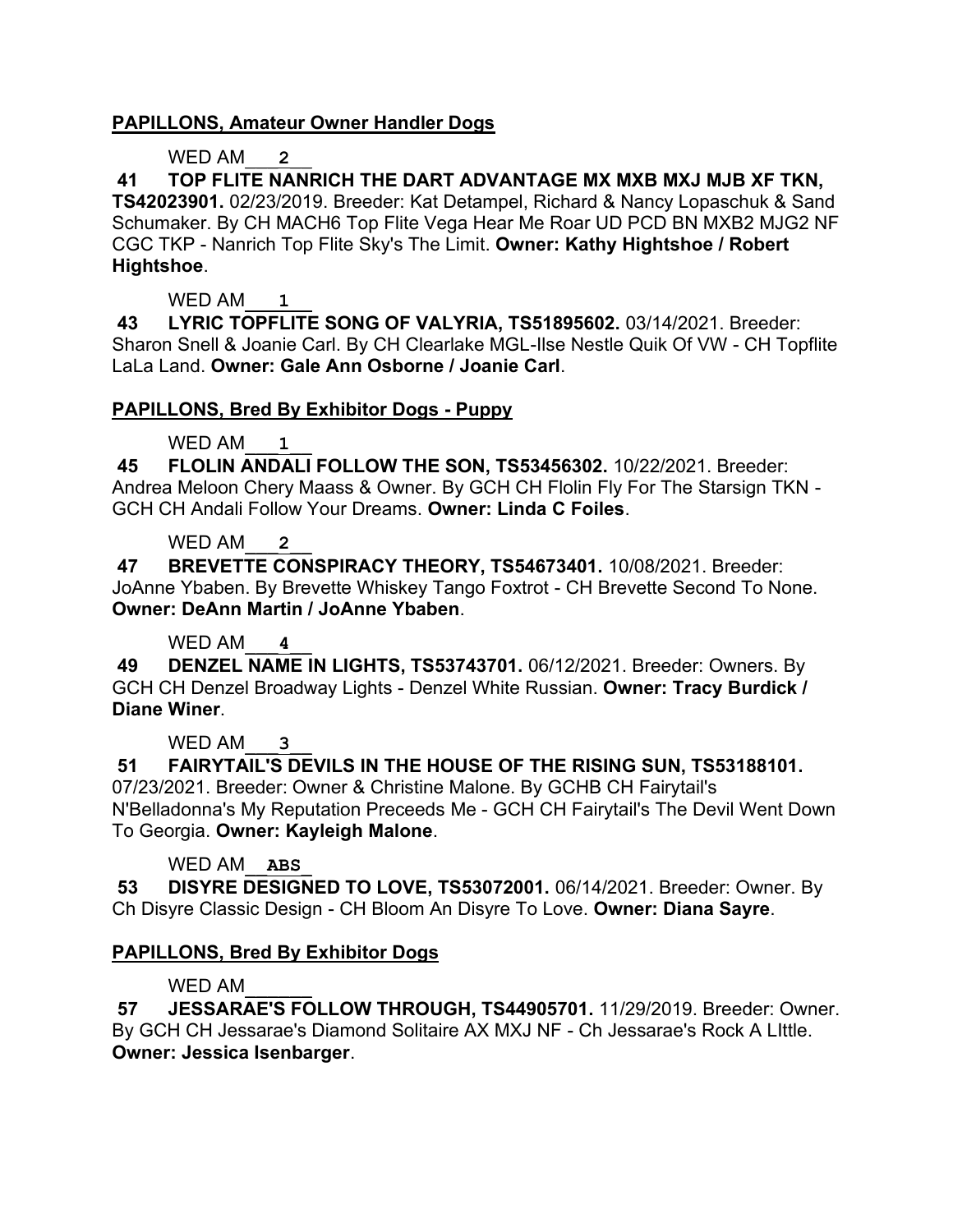**PAPILLONS, Amateur Owner Handler Dogs**

WED AM\_\_\_**2**\_\_

**41 TOP FLITE NANRICH THE DART ADVANTAGE MX MXB MXJ MJB XF TKN, TS42023901.** 02/23/2019. Breeder: Kat Detampel, Richard & Nancy Lopaschuk & Sand Schumaker. By CH MACH6 Top Flite Vega Hear Me Roar UD PCD BN MXB2 MJG2 NF CGC TKP - Nanrich Top Flite Sky's The Limit. **Owner: Kathy Hightshoe / Robert Hightshoe**.

WED AM\_\_\_**1**\_\_

**43 LYRIC TOPFLITE SONG OF VALYRIA, TS51895602.** 03/14/2021. Breeder: Sharon Snell & Joanie Carl. By CH Clearlake MGL-Ilse Nestle Quik Of VW - CH Topflite LaLa Land. **Owner: Gale Ann Osborne / Joanie Carl**.

**PAPILLONS, Bred By Exhibitor Dogs - Puppy**

WED AM\_\_\_**1**\_\_

**45 FLOLIN ANDALI FOLLOW THE SON, TS53456302.** 10/22/2021. Breeder: Andrea Meloon Chery Maass & Owner. By GCH CH Flolin Fly For The Starsign TKN - GCH CH Andali Follow Your Dreams. **Owner: Linda C Foiles**.

WED AM\_\_\_**2**\_\_

**47 BREVETTE CONSPIRACY THEORY, TS54673401.** 10/08/2021. Breeder: JoAnne Ybaben. By Brevette Whiskey Tango Foxtrot - CH Brevette Second To None. **Owner: DeAnn Martin / JoAnne Ybaben**.

WED AM\_\_\_**4**\_\_

**49 DENZEL NAME IN LIGHTS, TS53743701.** 06/12/2021. Breeder: Owners. By GCH CH Denzel Broadway Lights - Denzel White Russian. **Owner: Tracy Burdick / Diane Winer**.

WED AM\_\_\_**3**\_\_

**51 FAIRYTAIL'S DEVILS IN THE HOUSE OF THE RISING SUN, TS53188101.** 07/23/2021. Breeder: Owner & Christine Malone. By GCHB CH Fairytail's N'Belladonna's My Reputation Preceeds Me - GCH CH Fairytail's The Devil Went Down To Georgia. **Owner: Kayleigh Malone**.

WED AM\_\_**ABS**\_

**53 DISYRE DESIGNED TO LOVE, TS53072001.** 06/14/2021. Breeder: Owner. By Ch Disyre Classic Design - CH Bloom An Disyre To Love. **Owner: Diana Sayre**.

**PAPILLONS, Bred By Exhibitor Dogs**

WED AM\_\_\_\_\_\_

**57 JESSARAE'S FOLLOW THROUGH, TS44905701.** 11/29/2019. Breeder: Owner. By GCH CH Jessarae's Diamond Solitaire AX MXJ NF - Ch Jessarae's Rock A LIttle. **Owner: Jessica Isenbarger**.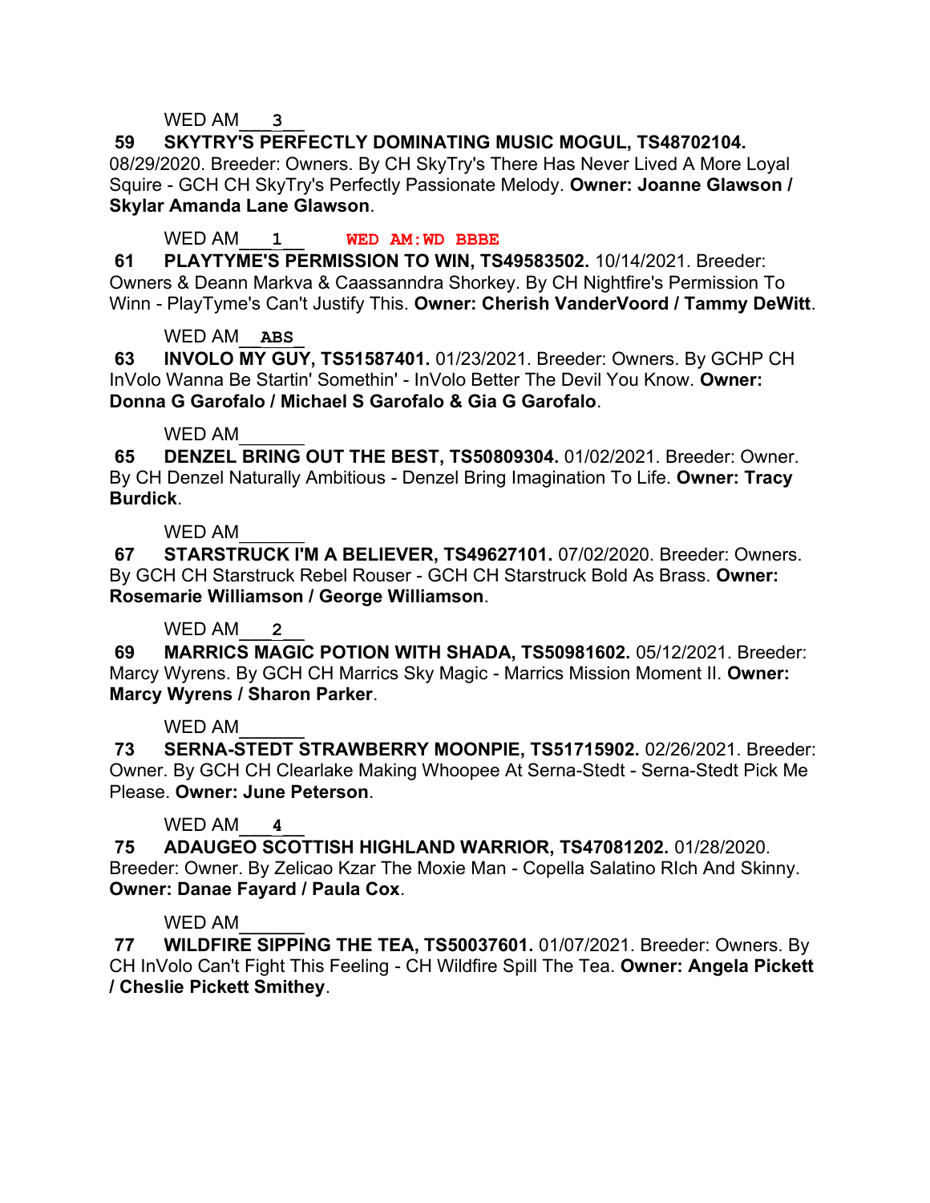WED AM___3__

**59 SKYTRY'S PERFECTLY DOMINATING MUSIC MOGUL, TS48702104.** 08/29/2020. Breeder: Owners. By CH SkyTry's There Has Never Lived A More Loyal Squire - GCH CH SkyTry's Perfectly Passionate Melody. **Owner: Joanne Glawson / Skylar Amanda Lane Glawson**.

WED AM___1__ **WED AM:WD BBBE**

**61 PLAYTYME'S PERMISSION TO WIN, TS49583502.** 10/14/2021. Breeder: Owners & Deann Markva & Caassanndra Shorkey. By CH Nightfire's Permission To Winn - PlayTyme's Can't Justify This. **Owner: Cherish VanderVoord / Tammy DeWitt**.

WED AM__ABS_

**63 INVOLO MY GUY, TS51587401.** 01/23/2021. Breeder: Owners. By GCHP CH InVolo Wanna Be Startin' Somethin' - InVolo Better The Devil You Know. **Owner: Donna G Garofalo / Michael S Garofalo & Gia G Garofalo**.

WED AM______

**65 DENZEL BRING OUT THE BEST, TS50809304.** 01/02/2021. Breeder: Owner. By CH Denzel Naturally Ambitious - Denzel Bring Imagination To Life. **Owner: Tracy Burdick**.

WED AM______

**67 STARSTRUCK I'M A BELIEVER, TS49627101.** 07/02/2020. Breeder: Owners. By GCH CH Starstruck Rebel Rouser - GCH CH Starstruck Bold As Brass. **Owner: Rosemarie Williamson / George Williamson**.

WED AM___2__

**69 MARRICS MAGIC POTION WITH SHADA, TS50981602.** 05/12/2021. Breeder: Marcy Wyrens. By GCH CH Marrics Sky Magic - Marrics Mission Moment II. **Owner: Marcy Wyrens / Sharon Parker**.

WED AM______

**73 SERNA-STEDT STRAWBERRY MOONPIE, TS51715902.** 02/26/2021. Breeder: Owner. By GCH CH Clearlake Making Whoopee At Serna-Stedt - Serna-Stedt Pick Me Please. **Owner: June Peterson**.

WED AM___4__

**75 ADAUGEO SCOTTISH HIGHLAND WARRIOR, TS47081202.** 01/28/2020. Breeder: Owner. By Zelicao Kzar The Moxie Man - Copella Salatino RIch And Skinny. **Owner: Danae Fayard / Paula Cox**.

WED AM______

**77 WILDFIRE SIPPING THE TEA, TS50037601.** 01/07/2021. Breeder: Owners. By CH InVolo Can't Fight This Feeling - CH Wildfire Spill The Tea. **Owner: Angela Pickett / Cheslie Pickett Smithey**.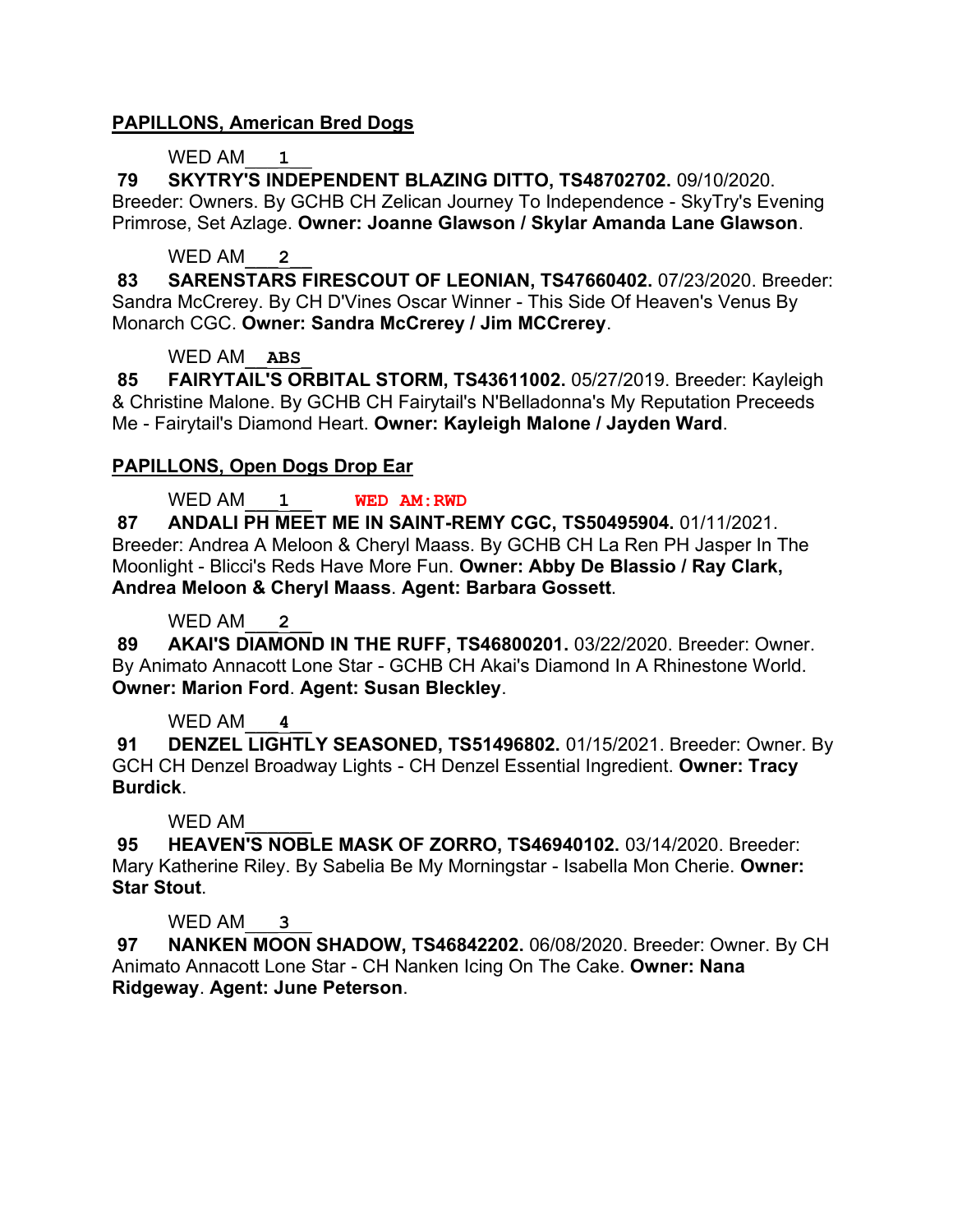**PAPILLONS, American Bred Dogs**

WED AM___1___

**79 SKYTRY'S INDEPENDENT BLAZING DITTO, TS48702702.** 09/10/2020. Breeder: Owners. By GCHB CH Zelican Journey To Independence - SkyTry's Evening Primrose, Set Azlage. **Owner: Joanne Glawson / Skylar Amanda Lane Glawson**.

WED AM___2___

**83 SARENSTARS FIRESCOUT OF LEONIAN, TS47660402.** 07/23/2020. Breeder: Sandra McCrerey. By CH D'Vines Oscar Winner - This Side Of Heaven's Venus By Monarch CGC. **Owner: Sandra McCrerey / Jim MCCrerey**.

WED AM__ABS__

**85 FAIRYTAIL'S ORBITAL STORM, TS43611002.** 05/27/2019. Breeder: Kayleigh & Christine Malone. By GCHB CH Fairytail's N'Belladonna's My Reputation Preceeds Me - Fairytail's Diamond Heart. **Owner: Kayleigh Malone / Jayden Ward**.

**PAPILLONS, Open Dogs Drop Ear**

WED AM___1___ **WED AM:RWD**

**87 ANDALI PH MEET ME IN SAINT-REMY CGC, TS50495904.** 01/11/2021. Breeder: Andrea A Meloon & Cheryl Maass. By GCHB CH La Ren PH Jasper In The Moonlight - Blicci's Reds Have More Fun. **Owner: Abby De Blassio / Ray Clark, Andrea Meloon & Cheryl Maass**. **Agent: Barbara Gossett**.

WED AM___2___

**89 AKAI'S DIAMOND IN THE RUFF, TS46800201.** 03/22/2020. Breeder: Owner. By Animato Annacott Lone Star - GCHB CH Akai's Diamond In A Rhinestone World. **Owner: Marion Ford**. **Agent: Susan Bleckley**.

WED AM___4___

**91 DENZEL LIGHTLY SEASONED, TS51496802.** 01/15/2021. Breeder: Owner. By GCH CH Denzel Broadway Lights - CH Denzel Essential Ingredient. **Owner: Tracy Burdick**.

WED AM______

**95 HEAVEN'S NOBLE MASK OF ZORRO, TS46940102.** 03/14/2020. Breeder: Mary Katherine Riley. By Sabelia Be My Morningstar - Isabella Mon Cherie. **Owner: Star Stout**.

WED AM___3___

**97 NANKEN MOON SHADOW, TS46842202.** 06/08/2020. Breeder: Owner. By CH Animato Annacott Lone Star - CH Nanken Icing On The Cake. **Owner: Nana Ridgeway**. **Agent: June Peterson**.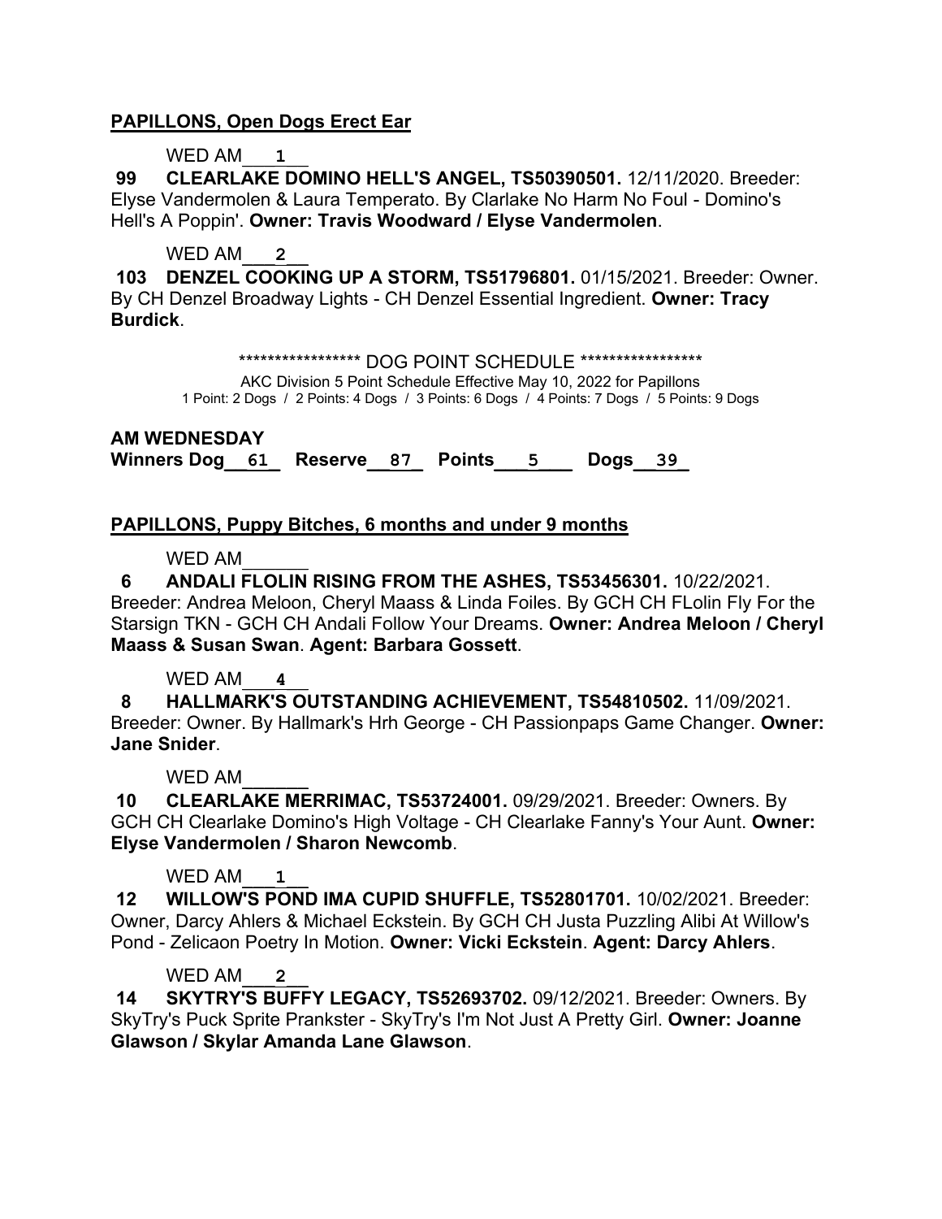**PAPILLONS, Open Dogs Erect Ear**

WED AM\_\_\_1\_\_\_

**99 CLEARLAKE DOMINO HELL'S ANGEL, TS50390501.** 12/11/2020. Breeder: Elyse Vandermolen & Laura Temperato. By Clarlake No Harm No Foul - Domino's Hell's A Poppin'. **Owner: Travis Woodward / Elyse Vandermolen**.

WED AM\_\_\_2\_\_\_

**103 DENZEL COOKING UP A STORM, TS51796801.** 01/15/2021. Breeder: Owner. By CH Denzel Broadway Lights - CH Denzel Essential Ingredient. **Owner: Tracy Burdick**.

***************** DOG POINT SCHEDULE *****************

AKC Division 5 Point Schedule Effective May 10, 2022 for Papillons

1 Point: 2 Dogs / 2 Points: 4 Dogs / 3 Points: 6 Dogs / 4 Points: 7 Dogs / 5 Points: 9 Dogs

**AM WEDNESDAY**

**Winners Dog**\_\_61\_ **Reserve**\_\_87\_ **Points**\_\_\_5\_\_\_ **Dogs**\_\_39\_

**PAPILLONS, Puppy Bitches, 6 months and under 9 months**

WED AM\_\_\_\_\_\_

**6 ANDALI FLOLIN RISING FROM THE ASHES, TS53456301.** 10/22/2021. Breeder: Andrea Meloon, Cheryl Maass & Linda Foiles. By GCH CH FLolin Fly For the Starsign TKN - GCH CH Andali Follow Your Dreams. **Owner: Andrea Meloon / Cheryl Maass & Susan Swan**. **Agent: Barbara Gossett**.

WED AM\_\_\_4\_\_\_

**8 HALLMARK'S OUTSTANDING ACHIEVEMENT, TS54810502.** 11/09/2021. Breeder: Owner. By Hallmark's Hrh George - CH Passionpaps Game Changer. **Owner: Jane Snider**.

WED AM\_\_\_\_\_\_

**10 CLEARLAKE MERRIMAC, TS53724001.** 09/29/2021. Breeder: Owners. By GCH CH Clearlake Domino's High Voltage - CH Clearlake Fanny's Your Aunt. **Owner: Elyse Vandermolen / Sharon Newcomb**.

WED AM\_\_\_1\_\_\_

**12 WILLOW'S POND IMA CUPID SHUFFLE, TS52801701.** 10/02/2021. Breeder: Owner, Darcy Ahlers & Michael Eckstein. By GCH CH Justa Puzzling Alibi At Willow's Pond - Zelicaon Poetry In Motion. **Owner: Vicki Eckstein**. **Agent: Darcy Ahlers**.

WED AM\_\_\_2\_\_\_

**14 SKYTRY'S BUFFY LEGACY, TS52693702.** 09/12/2021. Breeder: Owners. By SkyTry's Puck Sprite Prankster - SkyTry's I'm Not Just A Pretty Girl. **Owner: Joanne Glawson / Skylar Amanda Lane Glawson**.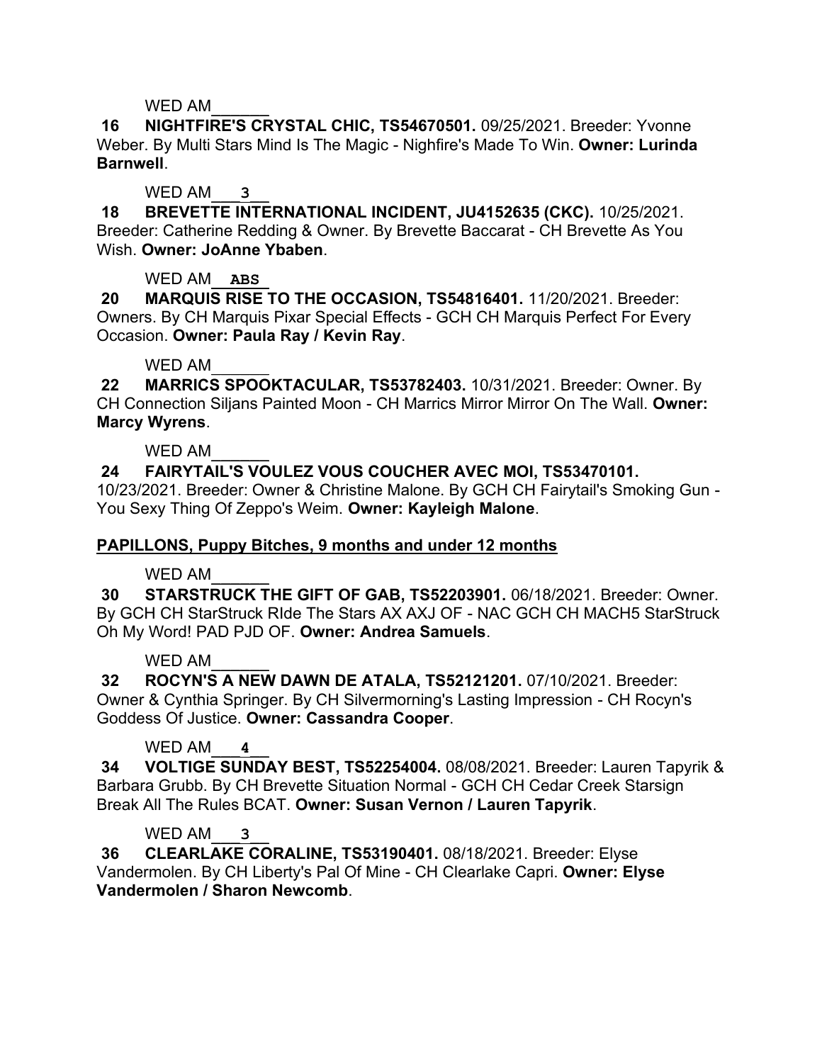WED AM______

**16 NIGHTFIRE'S CRYSTAL CHIC, TS54670501.** 09/25/2021. Breeder: Yvonne Weber. By Multi Stars Mind Is The Magic - Nighfire's Made To Win. **Owner: Lurinda Barnwell**.

WED AM___3__

**18 BREVETTE INTERNATIONAL INCIDENT, JU4152635 (CKC).** 10/25/2021. Breeder: Catherine Redding & Owner. By Brevette Baccarat - CH Brevette As You Wish. **Owner: JoAnne Ybaben**.

WED AM__ABS_

**20 MARQUIS RISE TO THE OCCASION, TS54816401.** 11/20/2021. Breeder: Owners. By CH Marquis Pixar Special Effects - GCH CH Marquis Perfect For Every Occasion. **Owner: Paula Ray / Kevin Ray**.

WED AM______

**22 MARRICS SPOOKTACULAR, TS53782403.** 10/31/2021. Breeder: Owner. By CH Connection Siljans Painted Moon - CH Marrics Mirror Mirror On The Wall. **Owner: Marcy Wyrens**.

WED AM______

**24 FAIRYTAIL'S VOULEZ VOUS COUCHER AVEC MOI, TS53470101.** 10/23/2021. Breeder: Owner & Christine Malone. By GCH CH Fairytail's Smoking Gun - You Sexy Thing Of Zeppo's Weim. **Owner: Kayleigh Malone**.

**PAPILLONS, Puppy Bitches, 9 months and under 12 months**

WED AM______

**30 STARSTRUCK THE GIFT OF GAB, TS52203901.** 06/18/2021. Breeder: Owner. By GCH CH StarStruck RIde The Stars AX AXJ OF - NAC GCH CH MACH5 StarStruck Oh My Word! PAD PJD OF. **Owner: Andrea Samuels**.

WED AM______

**32 ROCYN'S A NEW DAWN DE ATALA, TS52121201.** 07/10/2021. Breeder: Owner & Cynthia Springer. By CH Silvermorning's Lasting Impression - CH Rocyn's Goddess Of Justice. **Owner: Cassandra Cooper**.

WED AM___4__

**34 VOLTIGE SUNDAY BEST, TS52254004.** 08/08/2021. Breeder: Lauren Tapyrik & Barbara Grubb. By CH Brevette Situation Normal - GCH CH Cedar Creek Starsign Break All The Rules BCAT. **Owner: Susan Vernon / Lauren Tapyrik**.

WED AM___3__

**36 CLEARLAKE CORALINE, TS53190401.** 08/18/2021. Breeder: Elyse Vandermolen. By CH Liberty's Pal Of Mine - CH Clearlake Capri. **Owner: Elyse Vandermolen / Sharon Newcomb**.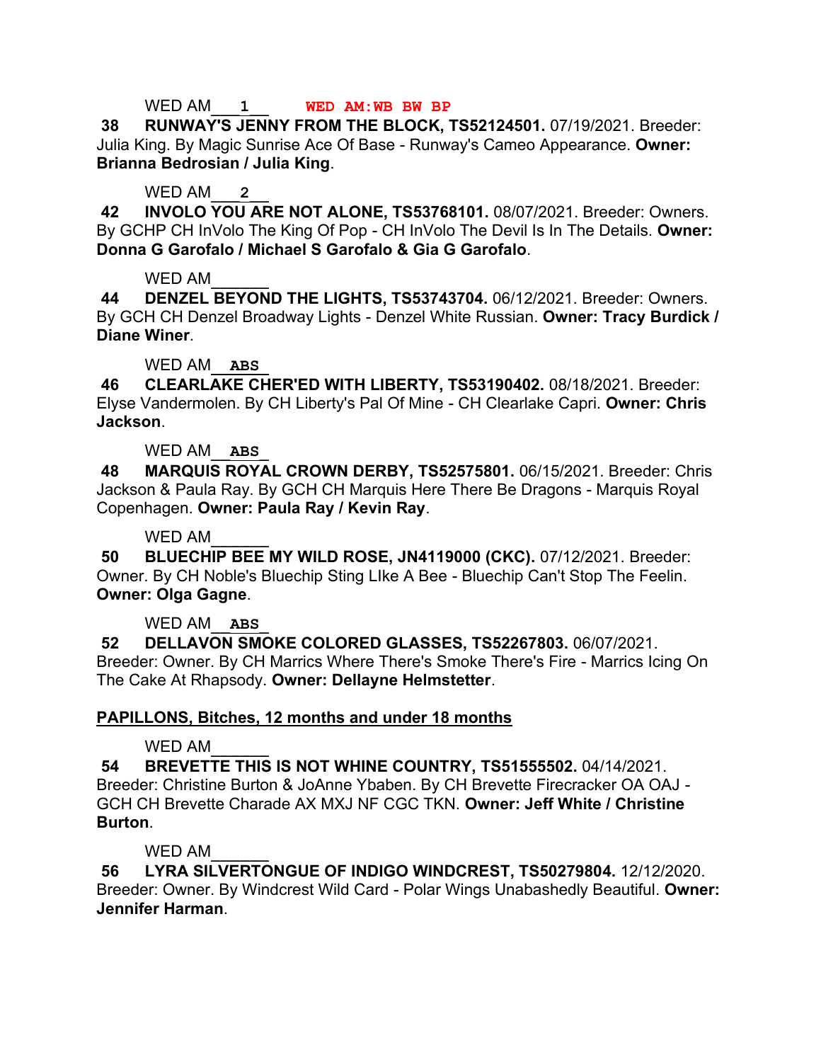WED AM___1___ **WED AM:WB BW BP**

**38 RUNWAY'S JENNY FROM THE BLOCK, TS52124501.** 07/19/2021. Breeder: Julia King. By Magic Sunrise Ace Of Base - Runway's Cameo Appearance. **Owner: Brianna Bedrosian / Julia King**.

WED AM___2___

**42 INVOLO YOU ARE NOT ALONE, TS53768101.** 08/07/2021. Breeder: Owners. By GCHP CH InVolo The King Of Pop - CH InVolo The Devil Is In The Details. **Owner: Donna G Garofalo / Michael S Garofalo & Gia G Garofalo**.

WED AM______

**44 DENZEL BEYOND THE LIGHTS, TS53743704.** 06/12/2021. Breeder: Owners. By GCH CH Denzel Broadway Lights - Denzel White Russian. **Owner: Tracy Burdick / Diane Winer**.

WED AM__ABS__

**46 CLEARLAKE CHER'ED WITH LIBERTY, TS53190402.** 08/18/2021. Breeder: Elyse Vandermolen. By CH Liberty's Pal Of Mine - CH Clearlake Capri. **Owner: Chris Jackson**.

WED AM__ABS__

**48 MARQUIS ROYAL CROWN DERBY, TS52575801.** 06/15/2021. Breeder: Chris Jackson & Paula Ray. By GCH CH Marquis Here There Be Dragons - Marquis Royal Copenhagen. **Owner: Paula Ray / Kevin Ray**.

WED AM______

**50 BLUECHIP BEE MY WILD ROSE, JN4119000 (CKC).** 07/12/2021. Breeder: Owner. By CH Noble's Bluechip Sting LIke A Bee - Bluechip Can't Stop The Feelin. **Owner: Olga Gagne**.

WED AM__ABS__

**52 DELLAVON SMOKE COLORED GLASSES, TS52267803.** 06/07/2021. Breeder: Owner. By CH Marrics Where There's Smoke There's Fire - Marrics Icing On The Cake At Rhapsody. **Owner: Dellayne Helmstetter**.

## PAPILLONS, Bitches, 12 months and under 18 months

WED AM______

**54 BREVETTE THIS IS NOT WHINE COUNTRY, TS51555502.** 04/14/2021. Breeder: Christine Burton & JoAnne Ybaben. By CH Brevette Firecracker OA OAJ - GCH CH Brevette Charade AX MXJ NF CGC TKN. **Owner: Jeff White / Christine Burton**.

WED AM______

**56 LYRA SILVERTONGUE OF INDIGO WINDCREST, TS50279804.** 12/12/2020. Breeder: Owner. By Windcrest Wild Card - Polar Wings Unabashedly Beautiful. **Owner: Jennifer Harman**.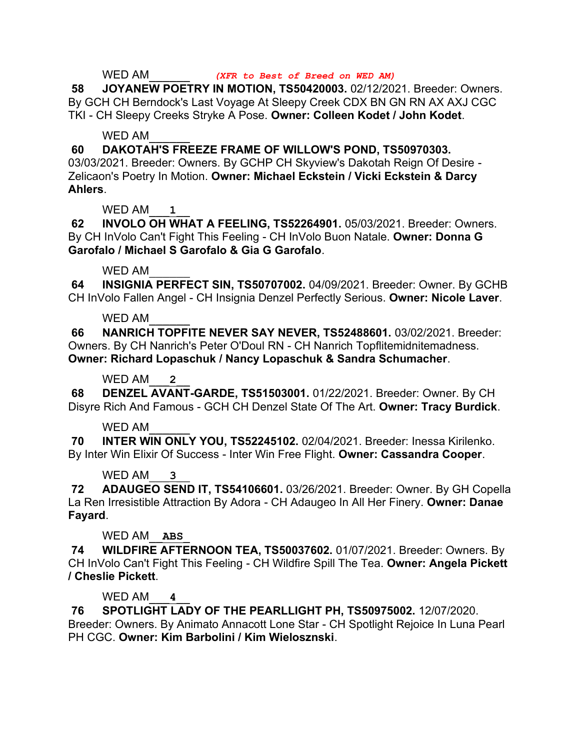WED AM______ *(XFR to Best of Breed on WED AM)*

**58 JOYANEW POETRY IN MOTION, TS50420003.** 02/12/2021. Breeder: Owners. By GCH CH Berndock's Last Voyage At Sleepy Creek CDX BN GN RN AX AXJ CGC TKI - CH Sleepy Creeks Stryke A Pose. **Owner: Colleen Kodet / John Kodet**.

WED AM______

**60 DAKOTAH'S FREEZE FRAME OF WILLOW'S POND, TS50970303.** 03/03/2021. Breeder: Owners. By GCHP CH Skyview's Dakotah Reign Of Desire - Zelicaon's Poetry In Motion. **Owner: Michael Eckstein / Vicki Eckstein & Darcy Ahlers**.

WED AM___1___

**62 INVOLO OH WHAT A FEELING, TS52264901.** 05/03/2021. Breeder: Owners. By CH InVolo Can't Fight This Feeling - CH InVolo Buon Natale. **Owner: Donna G Garofalo / Michael S Garofalo & Gia G Garofalo**.

WED AM______

**64 INSIGNIA PERFECT SIN, TS50707002.** 04/09/2021. Breeder: Owner. By GCHB CH InVolo Fallen Angel - CH Insignia Denzel Perfectly Serious. **Owner: Nicole Laver**.

WED AM______

**66 NANRICH TOPFITE NEVER SAY NEVER, TS52488601.** 03/02/2021. Breeder: Owners. By CH Nanrich's Peter O'Doul RN - CH Nanrich Topflitemidnitemadness. **Owner: Richard Lopaschuk / Nancy Lopaschuk & Sandra Schumacher**.

WED AM___2___

**68 DENZEL AVANT-GARDE, TS51503001.** 01/22/2021. Breeder: Owner. By CH Disyre Rich And Famous - GCH CH Denzel State Of The Art. **Owner: Tracy Burdick**.

WED AM______

**70 INTER WIN ONLY YOU, TS52245102.** 02/04/2021. Breeder: Inessa Kirilenko. By Inter Win Elixir Of Success - Inter Win Free Flight. **Owner: Cassandra Cooper**.

WED AM___3___

**72 ADAUGEO SEND IT, TS54106601.** 03/26/2021. Breeder: Owner. By GH Copella La Ren Irresistible Attraction By Adora - CH Adaugeo In All Her Finery. **Owner: Danae Fayard**.

WED AM__ABS__

**74 WILDFIRE AFTERNOON TEA, TS50037602.** 01/07/2021. Breeder: Owners. By CH InVolo Can't Fight This Feeling - CH Wildfire Spill The Tea. **Owner: Angela Pickett / Cheslie Pickett**.

WED AM___4___

**76 SPOTLIGHT LADY OF THE PEARLLIGHT PH, TS50975002.** 12/07/2020. Breeder: Owners. By Animato Annacott Lone Star - CH Spotlight Rejoice In Luna Pearl PH CGC. **Owner: Kim Barbolini / Kim Wielosznski**.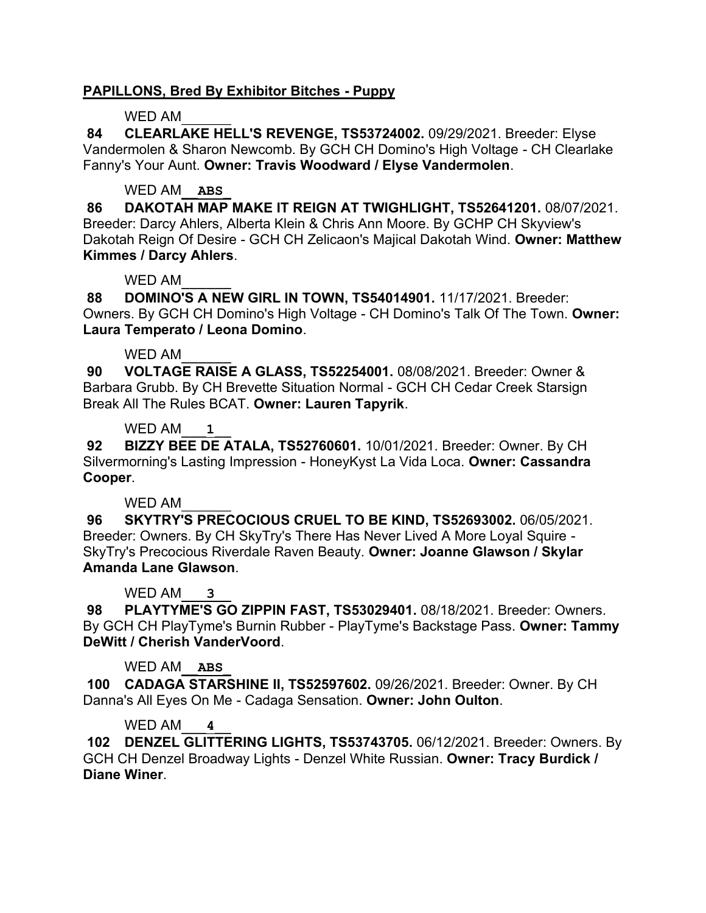**PAPILLONS, Bred By Exhibitor Bitches - Puppy**

WED AM______

**84 CLEARLAKE HELL'S REVENGE, TS53724002.** 09/29/2021. Breeder: Elyse Vandermolen & Sharon Newcomb. By GCH CH Domino's High Voltage - CH Clearlake Fanny's Your Aunt. **Owner: Travis Woodward / Elyse Vandermolen**.

WED AM__ABS_

**86 DAKOTAH MAP MAKE IT REIGN AT TWIGHLIGHT, TS52641201.** 08/07/2021. Breeder: Darcy Ahlers, Alberta Klein & Chris Ann Moore. By GCHP CH Skyview's Dakotah Reign Of Desire - GCH CH Zelicaon's Majical Dakotah Wind. **Owner: Matthew Kimmes / Darcy Ahlers**.

WED AM______

**88 DOMINO'S A NEW GIRL IN TOWN, TS54014901.** 11/17/2021. Breeder: Owners. By GCH CH Domino's High Voltage - CH Domino's Talk Of The Town. **Owner: Laura Temperato / Leona Domino**.

WED AM______

**90 VOLTAGE RAISE A GLASS, TS52254001.** 08/08/2021. Breeder: Owner & Barbara Grubb. By CH Brevette Situation Normal - GCH CH Cedar Creek Starsign Break All The Rules BCAT. **Owner: Lauren Tapyrik**.

WED AM___1__

**92 BIZZY BEE DE ATALA, TS52760601.** 10/01/2021. Breeder: Owner. By CH Silvermorning's Lasting Impression - HoneyKyst La Vida Loca. **Owner: Cassandra Cooper**.

WED AM______

**96 SKYTRY'S PRECOCIOUS CRUEL TO BE KIND, TS52693002.** 06/05/2021. Breeder: Owners. By CH SkyTry's There Has Never Lived A More Loyal Squire - SkyTry's Precocious Riverdale Raven Beauty. **Owner: Joanne Glawson / Skylar Amanda Lane Glawson**.

WED AM___3__

**98 PLAYTYME'S GO ZIPPIN FAST, TS53029401.** 08/18/2021. Breeder: Owners. By GCH CH PlayTyme's Burnin Rubber - PlayTyme's Backstage Pass. **Owner: Tammy DeWitt / Cherish VanderVoord**.

WED AM__ABS_

**100 CADAGA STARSHINE II, TS52597602.** 09/26/2021. Breeder: Owner. By CH Danna's All Eyes On Me - Cadaga Sensation. **Owner: John Oulton**.

WED AM___4__

**102 DENZEL GLITTERING LIGHTS, TS53743705.** 06/12/2021. Breeder: Owners. By GCH CH Denzel Broadway Lights - Denzel White Russian. **Owner: Tracy Burdick / Diane Winer**.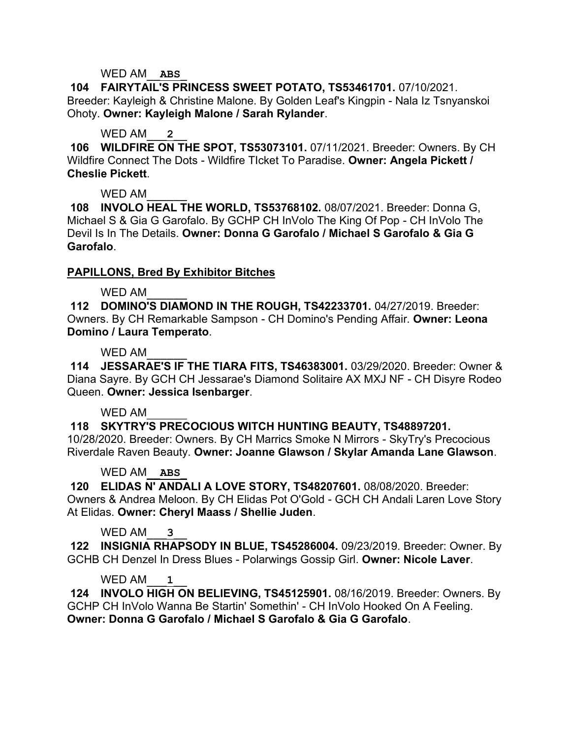WED AM\_\_ABS\_

**104 FAIRYTAIL'S PRINCESS SWEET POTATO, TS53461701.** 07/10/2021. Breeder: Kayleigh & Christine Malone. By Golden Leaf's Kingpin - Nala Iz Tsnyanskoi Ohoty. **Owner: Kayleigh Malone / Sarah Rylander**.

WED AM\_\_\_2\_\_

**106 WILDFIRE ON THE SPOT, TS53073101.** 07/11/2021. Breeder: Owners. By CH Wildfire Connect The Dots - Wildfire TIcket To Paradise. **Owner: Angela Pickett / Cheslie Pickett**.

WED AM\_\_\_\_\_\_

**108 INVOLO HEAL THE WORLD, TS53768102.** 08/07/2021. Breeder: Donna G, Michael S & Gia G Garofalo. By GCHP CH InVolo The King Of Pop - CH InVolo The Devil Is In The Details. **Owner: Donna G Garofalo / Michael S Garofalo & Gia G Garofalo**.

## PAPILLONS, Bred By Exhibitor Bitches

WED AM\_\_\_\_\_\_

**112 DOMINO'S DIAMOND IN THE ROUGH, TS42233701.** 04/27/2019. Breeder: Owners. By CH Remarkable Sampson - CH Domino's Pending Affair. **Owner: Leona Domino / Laura Temperato**.

WED AM\_\_\_\_\_\_

**114 JESSARAE'S IF THE TIARA FITS, TS46383001.** 03/29/2020. Breeder: Owner & Diana Sayre. By GCH CH Jessarae's Diamond Solitaire AX MXJ NF - CH Disyre Rodeo Queen. **Owner: Jessica Isenbarger**.

WED AM\_\_\_\_\_\_

**118 SKYTRY'S PRECOCIOUS WITCH HUNTING BEAUTY, TS48897201.** 10/28/2020. Breeder: Owners. By CH Marrics Smoke N Mirrors - SkyTry's Precocious Riverdale Raven Beauty. **Owner: Joanne Glawson / Skylar Amanda Lane Glawson**.

WED AM\_\_ABS\_

**120 ELIDAS N' ANDALI A LOVE STORY, TS48207601.** 08/08/2020. Breeder: Owners & Andrea Meloon. By CH Elidas Pot O'Gold - GCH CH Andali Laren Love Story At Elidas. **Owner: Cheryl Maass / Shellie Juden**.

WED AM\_\_\_3\_\_

**122 INSIGNIA RHAPSODY IN BLUE, TS45286004.** 09/23/2019. Breeder: Owner. By GCHB CH Denzel In Dress Blues - Polarwings Gossip Girl. **Owner: Nicole Laver**.

WED AM\_\_\_1\_\_

**124 INVOLO HIGH ON BELIEVING, TS45125901.** 08/16/2019. Breeder: Owners. By GCHP CH InVolo Wanna Be Startin' Somethin' - CH InVolo Hooked On A Feeling. **Owner: Donna G Garofalo / Michael S Garofalo & Gia G Garofalo**.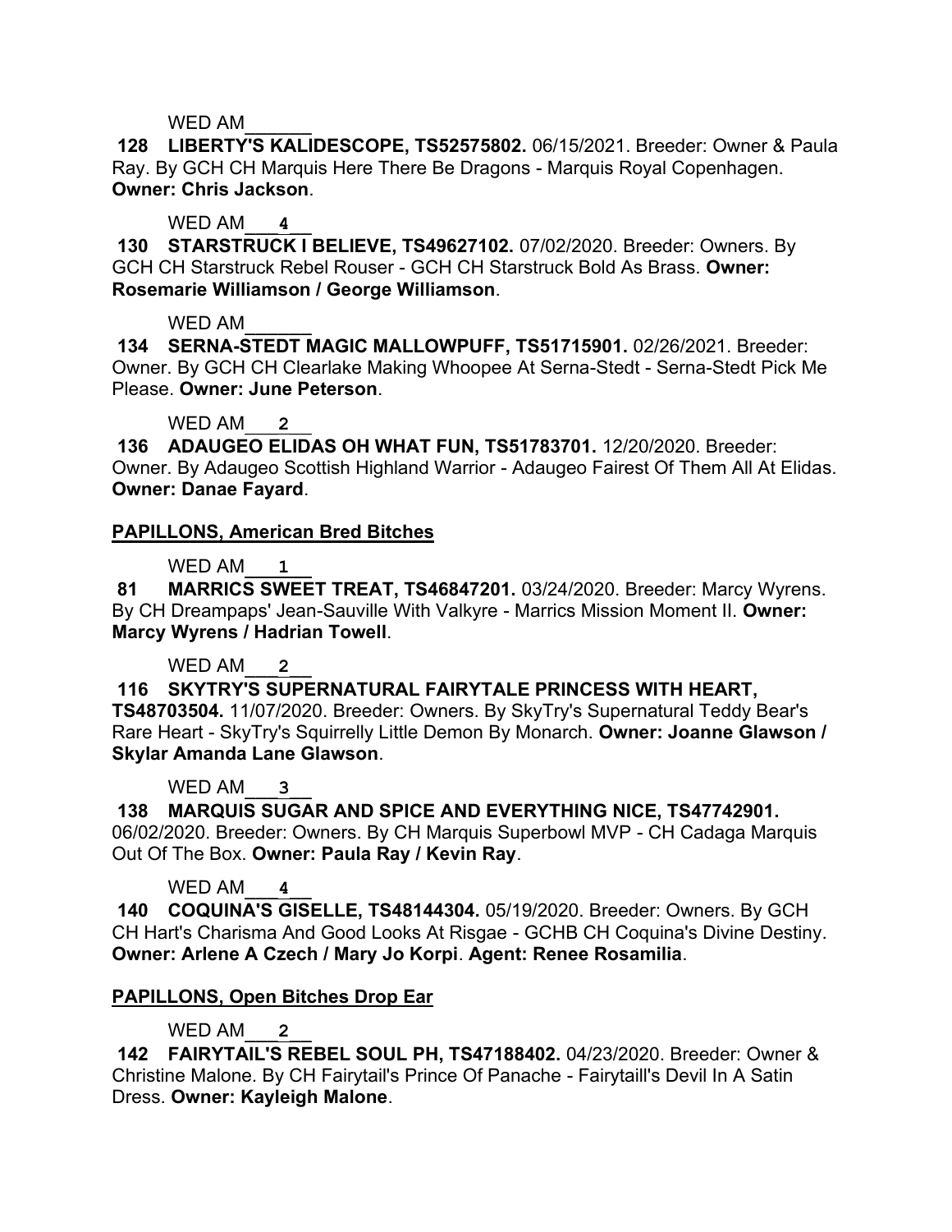WED AM______

**128 LIBERTY'S KALIDESCOPE, TS52575802.** 06/15/2021. Breeder: Owner & Paula Ray. By GCH CH Marquis Here There Be Dragons - Marquis Royal Copenhagen. **Owner: Chris Jackson**.

WED AM___4__

**130 STARSTRUCK I BELIEVE, TS49627102.** 07/02/2020. Breeder: Owners. By GCH CH Starstruck Rebel Rouser - GCH CH Starstruck Bold As Brass. **Owner: Rosemarie Williamson / George Williamson**.

WED AM______

**134 SERNA-STEDT MAGIC MALLOWPUFF, TS51715901.** 02/26/2021. Breeder: Owner. By GCH CH Clearlake Making Whoopee At Serna-Stedt - Serna-Stedt Pick Me Please. **Owner: June Peterson**.

WED AM___2__

**136 ADAUGEO ELIDAS OH WHAT FUN, TS51783701.** 12/20/2020. Breeder: Owner. By Adaugeo Scottish Highland Warrior - Adaugeo Fairest Of Them All At Elidas. **Owner: Danae Fayard**.

## PAPILLONS, American Bred Bitches

WED AM___1__

**81 MARRICS SWEET TREAT, TS46847201.** 03/24/2020. Breeder: Marcy Wyrens. By CH Dreampaps' Jean-Sauville With Valkyre - Marrics Mission Moment II. **Owner: Marcy Wyrens / Hadrian Towell**.

WED AM___2__

**116 SKYTRY'S SUPERNATURAL FAIRYTALE PRINCESS WITH HEART, TS48703504.** 11/07/2020. Breeder: Owners. By SkyTry's Supernatural Teddy Bear's Rare Heart - SkyTry's Squirrelly Little Demon By Monarch. **Owner: Joanne Glawson / Skylar Amanda Lane Glawson**.

WED AM___3__

**138 MARQUIS SUGAR AND SPICE AND EVERYTHING NICE, TS47742901.** 06/02/2020. Breeder: Owners. By CH Marquis Superbowl MVP - CH Cadaga Marquis Out Of The Box. **Owner: Paula Ray / Kevin Ray**.

WED AM___4__

**140 COQUINA'S GISELLE, TS48144304.** 05/19/2020. Breeder: Owners. By GCH CH Hart's Charisma And Good Looks At Risgae - GCHB CH Coquina's Divine Destiny. **Owner: Arlene A Czech / Mary Jo Korpi**. **Agent: Renee Rosamilia**.

## PAPILLONS, Open Bitches Drop Ear

WED AM___2__

**142 FAIRYTAIL'S REBEL SOUL PH, TS47188402.** 04/23/2020. Breeder: Owner & Christine Malone. By CH Fairytail's Prince Of Panache - Fairytaill's Devil In A Satin Dress. **Owner: Kayleigh Malone**.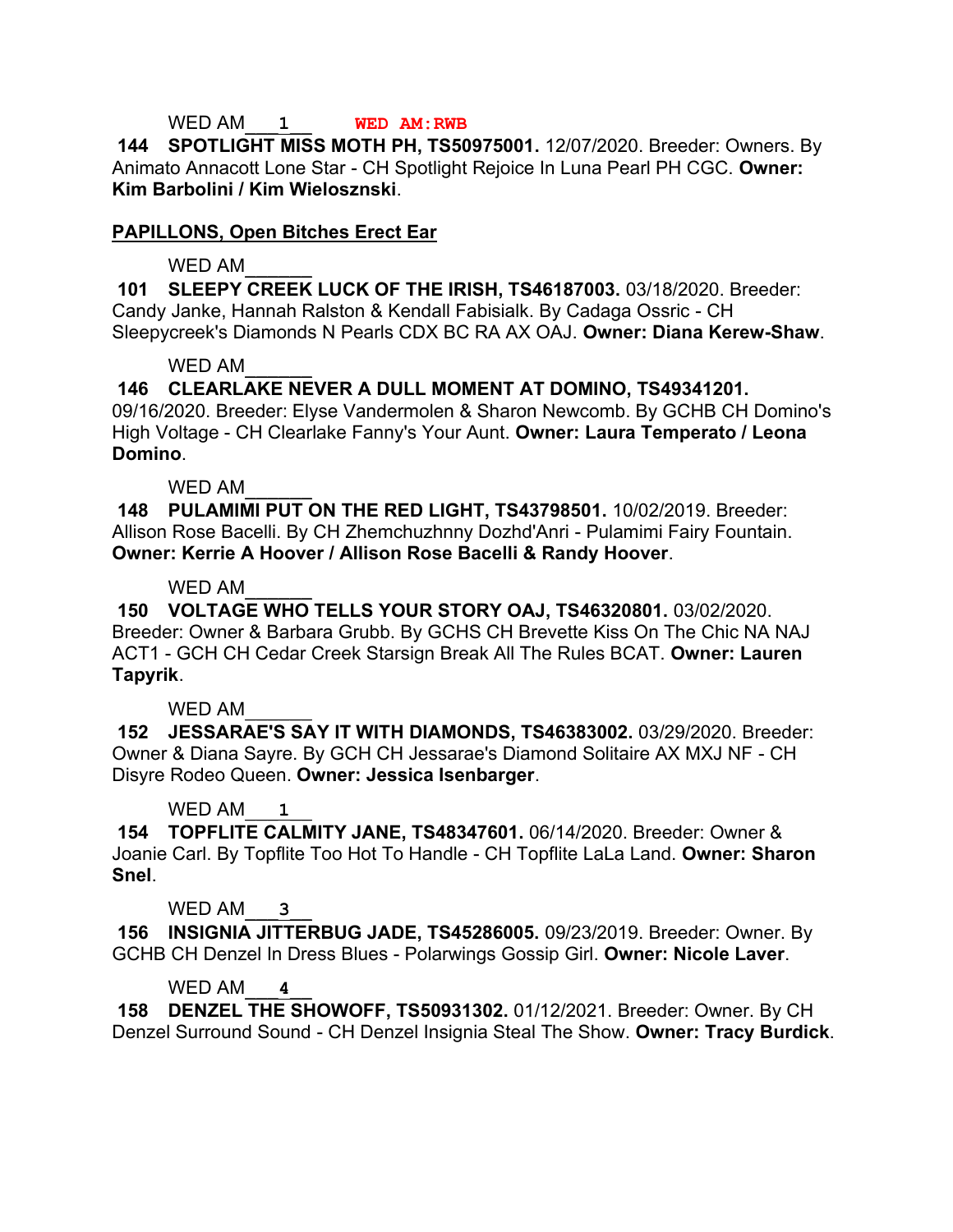WED AM___1___ **WED AM:RWB**

**144 SPOTLIGHT MISS MOTH PH, TS50975001.** 12/07/2020. Breeder: Owners. By Animato Annacott Lone Star - CH Spotlight Rejoice In Luna Pearl PH CGC. **Owner: Kim Barbolini / Kim Wielosznski**.

**PAPILLONS, Open Bitches Erect Ear**

WED AM______

**101 SLEEPY CREEK LUCK OF THE IRISH, TS46187003.** 03/18/2020. Breeder: Candy Janke, Hannah Ralston & Kendall Fabisialk. By Cadaga Ossric - CH Sleepycreek's Diamonds N Pearls CDX BC RA AX OAJ. **Owner: Diana Kerew-Shaw**.

WED AM______

**146 CLEARLAKE NEVER A DULL MOMENT AT DOMINO, TS49341201.** 09/16/2020. Breeder: Elyse Vandermolen & Sharon Newcomb. By GCHB CH Domino's High Voltage - CH Clearlake Fanny's Your Aunt. **Owner: Laura Temperato / Leona Domino**.

WED AM______

**148 PULAMIMI PUT ON THE RED LIGHT, TS43798501.** 10/02/2019. Breeder: Allison Rose Bacelli. By CH Zhemchuzhnny Dozhd'Anri - Pulamimi Fairy Fountain. **Owner: Kerrie A Hoover / Allison Rose Bacelli & Randy Hoover**.

WED AM______

**150 VOLTAGE WHO TELLS YOUR STORY OAJ, TS46320801.** 03/02/2020. Breeder: Owner & Barbara Grubb. By GCHS CH Brevette Kiss On The Chic NA NAJ ACT1 - GCH CH Cedar Creek Starsign Break All The Rules BCAT. **Owner: Lauren Tapyrik**.

WED AM______

**152 JESSARAE'S SAY IT WITH DIAMONDS, TS46383002.** 03/29/2020. Breeder: Owner & Diana Sayre. By GCH CH Jessarae's Diamond Solitaire AX MXJ NF - CH Disyre Rodeo Queen. **Owner: Jessica Isenbarger**.

WED AM___1___

**154 TOPFLITE CALMITY JANE, TS48347601.** 06/14/2020. Breeder: Owner & Joanie Carl. By Topflite Too Hot To Handle - CH Topflite LaLa Land. **Owner: Sharon Snel**.

WED AM___3___

**156 INSIGNIA JITTERBUG JADE, TS45286005.** 09/23/2019. Breeder: Owner. By GCHB CH Denzel In Dress Blues - Polarwings Gossip Girl. **Owner: Nicole Laver**.

WED AM___4___

**158 DENZEL THE SHOWOFF, TS50931302.** 01/12/2021. Breeder: Owner. By CH Denzel Surround Sound - CH Denzel Insignia Steal The Show. **Owner: Tracy Burdick**.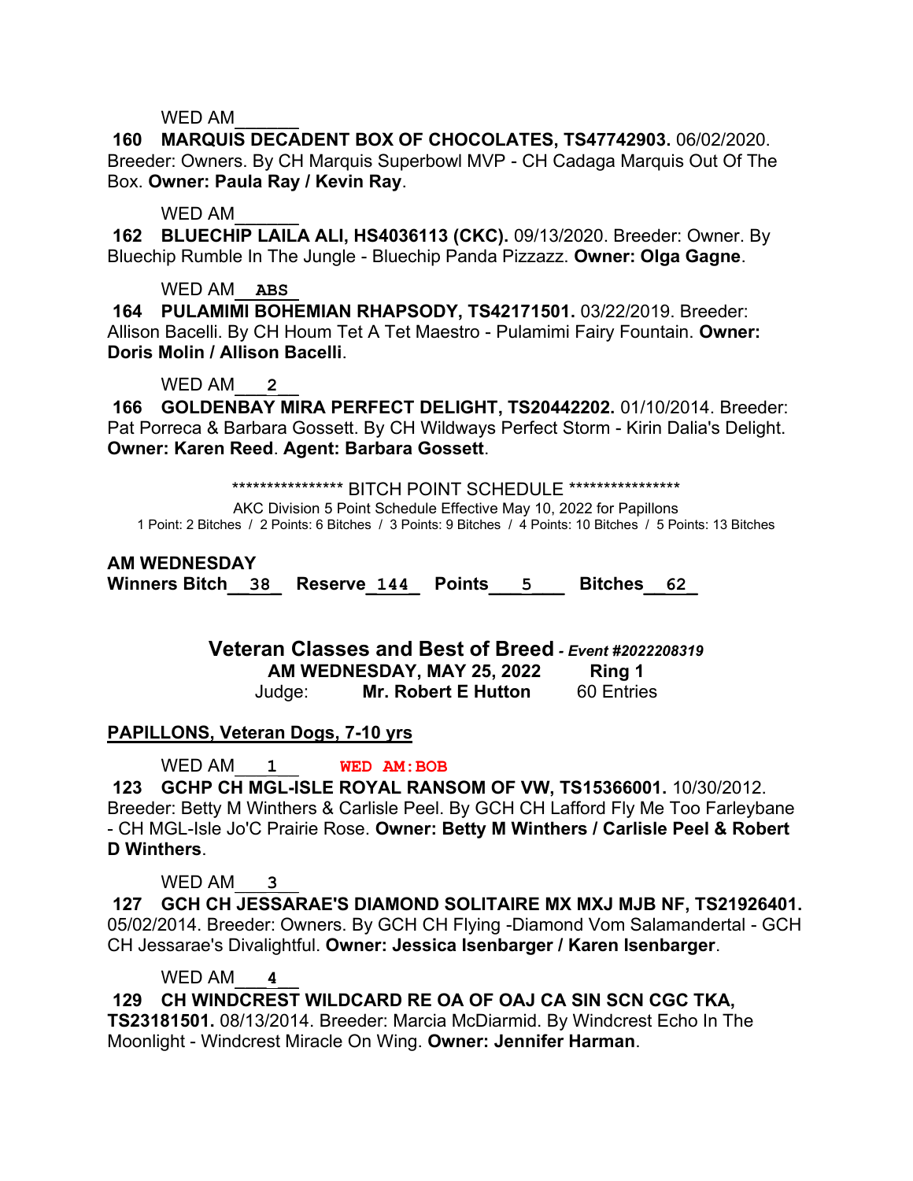WED AM______

**160 MARQUIS DECADENT BOX OF CHOCOLATES, TS47742903.** 06/02/2020. Breeder: Owners. By CH Marquis Superbowl MVP - CH Cadaga Marquis Out Of The Box. **Owner: Paula Ray / Kevin Ray**.

WED AM______

**162 BLUECHIP LAILA ALI, HS4036113 (CKC).** 09/13/2020. Breeder: Owner. By Bluechip Rumble In The Jungle - Bluechip Panda Pizzazz. **Owner: Olga Gagne**.

WED AM__ABS__

**164 PULAMIMI BOHEMIAN RHAPSODY, TS42171501.** 03/22/2019. Breeder: Allison Bacelli. By CH Houm Tet A Tet Maestro - Pulamimi Fairy Fountain. **Owner: Doris Molin / Allison Bacelli**.

WED AM___2__

**166 GOLDENBAY MIRA PERFECT DELIGHT, TS20442202.** 01/10/2014. Breeder: Pat Porreca & Barbara Gossett. By CH Wildways Perfect Storm - Kirin Dalia's Delight. **Owner: Karen Reed**. **Agent: Barbara Gossett**.

**************** BITCH POINT SCHEDULE ****************

AKC Division 5 Point Schedule Effective May 10, 2022 for Papillons

1 Point: 2 Bitches / 2 Points: 6 Bitches / 3 Points: 9 Bitches / 4 Points: 10 Bitches / 5 Points: 13 Bitches

**AM WEDNESDAY**

**Winners Bitch__38_ Reserve_144_ Points___5___ Bitches__62_**

## Veteran Classes and Best of Breed - *Event #2022208319*

**AM WEDNESDAY, MAY 25, 2022 Ring 1**

Judge: **Mr. Robert E Hutton** 60 Entries

**PAPILLONS, Veteran Dogs, 7-10 yrs**

WED AM___1___ **WED AM:BOB**

**123 GCHP CH MGL-ISLE ROYAL RANSOM OF VW, TS15366001.** 10/30/2012. Breeder: Betty M Winthers & Carlisle Peel. By GCH CH Lafford Fly Me Too Farleybane - CH MGL-Isle Jo'C Prairie Rose. **Owner: Betty M Winthers / Carlisle Peel & Robert D Winthers**.

WED AM___3___

**127 GCH CH JESSARAE'S DIAMOND SOLITAIRE MX MXJ MJB NF, TS21926401.** 05/02/2014. Breeder: Owners. By GCH CH Flying -Diamond Vom Salamandertal - GCH CH Jessarae's Divalightful. **Owner: Jessica Isenbarger / Karen Isenbarger**.

WED AM___4___

**129 CH WINDCREST WILDCARD RE OA OF OAJ CA SIN SCN CGC TKA, TS23181501.** 08/13/2014. Breeder: Marcia McDiarmid. By Windcrest Echo In The Moonlight - Windcrest Miracle On Wing. **Owner: Jennifer Harman**.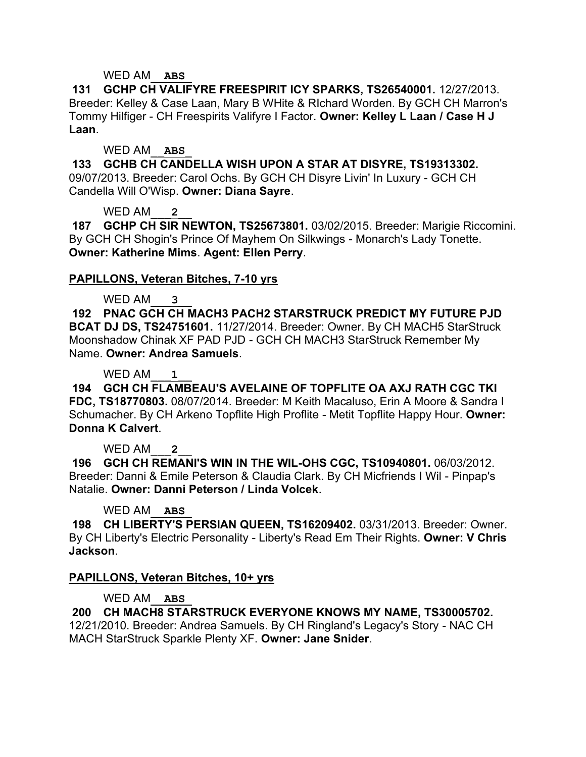WED AM__ABS_

**131 GCHP CH VALIFYRE FREESPIRIT ICY SPARKS, TS26540001.** 12/27/2013. Breeder: Kelley & Case Laan, Mary B WHite & RIchard Worden. By GCH CH Marron's Tommy Hilfiger - CH Freespirits Valifyre I Factor. **Owner: Kelley L Laan / Case H J Laan**.

WED AM__ABS_

**133 GCHB CH CANDELLA WISH UPON A STAR AT DISYRE, TS19313302.** 09/07/2013. Breeder: Carol Ochs. By GCH CH Disyre Livin' In Luxury - GCH CH Candella Will O'Wisp. **Owner: Diana Sayre**.

WED AM___2__

**187 GCHP CH SIR NEWTON, TS25673801.** 03/02/2015. Breeder: Marigie Riccomini. By GCH CH Shogin's Prince Of Mayhem On Silkwings - Monarch's Lady Tonette. **Owner: Katherine Mims**. **Agent: Ellen Perry**.

## PAPILLONS, Veteran Bitches, 7-10 yrs

WED AM___3__

**192 PNAC GCH CH MACH3 PACH2 STARSTRUCK PREDICT MY FUTURE PJD BCAT DJ DS, TS24751601.** 11/27/2014. Breeder: Owner. By CH MACH5 StarStruck Moonshadow Chinak XF PAD PJD - GCH CH MACH3 StarStruck Remember My Name. **Owner: Andrea Samuels**.

WED AM___1__

**194 GCH CH FLAMBEAU'S AVELAINE OF TOPFLITE OA AXJ RATH CGC TKI FDC, TS18770803.** 08/07/2014. Breeder: M Keith Macaluso, Erin A Moore & Sandra I Schumacher. By CH Arkeno Topflite High Proflite - Metit Topflite Happy Hour. **Owner: Donna K Calvert**.

WED AM___2__

**196 GCH CH REMANI'S WIN IN THE WIL-OHS CGC, TS10940801.** 06/03/2012. Breeder: Danni & Emile Peterson & Claudia Clark. By CH Micfriends I Wil - Pinpap's Natalie. **Owner: Danni Peterson / Linda Volcek**.

WED AM__ABS_

**198 CH LIBERTY'S PERSIAN QUEEN, TS16209402.** 03/31/2013. Breeder: Owner. By CH Liberty's Electric Personality - Liberty's Read Em Their Rights. **Owner: V Chris Jackson**.

## PAPILLONS, Veteran Bitches, 10+ yrs

WED AM__ABS_

**200 CH MACH8 STARSTRUCK EVERYONE KNOWS MY NAME, TS30005702.** 12/21/2010. Breeder: Andrea Samuels. By CH Ringland's Legacy's Story - NAC CH MACH StarStruck Sparkle Plenty XF. **Owner: Jane Snider**.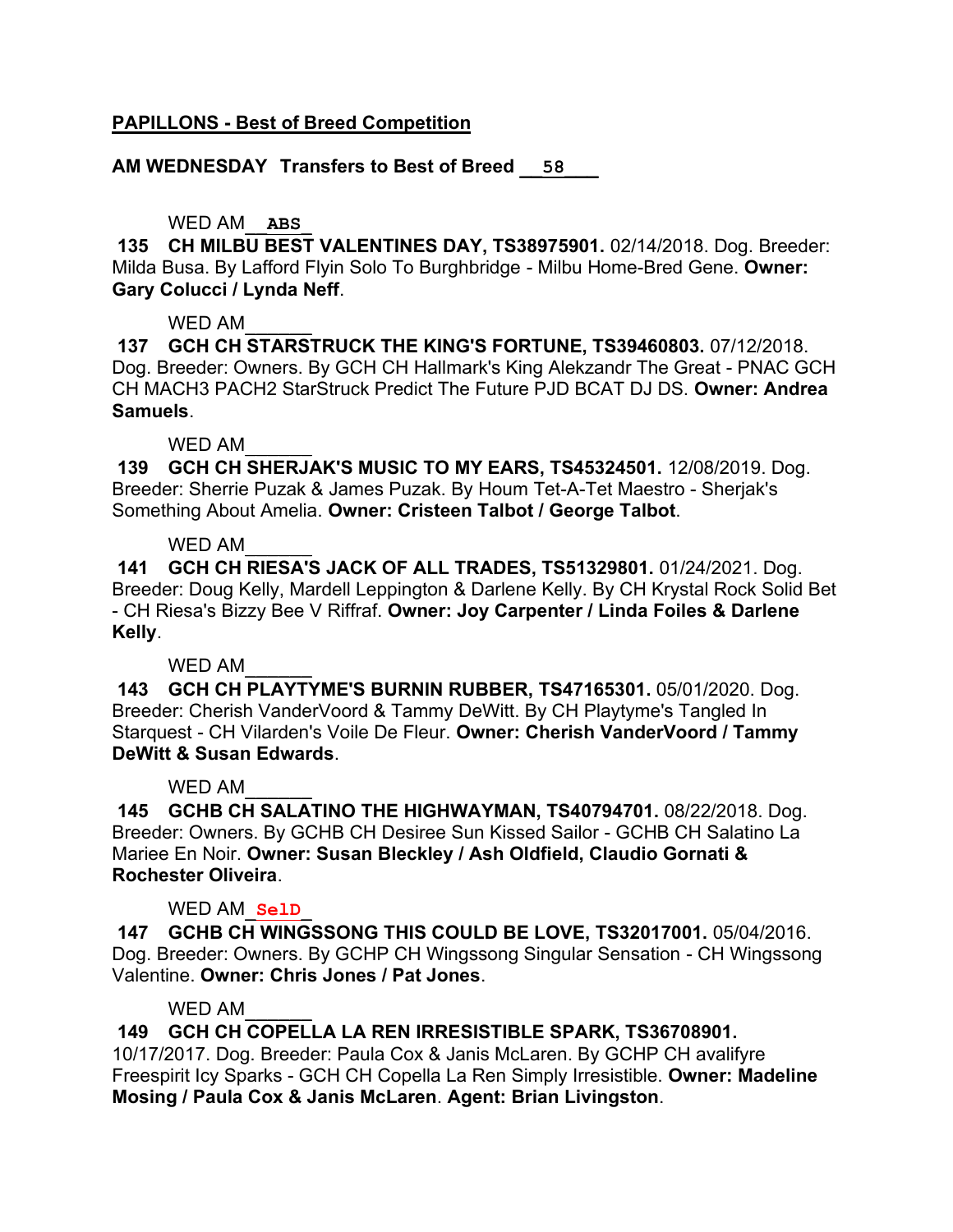**PAPILLONS - Best of Breed Competition**

**AM WEDNESDAY Transfers to Best of Breed \_\_58\_\_\_**

WED AM\_\_ABS\_

**135 CH MILBU BEST VALENTINES DAY, TS38975901.** 02/14/2018. Dog. Breeder: Milda Busa. By Lafford Flyin Solo To Burghbridge - Milbu Home-Bred Gene. **Owner: Gary Colucci / Lynda Neff**.

WED AM\_\_\_\_\_\_

**137 GCH CH STARSTRUCK THE KING'S FORTUNE, TS39460803.** 07/12/2018. Dog. Breeder: Owners. By GCH CH Hallmark's King Alekzandr The Great - PNAC GCH CH MACH3 PACH2 StarStruck Predict The Future PJD BCAT DJ DS. **Owner: Andrea Samuels**.

WED AM\_\_\_\_\_\_

**139 GCH CH SHERJAK'S MUSIC TO MY EARS, TS45324501.** 12/08/2019. Dog. Breeder: Sherrie Puzak & James Puzak. By Houm Tet-A-Tet Maestro - Sherjak's Something About Amelia. **Owner: Cristeen Talbot / George Talbot**.

WED AM\_\_\_\_\_\_

**141 GCH CH RIESA'S JACK OF ALL TRADES, TS51329801.** 01/24/2021. Dog. Breeder: Doug Kelly, Mardell Leppington & Darlene Kelly. By CH Krystal Rock Solid Bet - CH Riesa's Bizzy Bee V Riffraf. **Owner: Joy Carpenter / Linda Foiles & Darlene Kelly**.

WED AM\_\_\_\_\_\_

**143 GCH CH PLAYTYME'S BURNIN RUBBER, TS47165301.** 05/01/2020. Dog. Breeder: Cherish VanderVoord & Tammy DeWitt. By CH Playtyme's Tangled In Starquest - CH Vilarden's Voile De Fleur. **Owner: Cherish VanderVoord / Tammy DeWitt & Susan Edwards**.

WED AM\_\_\_\_\_\_

**145 GCHB CH SALATINO THE HIGHWAYMAN, TS40794701.** 08/22/2018. Dog. Breeder: Owners. By GCHB CH Desiree Sun Kissed Sailor - GCHB CH Salatino La Mariee En Noir. **Owner: Susan Bleckley / Ash Oldfield, Claudio Gornati & Rochester Oliveira**.

WED AM\_SelD\_

**147 GCHB CH WINGSSONG THIS COULD BE LOVE, TS32017001.** 05/04/2016. Dog. Breeder: Owners. By GCHP CH Wingssong Singular Sensation - CH Wingssong Valentine. **Owner: Chris Jones / Pat Jones**.

WED AM\_\_\_\_\_\_

**149 GCH CH COPELLA LA REN IRRESISTIBLE SPARK, TS36708901.** 10/17/2017. Dog. Breeder: Paula Cox & Janis McLaren. By GCHP CH avalifyre Freespirit Icy Sparks - GCH CH Copella La Ren Simply Irresistible. **Owner: Madeline Mosing / Paula Cox & Janis McLaren**. **Agent: Brian Livingston**.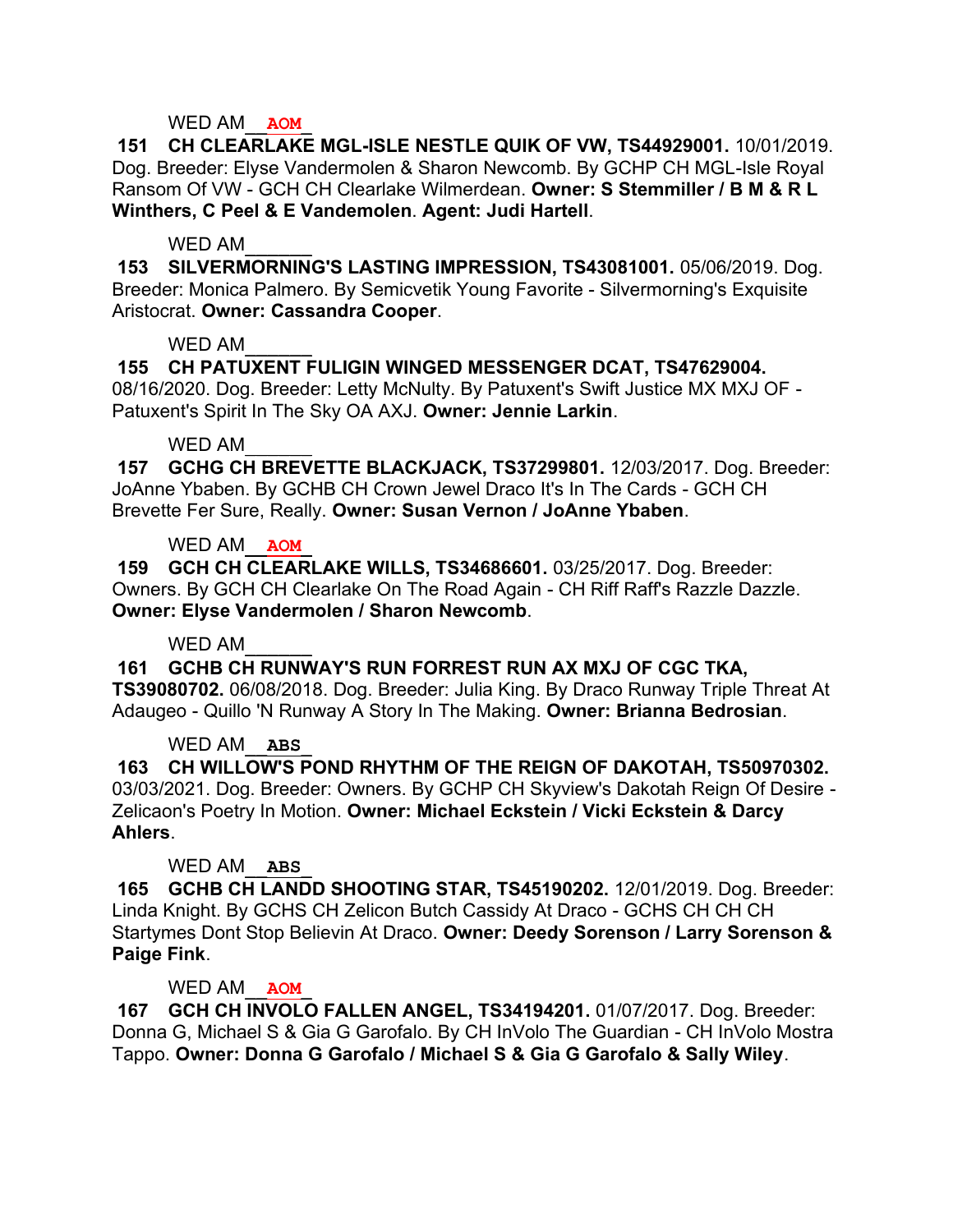WED AM__**AOM**_

**151 CH CLEARLAKE MGL-ISLE NESTLE QUIK OF VW, TS44929001.** 10/01/2019. Dog. Breeder: Elyse Vandermolen & Sharon Newcomb. By GCHP CH MGL-Isle Royal Ransom Of VW - GCH CH Clearlake Wilmerdean. **Owner: S Stemmiller / B M & R L Winthers, C Peel & E Vandemolen**. **Agent: Judi Hartell**.

WED AM______

**153 SILVERMORNING'S LASTING IMPRESSION, TS43081001.** 05/06/2019. Dog. Breeder: Monica Palmero. By Semicvetik Young Favorite - Silvermorning's Exquisite Aristocrat. **Owner: Cassandra Cooper**.

WED AM______

**155 CH PATUXENT FULIGIN WINGED MESSENGER DCAT, TS47629004.** 08/16/2020. Dog. Breeder: Letty McNulty. By Patuxent's Swift Justice MX MXJ OF - Patuxent's Spirit In The Sky OA AXJ. **Owner: Jennie Larkin**.

WED AM______

**157 GCHG CH BREVETTE BLACKJACK, TS37299801.** 12/03/2017. Dog. Breeder: JoAnne Ybaben. By GCHB CH Crown Jewel Draco It's In The Cards - GCH CH Brevette Fer Sure, Really. **Owner: Susan Vernon / JoAnne Ybaben**.

WED AM__**AOM**_

**159 GCH CH CLEARLAKE WILLS, TS34686601.** 03/25/2017. Dog. Breeder: Owners. By GCH CH Clearlake On The Road Again - CH Riff Raff's Razzle Dazzle. **Owner: Elyse Vandermolen / Sharon Newcomb**.

WED AM______

**161 GCHB CH RUNWAY'S RUN FORREST RUN AX MXJ OF CGC TKA, TS39080702.** 06/08/2018. Dog. Breeder: Julia King. By Draco Runway Triple Threat At Adaugeo - Quillo 'N Runway A Story In The Making. **Owner: Brianna Bedrosian**.

WED AM__**ABS**_

**163 CH WILLOW'S POND RHYTHM OF THE REIGN OF DAKOTAH, TS50970302.** 03/03/2021. Dog. Breeder: Owners. By GCHP CH Skyview's Dakotah Reign Of Desire - Zelicaon's Poetry In Motion. **Owner: Michael Eckstein / Vicki Eckstein & Darcy Ahlers**.

WED AM__**ABS**_

**165 GCHB CH LANDD SHOOTING STAR, TS45190202.** 12/01/2019. Dog. Breeder: Linda Knight. By GCHS CH Zelicon Butch Cassidy At Draco - GCHS CH CH CH Startymes Dont Stop Believin At Draco. **Owner: Deedy Sorenson / Larry Sorenson & Paige Fink**.

WED AM__**AOM**_

**167 GCH CH INVOLO FALLEN ANGEL, TS34194201.** 01/07/2017. Dog. Breeder: Donna G, Michael S & Gia G Garofalo. By CH InVolo The Guardian - CH InVolo Mostra Tappo. **Owner: Donna G Garofalo / Michael S & Gia G Garofalo & Sally Wiley**.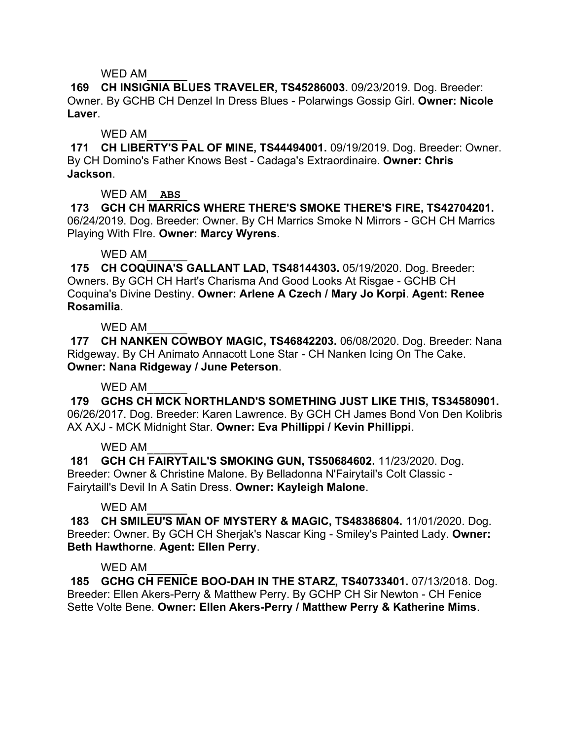WED AM______

**169 CH INSIGNIA BLUES TRAVELER, TS45286003.** 09/23/2019. Dog. Breeder: Owner. By GCHB CH Denzel In Dress Blues - Polarwings Gossip Girl. **Owner: Nicole Laver**.

WED AM______

**171 CH LIBERTY'S PAL OF MINE, TS44494001.** 09/19/2019. Dog. Breeder: Owner. By CH Domino's Father Knows Best - Cadaga's Extraordinaire. **Owner: Chris Jackson**.

WED AM__ABS__

**173 GCH CH MARRICS WHERE THERE'S SMOKE THERE'S FIRE, TS42704201.** 06/24/2019. Dog. Breeder: Owner. By CH Marrics Smoke N Mirrors - GCH CH Marrics Playing With FIre. **Owner: Marcy Wyrens**.

WED AM______

**175 CH COQUINA'S GALLANT LAD, TS48144303.** 05/19/2020. Dog. Breeder: Owners. By GCH CH Hart's Charisma And Good Looks At Risgae - GCHB CH Coquina's Divine Destiny. **Owner: Arlene A Czech / Mary Jo Korpi**. **Agent: Renee Rosamilia**.

WED AM______

**177 CH NANKEN COWBOY MAGIC, TS46842203.** 06/08/2020. Dog. Breeder: Nana Ridgeway. By CH Animato Annacott Lone Star - CH Nanken Icing On The Cake. **Owner: Nana Ridgeway / June Peterson**.

WED AM______

**179 GCHS CH MCK NORTHLAND'S SOMETHING JUST LIKE THIS, TS34580901.** 06/26/2017. Dog. Breeder: Karen Lawrence. By GCH CH James Bond Von Den Kolibris AX AXJ - MCK Midnight Star. **Owner: Eva Phillippi / Kevin Phillippi**.

WED AM______

**181 GCH CH FAIRYTAIL'S SMOKING GUN, TS50684602.** 11/23/2020. Dog. Breeder: Owner & Christine Malone. By Belladonna N'Fairytail's Colt Classic - Fairytaill's Devil In A Satin Dress. **Owner: Kayleigh Malone**.

WED AM______

**183 CH SMILEU'S MAN OF MYSTERY & MAGIC, TS48386804.** 11/01/2020. Dog. Breeder: Owner. By GCH CH Sherjak's Nascar King - Smiley's Painted Lady. **Owner: Beth Hawthorne**. **Agent: Ellen Perry**.

WED AM______

**185 GCHG CH FENICE BOO-DAH IN THE STARZ, TS40733401.** 07/13/2018. Dog. Breeder: Ellen Akers-Perry & Matthew Perry. By GCHP CH Sir Newton - CH Fenice Sette Volte Bene. **Owner: Ellen Akers-Perry / Matthew Perry & Katherine Mims**.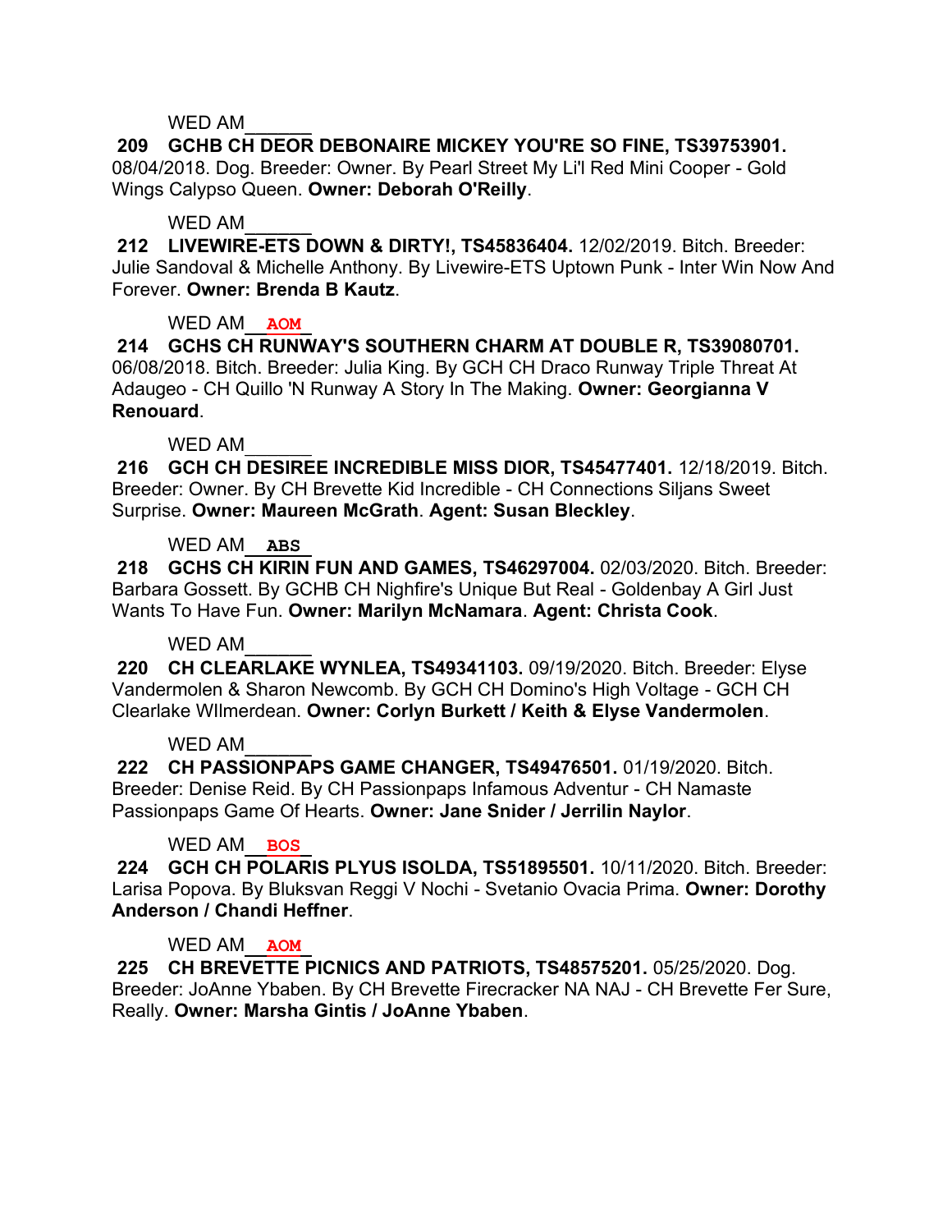WED AM______

**209 GCHB CH DEOR DEBONAIRE MICKEY YOU'RE SO FINE, TS39753901.** 08/04/2018. Dog. Breeder: Owner. By Pearl Street My Li'l Red Mini Cooper - Gold Wings Calypso Queen. **Owner: Deborah O'Reilly**.

WED AM______

**212 LIVEWIRE-ETS DOWN & DIRTY!, TS45836404.** 12/02/2019. Bitch. Breeder: Julie Sandoval & Michelle Anthony. By Livewire-ETS Uptown Punk - Inter Win Now And Forever. **Owner: Brenda B Kautz**.

WED AM__**AOM**__

**214 GCHS CH RUNWAY'S SOUTHERN CHARM AT DOUBLE R, TS39080701.** 06/08/2018. Bitch. Breeder: Julia King. By GCH CH Draco Runway Triple Threat At Adaugeo - CH Quillo 'N Runway A Story In The Making. **Owner: Georgianna V Renouard**.

WED AM______

**216 GCH CH DESIREE INCREDIBLE MISS DIOR, TS45477401.** 12/18/2019. Bitch. Breeder: Owner. By CH Brevette Kid Incredible - CH Connections Siljans Sweet Surprise. **Owner: Maureen McGrath**. **Agent: Susan Bleckley**.

WED AM__**ABS**__

**218 GCHS CH KIRIN FUN AND GAMES, TS46297004.** 02/03/2020. Bitch. Breeder: Barbara Gossett. By GCHB CH Nighfire's Unique But Real - Goldenbay A Girl Just Wants To Have Fun. **Owner: Marilyn McNamara**. **Agent: Christa Cook**.

WED AM______

**220 CH CLEARLAKE WYNLEA, TS49341103.** 09/19/2020. Bitch. Breeder: Elyse Vandermolen & Sharon Newcomb. By GCH CH Domino's High Voltage - GCH CH Clearlake WIlmerdean. **Owner: Corlyn Burkett / Keith & Elyse Vandermolen**.

WED AM______

**222 CH PASSIONPAPS GAME CHANGER, TS49476501.** 01/19/2020. Bitch. Breeder: Denise Reid. By CH Passionpaps Infamous Adventur - CH Namaste Passionpaps Game Of Hearts. **Owner: Jane Snider / Jerrilin Naylor**.

WED AM__**BOS**__

**224 GCH CH POLARIS PLYUS ISOLDA, TS51895501.** 10/11/2020. Bitch. Breeder: Larisa Popova. By Bluksvan Reggi V Nochi - Svetanio Ovacia Prima. **Owner: Dorothy Anderson / Chandi Heffner**.

WED AM__**AOM**__

**225 CH BREVETTE PICNICS AND PATRIOTS, TS48575201.** 05/25/2020. Dog. Breeder: JoAnne Ybaben. By CH Brevette Firecracker NA NAJ - CH Brevette Fer Sure, Really. **Owner: Marsha Gintis / JoAnne Ybaben**.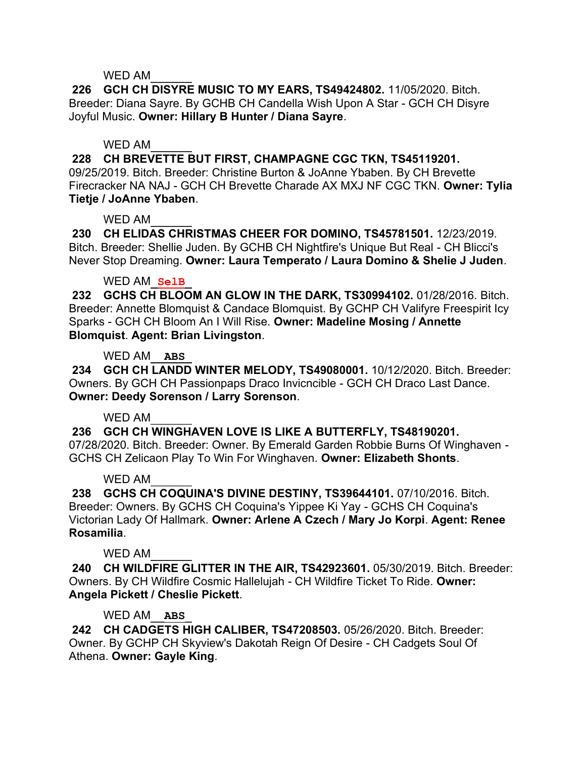WED AM______

**226 GCH CH DISYRE MUSIC TO MY EARS, TS49424802.** 11/05/2020. Bitch. Breeder: Diana Sayre. By GCHB CH Candella Wish Upon A Star - GCH CH Disyre Joyful Music. **Owner: Hillary B Hunter / Diana Sayre**.

WED AM______

**228 CH BREVETTE BUT FIRST, CHAMPAGNE CGC TKN, TS45119201.** 09/25/2019. Bitch. Breeder: Christine Burton & JoAnne Ybaben. By CH Brevette Firecracker NA NAJ - GCH CH Brevette Charade AX MXJ NF CGC TKN. **Owner: Tylia Tietje / JoAnne Ybaben**.

WED AM______

**230 CH ELIDAS CHRISTMAS CHEER FOR DOMINO, TS45781501.** 12/23/2019. Bitch. Breeder: Shellie Juden. By GCHB CH Nightfire's Unique But Real - CH Blicci's Never Stop Dreaming. **Owner: Laura Temperato / Laura Domino & Shelie J Juden**.

WED AM__SelB__

**232 GCHS CH BLOOM AN GLOW IN THE DARK, TS30994102.** 01/28/2016. Bitch. Breeder: Annette Blomquist & Candace Blomquist. By GCHP CH Valifyre Freespirit Icy Sparks - GCH CH Bloom An I Will Rise. **Owner: Madeline Mosing / Annette Blomquist**. **Agent: Brian Livingston**.

WED AM__ABS__

**234 GCH CH LANDD WINTER MELODY, TS49080001.** 10/12/2020. Bitch. Breeder: Owners. By GCH CH Passionpaps Draco Invicncible - GCH CH Draco Last Dance. **Owner: Deedy Sorenson / Larry Sorenson**.

WED AM______

**236 GCH CH WINGHAVEN LOVE IS LIKE A BUTTERFLY, TS48190201.** 07/28/2020. Bitch. Breeder: Owner. By Emerald Garden Robbie Burns Of Winghaven - GCHS CH Zelicaon Play To Win For Winghaven. **Owner: Elizabeth Shonts**.

WED AM______

**238 GCHS CH COQUINA'S DIVINE DESTINY, TS39644101.** 07/10/2016. Bitch. Breeder: Owners. By GCHS CH Coquina's Yippee Ki Yay - GCHS CH Coquina's Victorian Lady Of Hallmark. **Owner: Arlene A Czech / Mary Jo Korpi**. **Agent: Renee Rosamilia**.

WED AM______

**240 CH WILDFIRE GLITTER IN THE AIR, TS42923601.** 05/30/2019. Bitch. Breeder: Owners. By CH Wildfire Cosmic Hallelujah - CH Wildfire Ticket To Ride. **Owner: Angela Pickett / Cheslie Pickett**.

WED AM__ABS__

**242 CH CADGETS HIGH CALIBER, TS47208503.** 05/26/2020. Bitch. Breeder: Owner. By GCHP CH Skyview's Dakotah Reign Of Desire - CH Cadgets Soul Of Athena. **Owner: Gayle King**.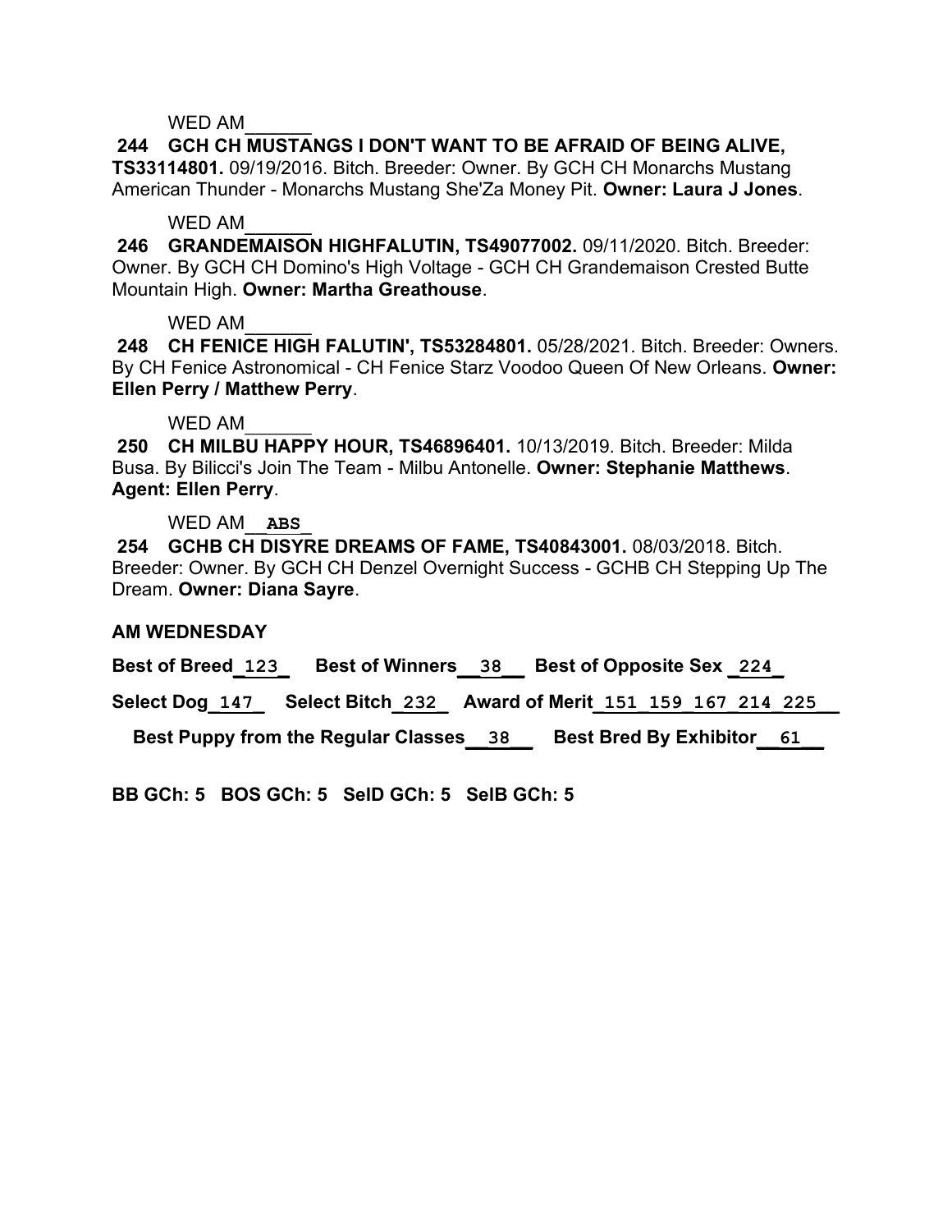WED AM______

**244 GCH CH MUSTANGS I DON'T WANT TO BE AFRAID OF BEING ALIVE, TS33114801.** 09/19/2016. Bitch. Breeder: Owner. By GCH CH Monarchs Mustang American Thunder - Monarchs Mustang She'Za Money Pit. **Owner: Laura J Jones**.

WED AM______

**246 GRANDEMAISON HIGHFALUTIN, TS49077002.** 09/11/2020. Bitch. Breeder: Owner. By GCH CH Domino's High Voltage - GCH CH Grandemaison Crested Butte Mountain High. **Owner: Martha Greathouse**.

WED AM______

**248 CH FENICE HIGH FALUTIN', TS53284801.** 05/28/2021. Bitch. Breeder: Owners. By CH Fenice Astronomical - CH Fenice Starz Voodoo Queen Of New Orleans. **Owner: Ellen Perry / Matthew Perry**.

WED AM______

**250 CH MILBU HAPPY HOUR, TS46896401.** 10/13/2019. Bitch. Breeder: Milda Busa. By Bilicci's Join The Team - Milbu Antonelle. **Owner: Stephanie Matthews**. **Agent: Ellen Perry**.

WED AM__ABS_

**254 GCHB CH DISYRE DREAMS OF FAME, TS40843001.** 08/03/2018. Bitch. Breeder: Owner. By GCH CH Denzel Overnight Success - GCHB CH Stepping Up The Dream. **Owner: Diana Sayre**.

**AM WEDNESDAY**

**Best of Breed**_123_ **Best of Winners**__38__ **Best of Opposite Sex** _224_

**Select Dog**_147_ **Select Bitch**_232_ **Award of Merit**_151 159 167 214 225__

**Best Puppy from the Regular Classes**__38__ **Best Bred By Exhibitor**__61__

**BB GCh: 5 BOS GCh: 5 SelD GCh: 5 SelB GCh: 5**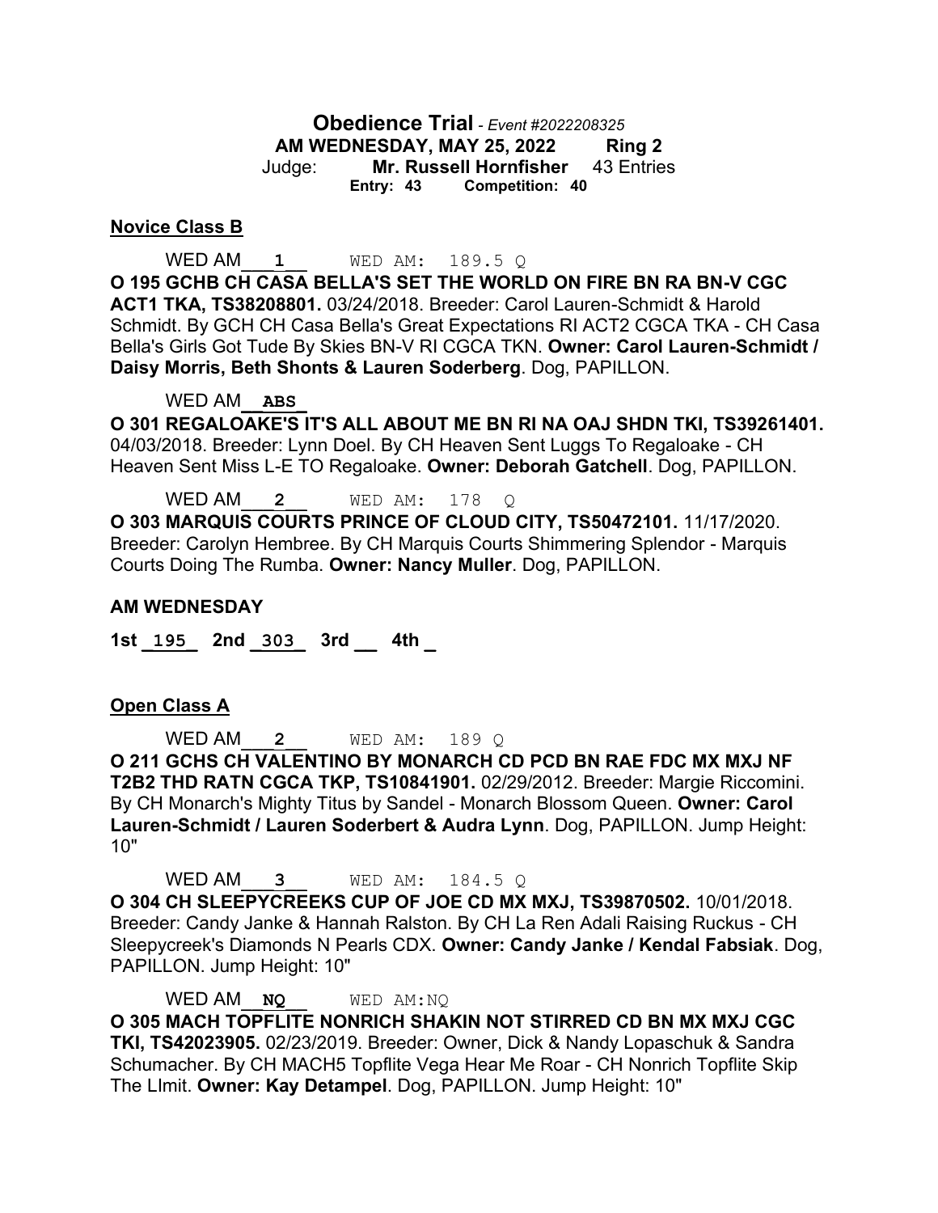**Obedience Trial** - *Event #2022208325*
**AM WEDNESDAY, MAY 25, 2022 Ring 2**
Judge: **Mr. Russell Hornfisher** 43 Entries
**Entry: 43 Competition: 40**

**Novice Class B**

WED AM___1___ WED AM: 189.5 Q

**O 195 GCHB CH CASA BELLA'S SET THE WORLD ON FIRE BN RA BN-V CGC ACT1 TKA, TS38208801.** 03/24/2018. Breeder: Carol Lauren-Schmidt & Harold Schmidt. By GCH CH Casa Bella's Great Expectations RI ACT2 CGCA TKA - CH Casa Bella's Girls Got Tude By Skies BN-V RI CGCA TKN. **Owner: Carol Lauren-Schmidt / Daisy Morris, Beth Shonts & Lauren Soderberg**. Dog, PAPILLON.

WED AM__**ABS**_

**O 301 REGALOAKE'S IT'S ALL ABOUT ME BN RI NA OAJ SHDN TKI, TS39261401.** 04/03/2018. Breeder: Lynn Doel. By CH Heaven Sent Luggs To Regaloake - CH Heaven Sent Miss L-E TO Regaloake. **Owner: Deborah Gatchell**. Dog, PAPILLON.

WED AM___2___ WED AM: 178 Q

**O 303 MARQUIS COURTS PRINCE OF CLOUD CITY, TS50472101.** 11/17/2020. Breeder: Carolyn Hembree. By CH Marquis Courts Shimmering Splendor - Marquis Courts Doing The Rumba. **Owner: Nancy Muller**. Dog, PAPILLON.

**AM WEDNESDAY**

**1st _195_ 2nd _303_ 3rd __ 4th _**

**Open Class A**

WED AM___2___ WED AM: 189 Q

**O 211 GCHS CH VALENTINO BY MONARCH CD PCD BN RAE FDC MX MXJ NF T2B2 THD RATN CGCA TKP, TS10841901.** 02/29/2012. Breeder: Margie Riccomini. By CH Monarch's Mighty Titus by Sandel - Monarch Blossom Queen. **Owner: Carol Lauren-Schmidt / Lauren Soderbert & Audra Lynn**. Dog, PAPILLON. Jump Height: 10"

WED AM___3___ WED AM: 184.5 Q

**O 304 CH SLEEPYCREEKS CUP OF JOE CD MX MXJ, TS39870502.** 10/01/2018. Breeder: Candy Janke & Hannah Ralston. By CH La Ren Adali Raising Ruckus - CH Sleepycreek's Diamonds N Pearls CDX. **Owner: Candy Janke / Kendal Fabsiak**. Dog, PAPILLON. Jump Height: 10"

WED AM__**NQ**__ WED AM:NQ

**O 305 MACH TOPFLITE NONRICH SHAKIN NOT STIRRED CD BN MX MXJ CGC TKI, TS42023905.** 02/23/2019. Breeder: Owner, Dick & Nandy Lopaschuk & Sandra Schumacher. By CH MACH5 Topflite Vega Hear Me Roar - CH Nonrich Topflite Skip The LImit. **Owner: Kay Detampel**. Dog, PAPILLON. Jump Height: 10"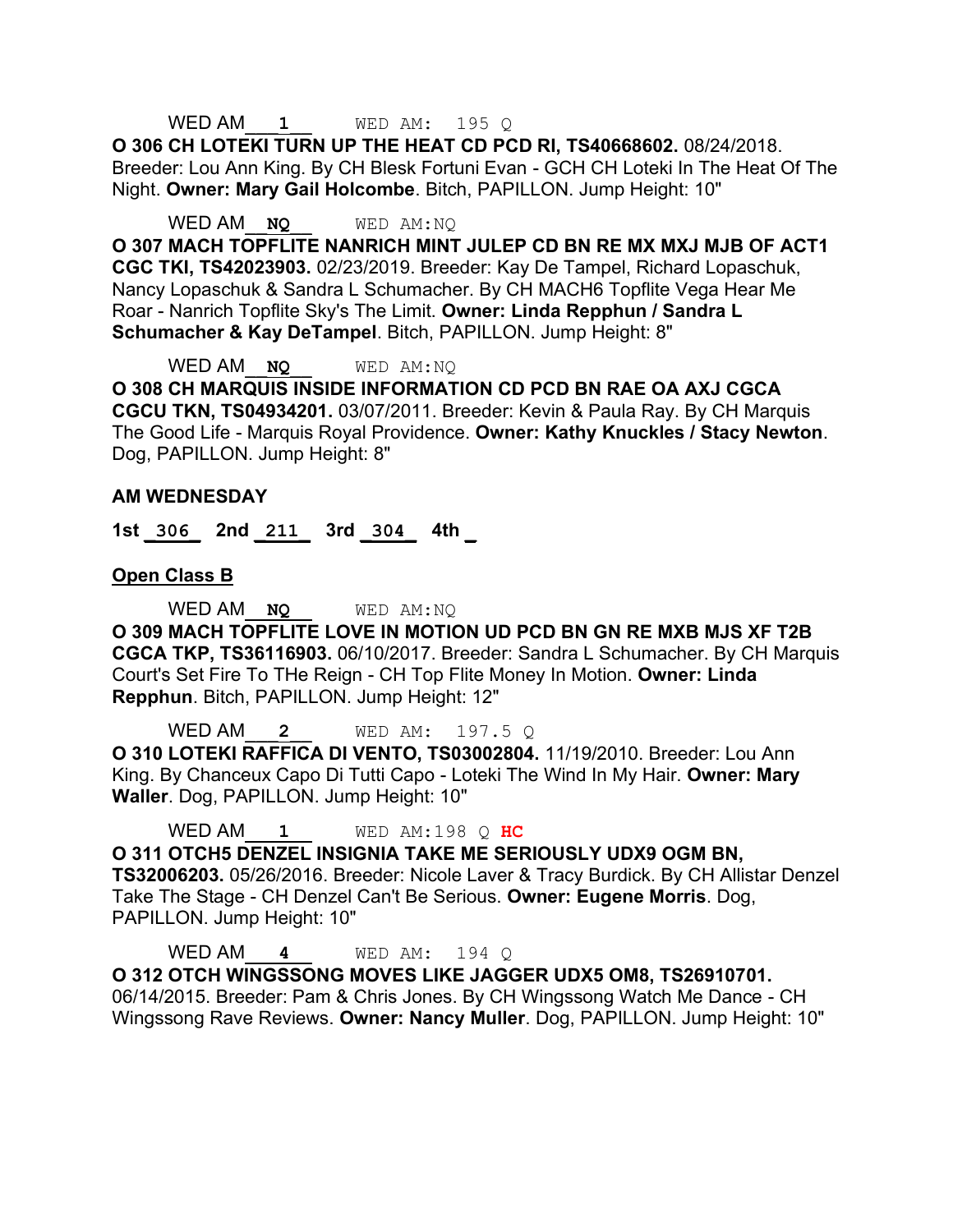WED AM\_\_\_1\_\_ WED AM: 195 Q

**O 306 CH LOTEKI TURN UP THE HEAT CD PCD RI, TS40668602.** 08/24/2018. Breeder: Lou Ann King. By CH Blesk Fortuni Evan - GCH CH Loteki In The Heat Of The Night. **Owner: Mary Gail Holcombe**. Bitch, PAPILLON. Jump Height: 10"

WED AM\_\_NQ\_\_ WED AM:NQ

**O 307 MACH TOPFLITE NANRICH MINT JULEP CD BN RE MX MXJ MJB OF ACT1 CGC TKI, TS42023903.** 02/23/2019. Breeder: Kay De Tampel, Richard Lopaschuk, Nancy Lopaschuk & Sandra L Schumacher. By CH MACH6 Topflite Vega Hear Me Roar - Nanrich Topflite Sky's The Limit. **Owner: Linda Repphun / Sandra L Schumacher & Kay DeTampel**. Bitch, PAPILLON. Jump Height: 8"

WED AM\_\_NQ\_\_ WED AM:NQ

**O 308 CH MARQUIS INSIDE INFORMATION CD PCD BN RAE OA AXJ CGCA CGCU TKN, TS04934201.** 03/07/2011. Breeder: Kevin & Paula Ray. By CH Marquis The Good Life - Marquis Royal Providence. **Owner: Kathy Knuckles / Stacy Newton**. Dog, PAPILLON. Jump Height: 8"

**AM WEDNESDAY**

**1st \_306\_ 2nd \_211\_ 3rd \_304\_ 4th \_**

**Open Class B**

WED AM\_\_NQ\_\_ WED AM:NQ

**O 309 MACH TOPFLITE LOVE IN MOTION UD PCD BN GN RE MXB MJS XF T2B CGCA TKP, TS36116903.** 06/10/2017. Breeder: Sandra L Schumacher. By CH Marquis Court's Set Fire To THe Reign - CH Top Flite Money In Motion. **Owner: Linda Repphun**. Bitch, PAPILLON. Jump Height: 12"

WED AM\_\_\_2\_\_ WED AM: 197.5 Q

**O 310 LOTEKI RAFFICA DI VENTO, TS03002804.** 11/19/2010. Breeder: Lou Ann King. By Chanceux Capo Di Tutti Capo - Loteki The Wind In My Hair. **Owner: Mary Waller**. Dog, PAPILLON. Jump Height: 10"

WED AM\_\_\_1\_\_ WED AM:198 Q **HC**

**O 311 OTCH5 DENZEL INSIGNIA TAKE ME SERIOUSLY UDX9 OGM BN, TS32006203.** 05/26/2016. Breeder: Nicole Laver & Tracy Burdick. By CH Allistar Denzel Take The Stage - CH Denzel Can't Be Serious. **Owner: Eugene Morris**. Dog, PAPILLON. Jump Height: 10"

WED AM\_\_\_4\_\_ WED AM: 194 Q

**O 312 OTCH WINGSSONG MOVES LIKE JAGGER UDX5 OM8, TS26910701.** 06/14/2015. Breeder: Pam & Chris Jones. By CH Wingssong Watch Me Dance - CH Wingssong Rave Reviews. **Owner: Nancy Muller**. Dog, PAPILLON. Jump Height: 10"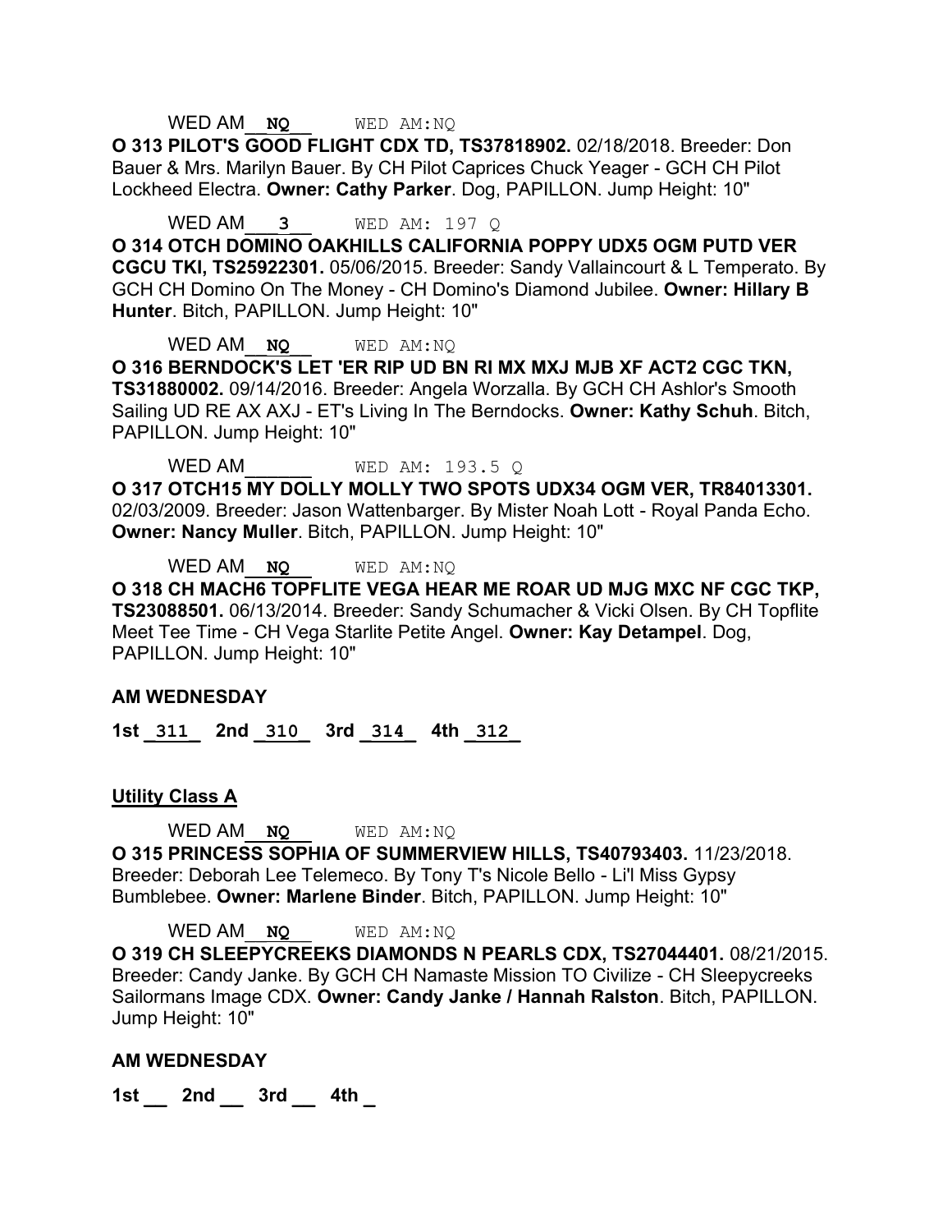WED AM\_\_**NQ**\_\_ WED AM:NQ

**O 313 PILOT'S GOOD FLIGHT CDX TD, TS37818902.** 02/18/2018. Breeder: Don Bauer & Mrs. Marilyn Bauer. By CH Pilot Caprices Chuck Yeager - GCH CH Pilot Lockheed Electra. **Owner: Cathy Parker**. Dog, PAPILLON. Jump Height: 10"

WED AM\_\_\_**3**\_\_ WED AM: 197 Q

**O 314 OTCH DOMINO OAKHILLS CALIFORNIA POPPY UDX5 OGM PUTD VER CGCU TKI, TS25922301.** 05/06/2015. Breeder: Sandy Vallaincourt & L Temperato. By GCH CH Domino On The Money - CH Domino's Diamond Jubilee. **Owner: Hillary B Hunter**. Bitch, PAPILLON. Jump Height: 10"

WED AM\_\_**NQ**\_\_ WED AM:NQ

**O 316 BERNDOCK'S LET 'ER RIP UD BN RI MX MXJ MJB XF ACT2 CGC TKN, TS31880002.** 09/14/2016. Breeder: Angela Worzalla. By GCH CH Ashlor's Smooth Sailing UD RE AX AXJ - ET's Living In The Berndocks. **Owner: Kathy Schuh**. Bitch, PAPILLON. Jump Height: 10"

WED AM\_\_\_\_\_\_ WED AM: 193.5 Q

**O 317 OTCH15 MY DOLLY MOLLY TWO SPOTS UDX34 OGM VER, TR84013301.** 02/03/2009. Breeder: Jason Wattenbarger. By Mister Noah Lott - Royal Panda Echo. **Owner: Nancy Muller**. Bitch, PAPILLON. Jump Height: 10"

WED AM\_\_**NQ**\_\_ WED AM:NQ

**O 318 CH MACH6 TOPFLITE VEGA HEAR ME ROAR UD MJG MXC NF CGC TKP, TS23088501.** 06/13/2014. Breeder: Sandy Schumacher & Vicki Olsen. By CH Topflite Meet Tee Time - CH Vega Starlite Petite Angel. **Owner: Kay Detampel**. Dog, PAPILLON. Jump Height: 10"

**AM WEDNESDAY**

**1st** \_**311**\_ **2nd** \_**310**\_ **3rd** \_**314**\_ **4th** \_**312**\_

**Utility Class A**

WED AM\_\_**NQ**\_\_ WED AM:NQ

**O 315 PRINCESS SOPHIA OF SUMMERVIEW HILLS, TS40793403.** 11/23/2018. Breeder: Deborah Lee Telemeco. By Tony T's Nicole Bello - Li'l Miss Gypsy Bumblebee. **Owner: Marlene Binder**. Bitch, PAPILLON. Jump Height: 10"

WED AM\_\_**NQ**\_\_ WED AM:NQ

**O 319 CH SLEEPYCREEKS DIAMONDS N PEARLS CDX, TS27044401.** 08/21/2015. Breeder: Candy Janke. By GCH CH Namaste Mission TO Civilize - CH Sleepycreeks Sailormans Image CDX. **Owner: Candy Janke / Hannah Ralston**. Bitch, PAPILLON. Jump Height: 10"

**AM WEDNESDAY**

**1st \_\_ 2nd \_\_ 3rd \_\_ 4th \_**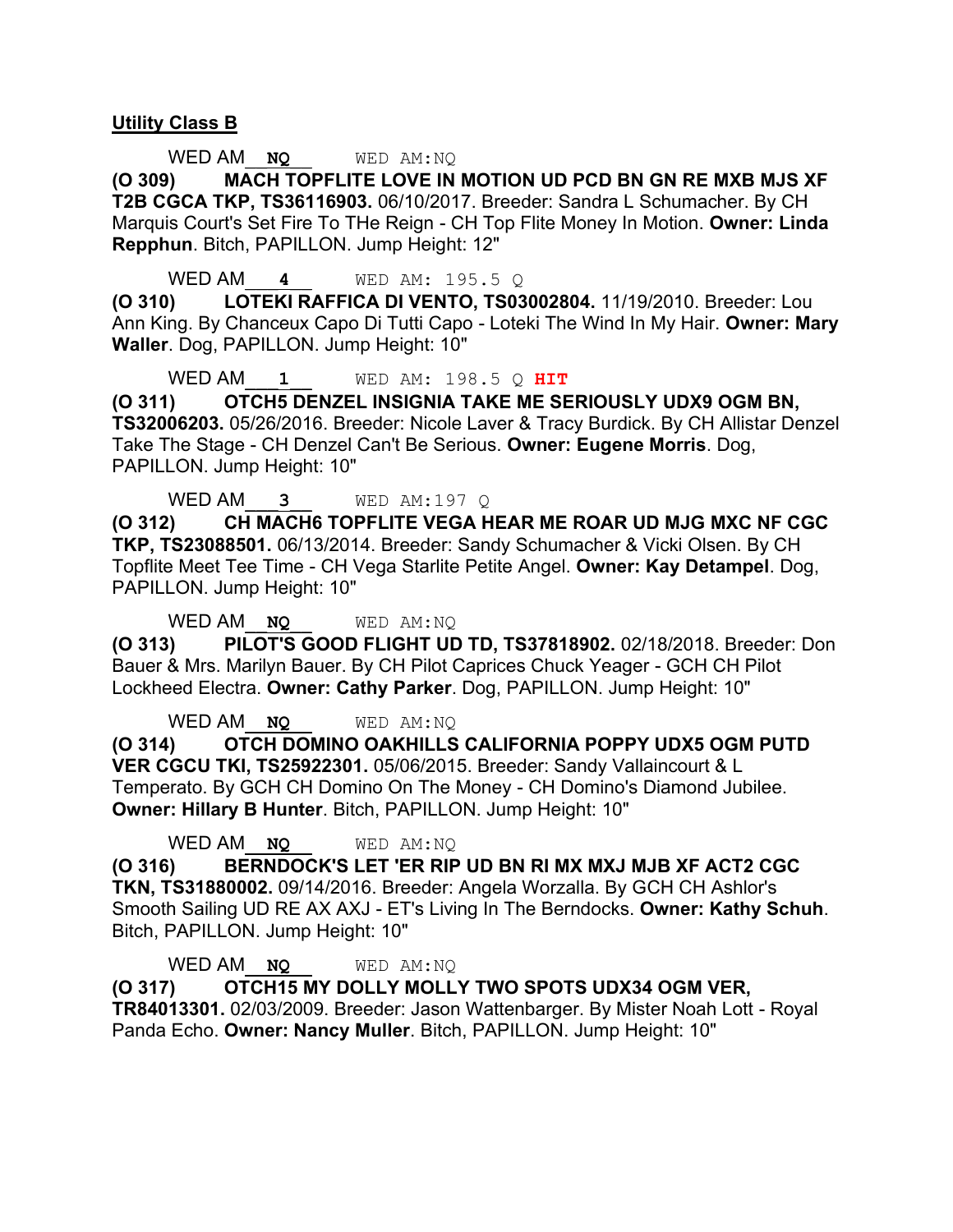**Utility Class B**

WED AM **NQ** WED AM:NQ

**(O 309) MACH TOPFLITE LOVE IN MOTION UD PCD BN GN RE MXB MJS XF T2B CGCA TKP, TS36116903.** 06/10/2017. Breeder: Sandra L Schumacher. By CH Marquis Court's Set Fire To THe Reign - CH Top Flite Money In Motion. **Owner: Linda Repphun**. Bitch, PAPILLON. Jump Height: 12"

WED AM **4** WED AM: 195.5 Q

**(O 310) LOTEKI RAFFICA DI VENTO, TS03002804.** 11/19/2010. Breeder: Lou Ann King. By Chanceux Capo Di Tutti Capo - Loteki The Wind In My Hair. **Owner: Mary Waller**. Dog, PAPILLON. Jump Height: 10"

WED AM **1** WED AM: 198.5 Q **HIT**

**(O 311) OTCH5 DENZEL INSIGNIA TAKE ME SERIOUSLY UDX9 OGM BN, TS32006203.** 05/26/2016. Breeder: Nicole Laver & Tracy Burdick. By CH Allistar Denzel Take The Stage - CH Denzel Can't Be Serious. **Owner: Eugene Morris**. Dog, PAPILLON. Jump Height: 10"

WED AM **3** WED AM:197 Q

**(O 312) CH MACH6 TOPFLITE VEGA HEAR ME ROAR UD MJG MXC NF CGC TKP, TS23088501.** 06/13/2014. Breeder: Sandy Schumacher & Vicki Olsen. By CH Topflite Meet Tee Time - CH Vega Starlite Petite Angel. **Owner: Kay Detampel**. Dog, PAPILLON. Jump Height: 10"

WED AM **NQ** WED AM:NQ

**(O 313) PILOT'S GOOD FLIGHT UD TD, TS37818902.** 02/18/2018. Breeder: Don Bauer & Mrs. Marilyn Bauer. By CH Pilot Caprices Chuck Yeager - GCH CH Pilot Lockheed Electra. **Owner: Cathy Parker**. Dog, PAPILLON. Jump Height: 10"

WED AM **NQ** WED AM:NQ

**(O 314) OTCH DOMINO OAKHILLS CALIFORNIA POPPY UDX5 OGM PUTD VER CGCU TKI, TS25922301.** 05/06/2015. Breeder: Sandy Vallaincourt & L Temperato. By GCH CH Domino On The Money - CH Domino's Diamond Jubilee. **Owner: Hillary B Hunter**. Bitch, PAPILLON. Jump Height: 10"

WED AM **NQ** WED AM:NQ

**(O 316) BERNDOCK'S LET 'ER RIP UD BN RI MX MXJ MJB XF ACT2 CGC TKN, TS31880002.** 09/14/2016. Breeder: Angela Worzalla. By GCH CH Ashlor's Smooth Sailing UD RE AX AXJ - ET's Living In The Berndocks. **Owner: Kathy Schuh**. Bitch, PAPILLON. Jump Height: 10"

WED AM **NQ** WED AM:NQ

**(O 317) OTCH15 MY DOLLY MOLLY TWO SPOTS UDX34 OGM VER, TR84013301.** 02/03/2009. Breeder: Jason Wattenbarger. By Mister Noah Lott - Royal Panda Echo. **Owner: Nancy Muller**. Bitch, PAPILLON. Jump Height: 10"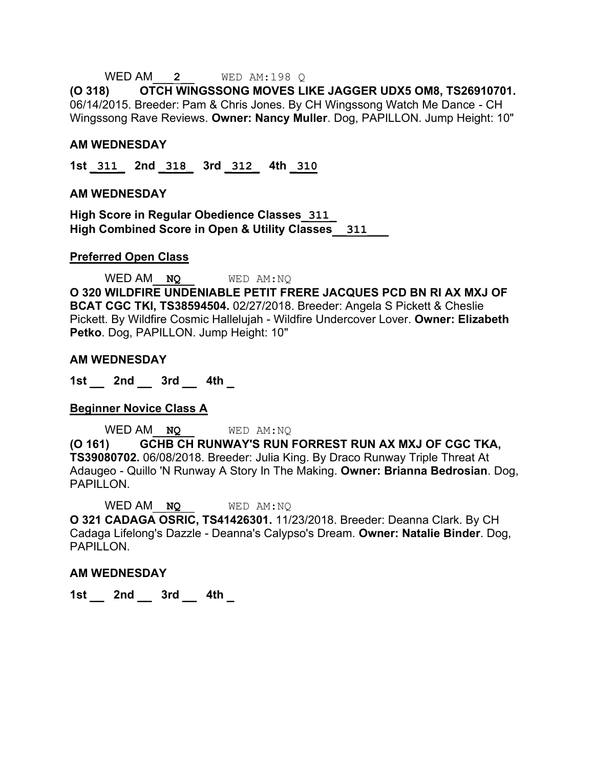WED AM___**2**__ WED AM:198 Q

**(O 318) OTCH WINGSSONG MOVES LIKE JAGGER UDX5 OM8, TS26910701.** 06/14/2015. Breeder: Pam & Chris Jones. By CH Wingssong Watch Me Dance - CH Wingssong Rave Reviews. **Owner: Nancy Muller**. Dog, PAPILLON. Jump Height: 10"

**AM WEDNESDAY**

**1st _311_ 2nd _318_ 3rd _312_ 4th _310**

**AM WEDNESDAY**

**High Score in Regular Obedience Classes_311_**
**High Combined Score in Open & Utility Classes__311____**

**Preferred Open Class**

WED AM__**NQ**__ WED AM:NQ

**O 320 WILDFIRE UNDENIABLE PETIT FRERE JACQUES PCD BN RI AX MXJ OF BCAT CGC TKI, TS38594504.** 02/27/2018. Breeder: Angela S Pickett & Cheslie Pickett. By Wildfire Cosmic Hallelujah - Wildfire Undercover Lover. **Owner: Elizabeth Petko**. Dog, PAPILLON. Jump Height: 10"

**AM WEDNESDAY**

**1st __ 2nd __ 3rd __ 4th _**

**Beginner Novice Class A**

WED AM__**NQ**__ WED AM:NQ

**(O 161) GCHB CH RUNWAY'S RUN FORREST RUN AX MXJ OF CGC TKA, TS39080702.** 06/08/2018. Breeder: Julia King. By Draco Runway Triple Threat At Adaugeo - Quillo 'N Runway A Story In The Making. **Owner: Brianna Bedrosian**. Dog, PAPILLON.

WED AM__**NQ**__ WED AM:NQ

**O 321 CADAGA OSRIC, TS41426301.** 11/23/2018. Breeder: Deanna Clark. By CH Cadaga Lifelong's Dazzle - Deanna's Calypso's Dream. **Owner: Natalie Binder**. Dog, PAPILLON.

**AM WEDNESDAY**

**1st __ 2nd __ 3rd __ 4th _**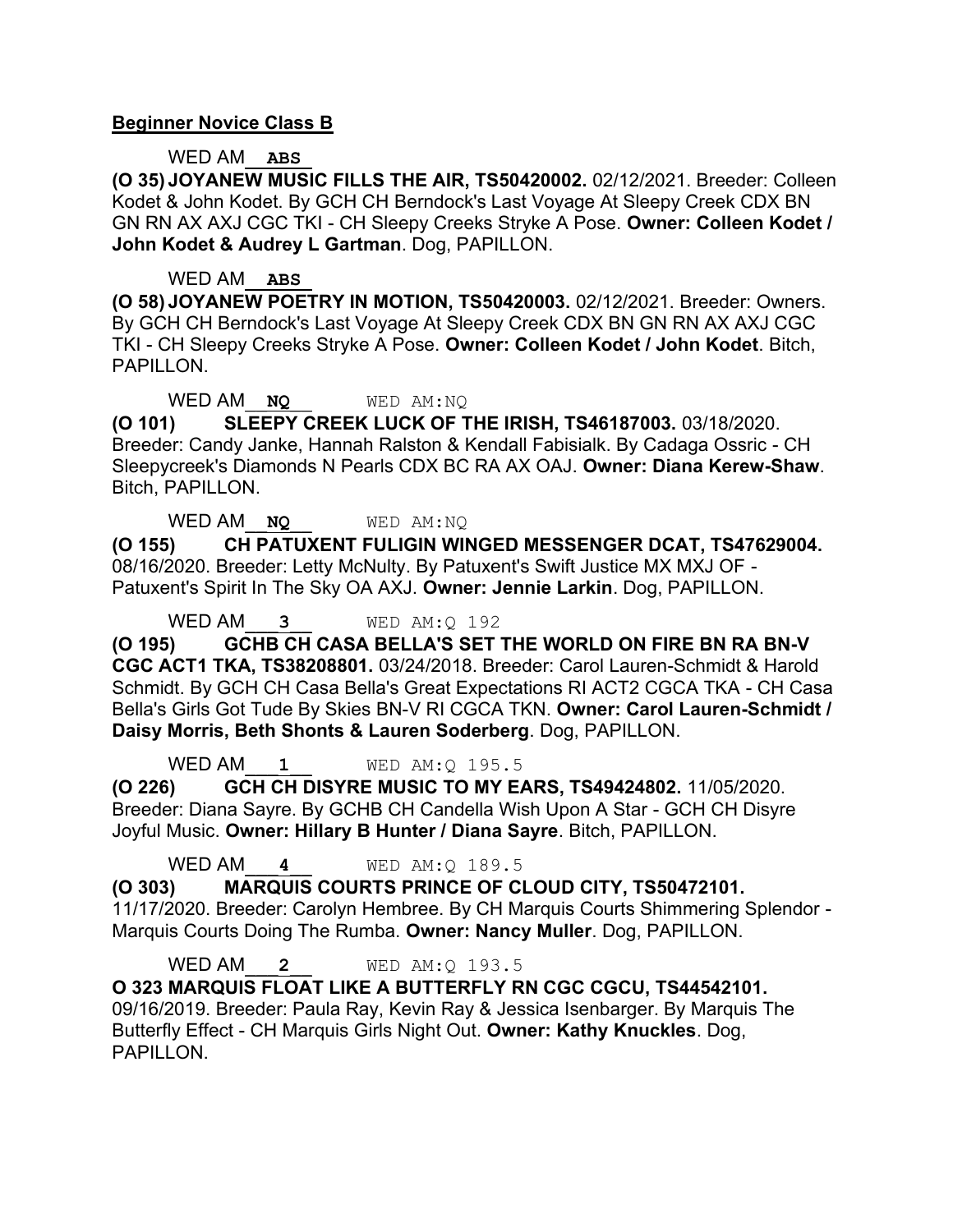## Beginner Novice Class B

WED AM **ABS**

**(O 35) JOYANEW MUSIC FILLS THE AIR, TS50420002.** 02/12/2021. Breeder: Colleen Kodet & John Kodet. By GCH CH Berndock's Last Voyage At Sleepy Creek CDX BN GN RN AX AXJ CGC TKI - CH Sleepy Creeks Stryke A Pose. **Owner: Colleen Kodet / John Kodet & Audrey L Gartman**. Dog, PAPILLON.

WED AM **ABS**

**(O 58) JOYANEW POETRY IN MOTION, TS50420003.** 02/12/2021. Breeder: Owners. By GCH CH Berndock's Last Voyage At Sleepy Creek CDX BN GN RN AX AXJ CGC TKI - CH Sleepy Creeks Stryke A Pose. **Owner: Colleen Kodet / John Kodet**. Bitch, PAPILLON.

WED AM **NQ** WED AM:NQ

**(O 101) SLEEPY CREEK LUCK OF THE IRISH, TS46187003.** 03/18/2020. Breeder: Candy Janke, Hannah Ralston & Kendall Fabisialk. By Cadaga Ossric - CH Sleepycreek's Diamonds N Pearls CDX BC RA AX OAJ. **Owner: Diana Kerew-Shaw**. Bitch, PAPILLON.

WED AM **NQ** WED AM:NQ

**(O 155) CH PATUXENT FULIGIN WINGED MESSENGER DCAT, TS47629004.** 08/16/2020. Breeder: Letty McNulty. By Patuxent's Swift Justice MX MXJ OF - Patuxent's Spirit In The Sky OA AXJ. **Owner: Jennie Larkin**. Dog, PAPILLON.

WED AM **3** WED AM:Q 192

**(O 195) GCHB CH CASA BELLA'S SET THE WORLD ON FIRE BN RA BN-V CGC ACT1 TKA, TS38208801.** 03/24/2018. Breeder: Carol Lauren-Schmidt & Harold Schmidt. By GCH CH Casa Bella's Great Expectations RI ACT2 CGCA TKA - CH Casa Bella's Girls Got Tude By Skies BN-V RI CGCA TKN. **Owner: Carol Lauren-Schmidt / Daisy Morris, Beth Shonts & Lauren Soderberg**. Dog, PAPILLON.

WED AM **1** WED AM:Q 195.5

**(O 226) GCH CH DISYRE MUSIC TO MY EARS, TS49424802.** 11/05/2020. Breeder: Diana Sayre. By GCHB CH Candella Wish Upon A Star - GCH CH Disyre Joyful Music. **Owner: Hillary B Hunter / Diana Sayre**. Bitch, PAPILLON.

WED AM **4** WED AM:Q 189.5

**(O 303) MARQUIS COURTS PRINCE OF CLOUD CITY, TS50472101.** 11/17/2020. Breeder: Carolyn Hembree. By CH Marquis Courts Shimmering Splendor - Marquis Courts Doing The Rumba. **Owner: Nancy Muller**. Dog, PAPILLON.

WED AM **2** WED AM:Q 193.5

**O 323 MARQUIS FLOAT LIKE A BUTTERFLY RN CGC CGCU, TS44542101.** 09/16/2019. Breeder: Paula Ray, Kevin Ray & Jessica Isenbarger. By Marquis The Butterfly Effect - CH Marquis Girls Night Out. **Owner: Kathy Knuckles**. Dog, PAPILLON.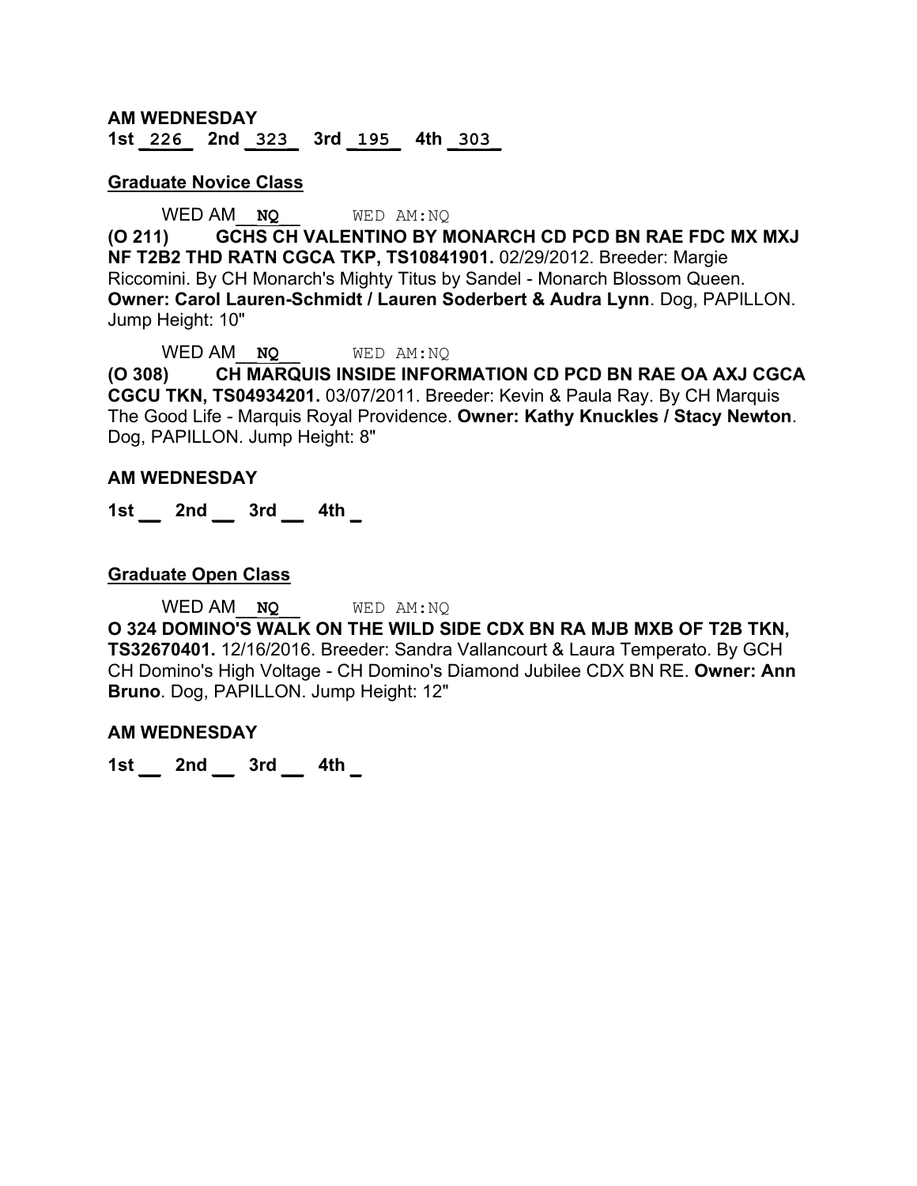**AM WEDNESDAY**

**1st _226_ 2nd _323_ 3rd _195_ 4th _303_**

**Graduate Novice Class**

WED AM__**NQ**__ WED AM:NQ

**(O 211) GCHS CH VALENTINO BY MONARCH CD PCD BN RAE FDC MX MXJ NF T2B2 THD RATN CGCA TKP, TS10841901.** 02/29/2012. Breeder: Margie Riccomini. By CH Monarch's Mighty Titus by Sandel - Monarch Blossom Queen. **Owner: Carol Lauren-Schmidt / Lauren Soderbert & Audra Lynn**. Dog, PAPILLON. Jump Height: 10"

WED AM__**NQ**__ WED AM:NQ

**(O 308) CH MARQUIS INSIDE INFORMATION CD PCD BN RAE OA AXJ CGCA CGCU TKN, TS04934201.** 03/07/2011. Breeder: Kevin & Paula Ray. By CH Marquis The Good Life - Marquis Royal Providence. **Owner: Kathy Knuckles / Stacy Newton**. Dog, PAPILLON. Jump Height: 8"

**AM WEDNESDAY**

**1st __ 2nd __ 3rd __ 4th _**

**Graduate Open Class**

WED AM__**NQ**__ WED AM:NQ

**O 324 DOMINO'S WALK ON THE WILD SIDE CDX BN RA MJB MXB OF T2B TKN, TS32670401.** 12/16/2016. Breeder: Sandra Vallancourt & Laura Temperato. By GCH CH Domino's High Voltage - CH Domino's Diamond Jubilee CDX BN RE. **Owner: Ann Bruno**. Dog, PAPILLON. Jump Height: 12"

**AM WEDNESDAY**

**1st __ 2nd __ 3rd __ 4th _**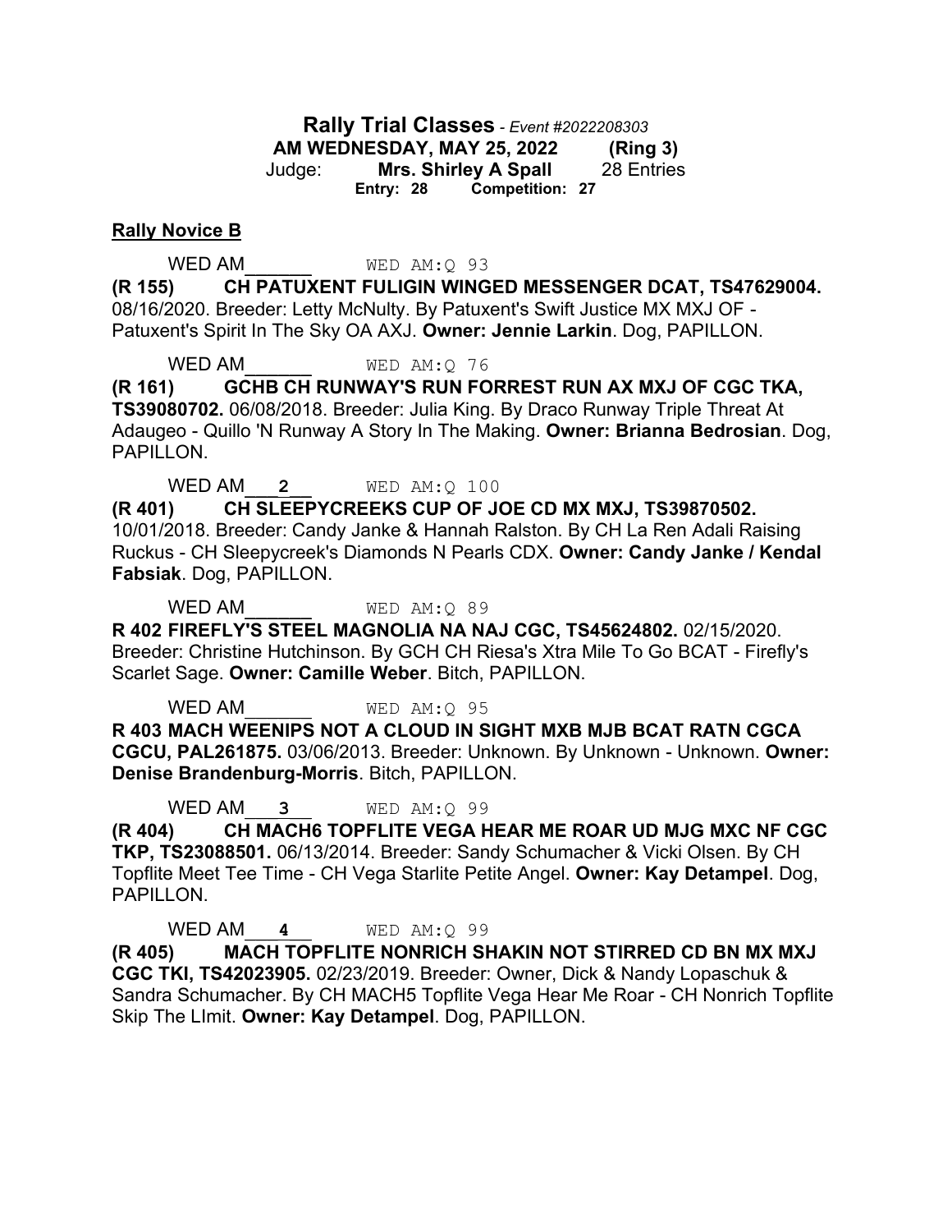**Rally Trial Classes** - *Event #2022208303*
**AM WEDNESDAY, MAY 25, 2022 (Ring 3)**
Judge: **Mrs. Shirley A Spall** 28 Entries
**Entry: 28 Competition: 27**

## Rally Novice B

WED AM______ WED AM:Q 93

**(R 155) CH PATUXENT FULIGIN WINGED MESSENGER DCAT, TS47629004.** 08/16/2020. Breeder: Letty McNulty. By Patuxent's Swift Justice MX MXJ OF - Patuxent's Spirit In The Sky OA AXJ. **Owner: Jennie Larkin**. Dog, PAPILLON.

WED AM______ WED AM:Q 76

**(R 161) GCHB CH RUNWAY'S RUN FORREST RUN AX MXJ OF CGC TKA, TS39080702.** 06/08/2018. Breeder: Julia King. By Draco Runway Triple Threat At Adaugeo - Quillo 'N Runway A Story In The Making. **Owner: Brianna Bedrosian**. Dog, PAPILLON.

WED AM___2___ WED AM:Q 100

**(R 401) CH SLEEPYCREEKS CUP OF JOE CD MX MXJ, TS39870502.** 10/01/2018. Breeder: Candy Janke & Hannah Ralston. By CH La Ren Adali Raising Ruckus - CH Sleepycreek's Diamonds N Pearls CDX. **Owner: Candy Janke / Kendal Fabsiak**. Dog, PAPILLON.

WED AM______ WED AM:Q 89

**R 402 FIREFLY'S STEEL MAGNOLIA NA NAJ CGC, TS45624802.** 02/15/2020. Breeder: Christine Hutchinson. By GCH CH Riesa's Xtra Mile To Go BCAT - Firefly's Scarlet Sage. **Owner: Camille Weber**. Bitch, PAPILLON.

WED AM______ WED AM:Q 95

**R 403 MACH WEENIPS NOT A CLOUD IN SIGHT MXB MJB BCAT RATN CGCA CGCU, PAL261875.** 03/06/2013. Breeder: Unknown. By Unknown - Unknown. **Owner: Denise Brandenburg-Morris**. Bitch, PAPILLON.

WED AM___3___ WED AM:Q 99

**(R 404) CH MACH6 TOPFLITE VEGA HEAR ME ROAR UD MJG MXC NF CGC TKP, TS23088501.** 06/13/2014. Breeder: Sandy Schumacher & Vicki Olsen. By CH Topflite Meet Tee Time - CH Vega Starlite Petite Angel. **Owner: Kay Detampel**. Dog, PAPILLON.

WED AM___4___ WED AM:Q 99

**(R 405) MACH TOPFLITE NONRICH SHAKIN NOT STIRRED CD BN MX MXJ CGC TKI, TS42023905.** 02/23/2019. Breeder: Owner, Dick & Nandy Lopaschuk & Sandra Schumacher. By CH MACH5 Topflite Vega Hear Me Roar - CH Nonrich Topflite Skip The LImit. **Owner: Kay Detampel**. Dog, PAPILLON.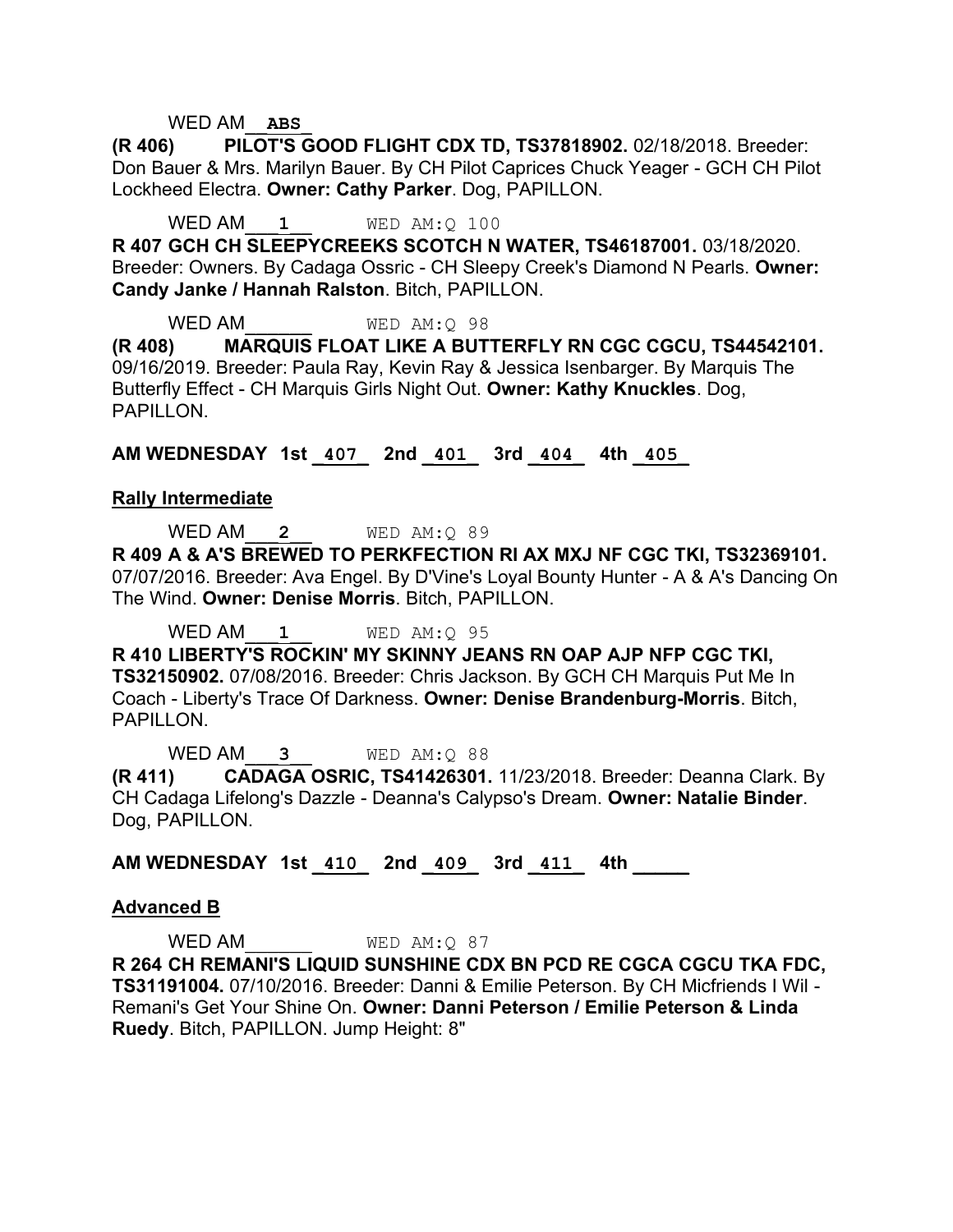WED AM___ABS___

**(R 406) PILOT'S GOOD FLIGHT CDX TD, TS37818902.** 02/18/2018. Breeder: Don Bauer & Mrs. Marilyn Bauer. By CH Pilot Caprices Chuck Yeager - GCH CH Pilot Lockheed Electra. **Owner: Cathy Parker**. Dog, PAPILLON.

WED AM___1___ WED AM:Q 100

**R 407 GCH CH SLEEPYCREEKS SCOTCH N WATER, TS46187001.** 03/18/2020. Breeder: Owners. By Cadaga Ossric - CH Sleepy Creek's Diamond N Pearls. **Owner: Candy Janke / Hannah Ralston**. Bitch, PAPILLON.

WED AM______ WED AM:Q 98

**(R 408) MARQUIS FLOAT LIKE A BUTTERFLY RN CGC CGCU, TS44542101.** 09/16/2019. Breeder: Paula Ray, Kevin Ray & Jessica Isenbarger. By Marquis The Butterfly Effect - CH Marquis Girls Night Out. **Owner: Kathy Knuckles**. Dog, PAPILLON.

**AM WEDNESDAY 1st _407_ 2nd _401_ 3rd _404_ 4th _405_**

**Rally Intermediate**

WED AM___2___ WED AM:Q 89

**R 409 A & A'S BREWED TO PERKFECTION RI AX MXJ NF CGC TKI, TS32369101.** 07/07/2016. Breeder: Ava Engel. By D'Vine's Loyal Bounty Hunter - A & A's Dancing On The Wind. **Owner: Denise Morris**. Bitch, PAPILLON.

WED AM___1___ WED AM:Q 95

**R 410 LIBERTY'S ROCKIN' MY SKINNY JEANS RN OAP AJP NFP CGC TKI, TS32150902.** 07/08/2016. Breeder: Chris Jackson. By GCH CH Marquis Put Me In Coach - Liberty's Trace Of Darkness. **Owner: Denise Brandenburg-Morris**. Bitch, PAPILLON.

WED AM___3___ WED AM:Q 88

**(R 411) CADAGA OSRIC, TS41426301.** 11/23/2018. Breeder: Deanna Clark. By CH Cadaga Lifelong's Dazzle - Deanna's Calypso's Dream. **Owner: Natalie Binder**. Dog, PAPILLON.

**AM WEDNESDAY 1st _410_ 2nd _409_ 3rd _411_ 4th _____**

**Advanced B**

WED AM______ WED AM:Q 87

**R 264 CH REMANI'S LIQUID SUNSHINE CDX BN PCD RE CGCA CGCU TKA FDC, TS31191004.** 07/10/2016. Breeder: Danni & Emilie Peterson. By CH Micfriends I Wil - Remani's Get Your Shine On. **Owner: Danni Peterson / Emilie Peterson & Linda Ruedy**. Bitch, PAPILLON. Jump Height: 8"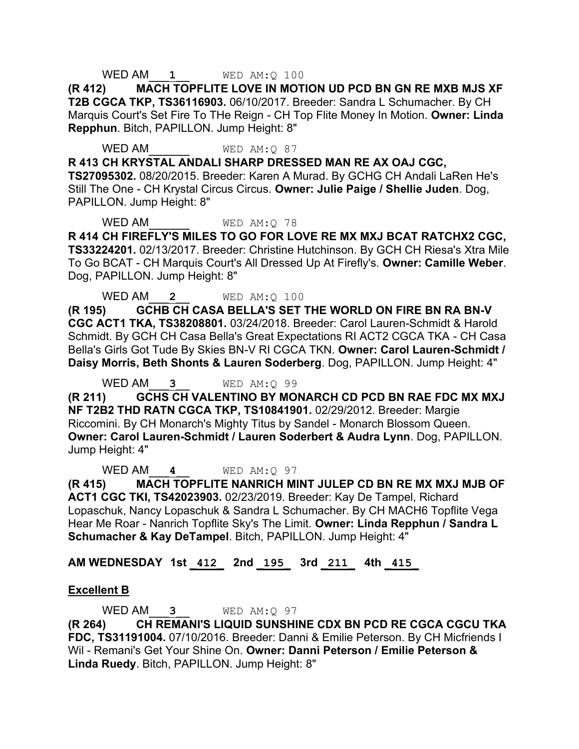WED AM ___1___ WED AM:Q 100

**(R 412) MACH TOPFLITE LOVE IN MOTION UD PCD BN GN RE MXB MJS XF T2B CGCA TKP, TS36116903.** 06/10/2017. Breeder: Sandra L Schumacher. By CH Marquis Court's Set Fire To THe Reign - CH Top Flite Money In Motion. **Owner: Linda Repphun**. Bitch, PAPILLON. Jump Height: 8"

WED AM______ WED AM:Q 87

**R 413 CH KRYSTAL ANDALI SHARP DRESSED MAN RE AX OAJ CGC, TS27095302.** 08/20/2015. Breeder: Karen A Murad. By GCHG CH Andali LaRen He's Still The One - CH Krystal Circus Circus. **Owner: Julie Paige / Shellie Juden**. Dog, PAPILLON. Jump Height: 8"

WED AM______ WED AM:Q 78

**R 414 CH FIREFLY'S MILES TO GO FOR LOVE RE MX MXJ BCAT RATCHX2 CGC, TS33224201.** 02/13/2017. Breeder: Christine Hutchinson. By GCH CH Riesa's Xtra Mile To Go BCAT - CH Marquis Court's All Dressed Up At Firefly's. **Owner: Camille Weber**. Dog, PAPILLON. Jump Height: 8"

WED AM ___2___ WED AM:Q 100

**(R 195) GCHB CH CASA BELLA'S SET THE WORLD ON FIRE BN RA BN-V CGC ACT1 TKA, TS38208801.** 03/24/2018. Breeder: Carol Lauren-Schmidt & Harold Schmidt. By GCH CH Casa Bella's Great Expectations RI ACT2 CGCA TKA - CH Casa Bella's Girls Got Tude By Skies BN-V RI CGCA TKN. **Owner: Carol Lauren-Schmidt / Daisy Morris, Beth Shonts & Lauren Soderberg**. Dog, PAPILLON. Jump Height: 4"

WED AM ___3___ WED AM:Q 99

**(R 211) GCHS CH VALENTINO BY MONARCH CD PCD BN RAE FDC MX MXJ NF T2B2 THD RATN CGCA TKP, TS10841901.** 02/29/2012. Breeder: Margie Riccomini. By CH Monarch's Mighty Titus by Sandel - Monarch Blossom Queen. **Owner: Carol Lauren-Schmidt / Lauren Soderbert & Audra Lynn**. Dog, PAPILLON. Jump Height: 4"

WED AM ___4___ WED AM:Q 97

**(R 415) MACH TOPFLITE NANRICH MINT JULEP CD BN RE MX MXJ MJB OF ACT1 CGC TKI, TS42023903.** 02/23/2019. Breeder: Kay De Tampel, Richard Lopaschuk, Nancy Lopaschuk & Sandra L Schumacher. By CH MACH6 Topflite Vega Hear Me Roar - Nanrich Topflite Sky's The Limit. **Owner: Linda Repphun / Sandra L Schumacher & Kay DeTampel**. Bitch, PAPILLON. Jump Height: 4"

**AM WEDNESDAY 1st _412_ 2nd _195_ 3rd _211_ 4th _415_**

**Excellent B**

WED AM ___3___ WED AM:Q 97

**(R 264) CH REMANI'S LIQUID SUNSHINE CDX BN PCD RE CGCA CGCU TKA FDC, TS31191004.** 07/10/2016. Breeder: Danni & Emilie Peterson. By CH Micfriends I Wil - Remani's Get Your Shine On. **Owner: Danni Peterson / Emilie Peterson & Linda Ruedy**. Bitch, PAPILLON. Jump Height: 8"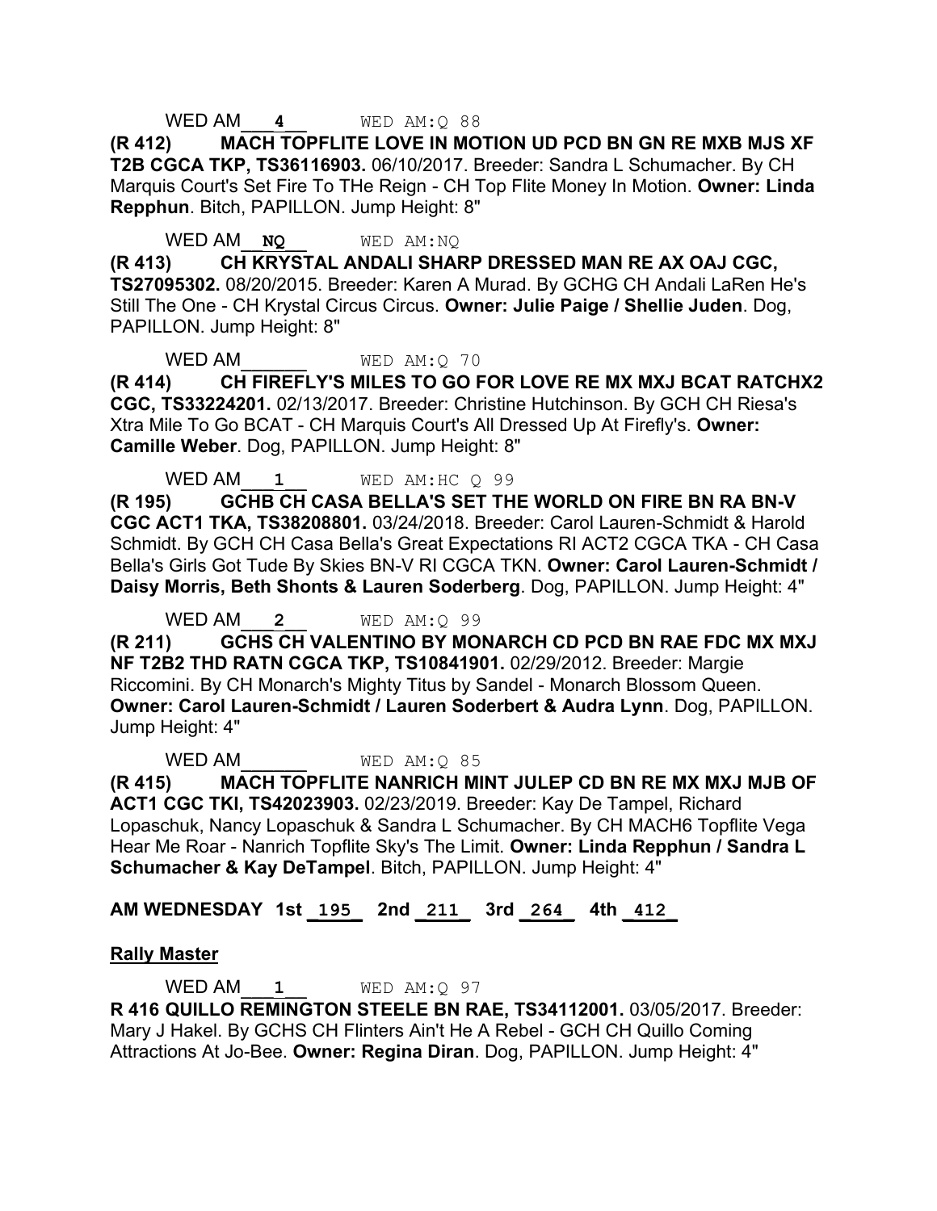WED AM___**4**___ WED AM:Q 88

**(R 412) MACH TOPFLITE LOVE IN MOTION UD PCD BN GN RE MXB MJS XF T2B CGCA TKP, TS36116903.** 06/10/2017. Breeder: Sandra L Schumacher. By CH Marquis Court's Set Fire To THe Reign - CH Top Flite Money In Motion. **Owner: Linda Repphun**. Bitch, PAPILLON. Jump Height: 8"

WED AM___**NQ**___ WED AM:NQ

**(R 413) CH KRYSTAL ANDALI SHARP DRESSED MAN RE AX OAJ CGC, TS27095302.** 08/20/2015. Breeder: Karen A Murad. By GCHG CH Andali LaRen He's Still The One - CH Krystal Circus Circus. **Owner: Julie Paige / Shellie Juden**. Dog, PAPILLON. Jump Height: 8"

WED AM______ WED AM:Q 70

**(R 414) CH FIREFLY'S MILES TO GO FOR LOVE RE MX MXJ BCAT RATCHX2 CGC, TS33224201.** 02/13/2017. Breeder: Christine Hutchinson. By GCH CH Riesa's Xtra Mile To Go BCAT - CH Marquis Court's All Dressed Up At Firefly's. **Owner: Camille Weber**. Dog, PAPILLON. Jump Height: 8"

WED AM___**1**___ WED AM:HC Q 99

**(R 195) GCHB CH CASA BELLA'S SET THE WORLD ON FIRE BN RA BN-V CGC ACT1 TKA, TS38208801.** 03/24/2018. Breeder: Carol Lauren-Schmidt & Harold Schmidt. By GCH CH Casa Bella's Great Expectations RI ACT2 CGCA TKA - CH Casa Bella's Girls Got Tude By Skies BN-V RI CGCA TKN. **Owner: Carol Lauren-Schmidt / Daisy Morris, Beth Shonts & Lauren Soderberg**. Dog, PAPILLON. Jump Height: 4"

WED AM___**2**___ WED AM:Q 99

**(R 211) GCHS CH VALENTINO BY MONARCH CD PCD BN RAE FDC MX MXJ NF T2B2 THD RATN CGCA TKP, TS10841901.** 02/29/2012. Breeder: Margie Riccomini. By CH Monarch's Mighty Titus by Sandel - Monarch Blossom Queen. **Owner: Carol Lauren-Schmidt / Lauren Soderbert & Audra Lynn**. Dog, PAPILLON. Jump Height: 4"

WED AM______ WED AM:Q 85

**(R 415) MACH TOPFLITE NANRICH MINT JULEP CD BN RE MX MXJ MJB OF ACT1 CGC TKI, TS42023903.** 02/23/2019. Breeder: Kay De Tampel, Richard Lopaschuk, Nancy Lopaschuk & Sandra L Schumacher. By CH MACH6 Topflite Vega Hear Me Roar - Nanrich Topflite Sky's The Limit. **Owner: Linda Repphun / Sandra L Schumacher & Kay DeTampel**. Bitch, PAPILLON. Jump Height: 4"

**AM WEDNESDAY 1st _195_ 2nd _211_ 3rd _264_ 4th _412_**

**Rally Master**

WED AM___**1**___ WED AM:Q 97

**R 416 QUILLO REMINGTON STEELE BN RAE, TS34112001.** 03/05/2017. Breeder: Mary J Hakel. By GCHS CH Flinters Ain't He A Rebel - GCH CH Quillo Coming Attractions At Jo-Bee. **Owner: Regina Diran**. Dog, PAPILLON. Jump Height: 4"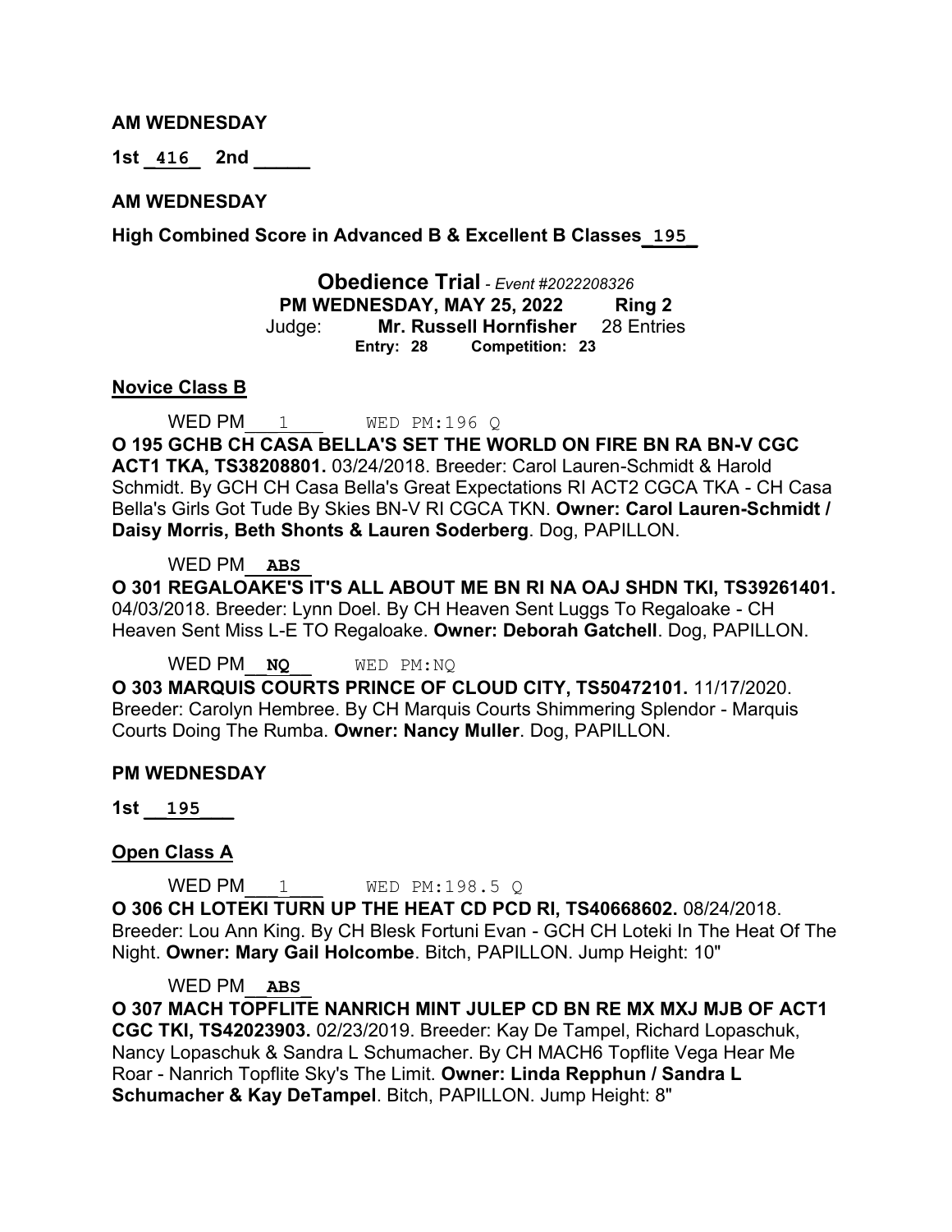**AM WEDNESDAY**

**1st** \_**416**\_ **2nd** \_\_\_\_\_

**AM WEDNESDAY**

**High Combined Score in Advanced B & Excellent B Classes** \_**195**\_

## Obedience Trial - *Event #2022208326*

**PM WEDNESDAY, MAY 25, 2022 Ring 2**

Judge: **Mr. Russell Hornfisher** 28 Entries

**Entry: 28 Competition: 23**

**Novice Class B**

WED PM \_\_\_1\_\_\_ WED PM:196 Q

**O 195 GCHB CH CASA BELLA'S SET THE WORLD ON FIRE BN RA BN-V CGC ACT1 TKA, TS38208801.** 03/24/2018. Breeder: Carol Lauren-Schmidt & Harold Schmidt. By GCH CH Casa Bella's Great Expectations RI ACT2 CGCA TKA - CH Casa Bella's Girls Got Tude By Skies BN-V RI CGCA TKN. **Owner: Carol Lauren-Schmidt / Daisy Morris, Beth Shonts & Lauren Soderberg**. Dog, PAPILLON.

WED PM \_\_**ABS**\_\_

**O 301 REGALOAKE'S IT'S ALL ABOUT ME BN RI NA OAJ SHDN TKI, TS39261401.** 04/03/2018. Breeder: Lynn Doel. By CH Heaven Sent Luggs To Regaloake - CH Heaven Sent Miss L-E TO Regaloake. **Owner: Deborah Gatchell**. Dog, PAPILLON.

WED PM \_\_**NQ**\_\_ WED PM:NQ

**O 303 MARQUIS COURTS PRINCE OF CLOUD CITY, TS50472101.** 11/17/2020. Breeder: Carolyn Hembree. By CH Marquis Courts Shimmering Splendor - Marquis Courts Doing The Rumba. **Owner: Nancy Muller**. Dog, PAPILLON.

**PM WEDNESDAY**

**1st** \_\_**195**\_\_\_

**Open Class A**

WED PM \_\_\_1\_\_\_ WED PM:198.5 Q

**O 306 CH LOTEKI TURN UP THE HEAT CD PCD RI, TS40668602.** 08/24/2018. Breeder: Lou Ann King. By CH Blesk Fortuni Evan - GCH CH Loteki In The Heat Of The Night. **Owner: Mary Gail Holcombe**. Bitch, PAPILLON. Jump Height: 10"

WED PM \_\_**ABS**\_

**O 307 MACH TOPFLITE NANRICH MINT JULEP CD BN RE MX MXJ MJB OF ACT1 CGC TKI, TS42023903.** 02/23/2019. Breeder: Kay De Tampel, Richard Lopaschuk, Nancy Lopaschuk & Sandra L Schumacher. By CH MACH6 Topflite Vega Hear Me Roar - Nanrich Topflite Sky's The Limit. **Owner: Linda Repphun / Sandra L Schumacher & Kay DeTampel**. Bitch, PAPILLON. Jump Height: 8"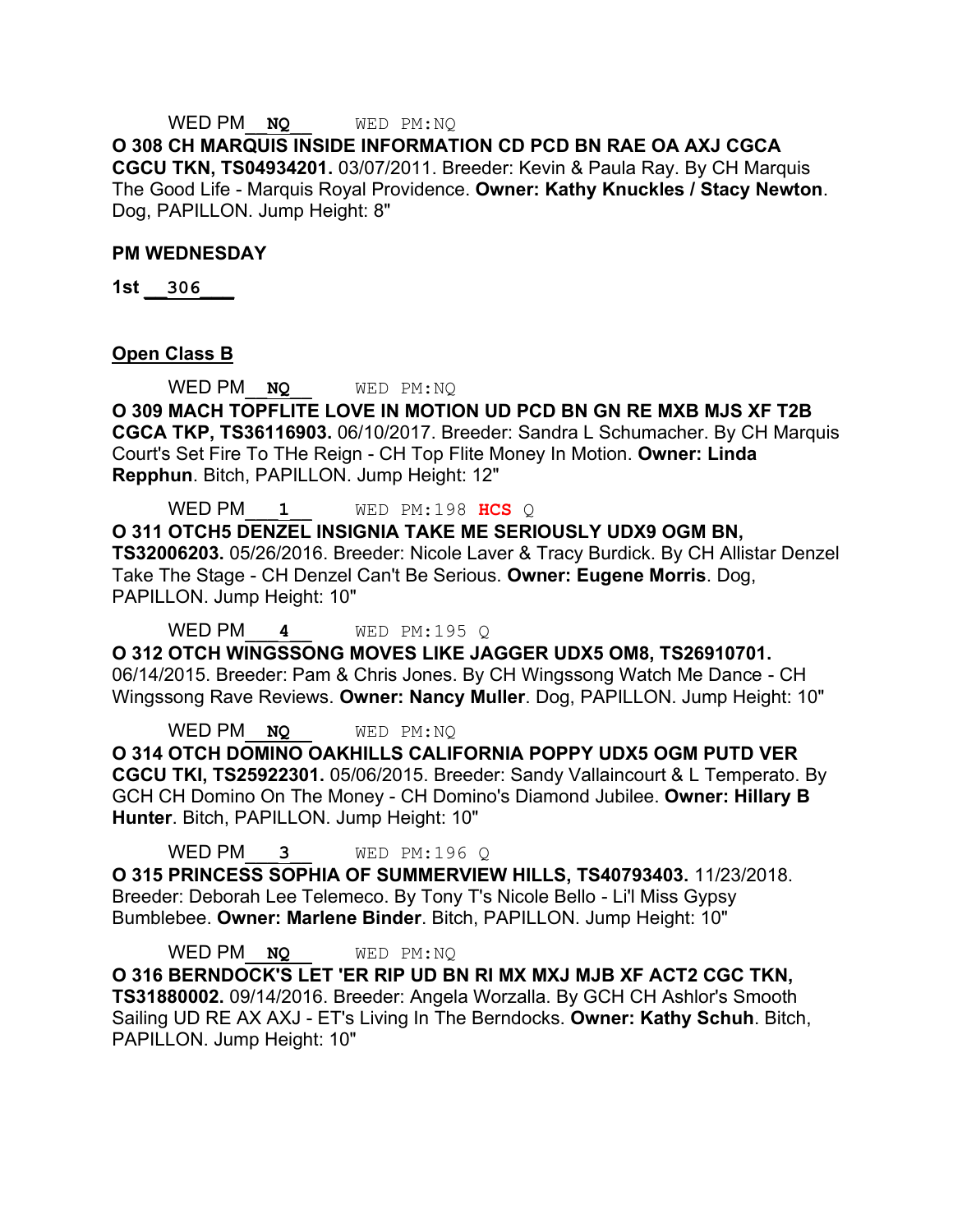WED PM__**NQ**__ WED PM:NQ

**O 308 CH MARQUIS INSIDE INFORMATION CD PCD BN RAE OA AXJ CGCA CGCU TKN, TS04934201.** 03/07/2011. Breeder: Kevin & Paula Ray. By CH Marquis The Good Life - Marquis Royal Providence. **Owner: Kathy Knuckles / Stacy Newton**. Dog, PAPILLON. Jump Height: 8"

**PM WEDNESDAY**

**1st** __306___

**Open Class B**

WED PM__**NQ**__ WED PM:NQ

**O 309 MACH TOPFLITE LOVE IN MOTION UD PCD BN GN RE MXB MJS XF T2B CGCA TKP, TS36116903.** 06/10/2017. Breeder: Sandra L Schumacher. By CH Marquis Court's Set Fire To THe Reign - CH Top Flite Money In Motion. **Owner: Linda Repphun**. Bitch, PAPILLON. Jump Height: 12"

WED PM___**1**__ WED PM:198 **HCS** Q

**O 311 OTCH5 DENZEL INSIGNIA TAKE ME SERIOUSLY UDX9 OGM BN, TS32006203.** 05/26/2016. Breeder: Nicole Laver & Tracy Burdick. By CH Allistar Denzel Take The Stage - CH Denzel Can't Be Serious. **Owner: Eugene Morris**. Dog, PAPILLON. Jump Height: 10"

WED PM___**4**__ WED PM:195 Q

**O 312 OTCH WINGSSONG MOVES LIKE JAGGER UDX5 OM8, TS26910701.** 06/14/2015. Breeder: Pam & Chris Jones. By CH Wingssong Watch Me Dance - CH Wingssong Rave Reviews. **Owner: Nancy Muller**. Dog, PAPILLON. Jump Height: 10"

WED PM__**NQ**__ WED PM:NQ

**O 314 OTCH DOMINO OAKHILLS CALIFORNIA POPPY UDX5 OGM PUTD VER CGCU TKI, TS25922301.** 05/06/2015. Breeder: Sandy Vallaincourt & L Temperato. By GCH CH Domino On The Money - CH Domino's Diamond Jubilee. **Owner: Hillary B Hunter**. Bitch, PAPILLON. Jump Height: 10"

WED PM___**3**__ WED PM:196 Q

**O 315 PRINCESS SOPHIA OF SUMMERVIEW HILLS, TS40793403.** 11/23/2018. Breeder: Deborah Lee Telemeco. By Tony T's Nicole Bello - Li'l Miss Gypsy Bumblebee. **Owner: Marlene Binder**. Bitch, PAPILLON. Jump Height: 10"

WED PM__**NQ**__ WED PM:NQ

**O 316 BERNDOCK'S LET 'ER RIP UD BN RI MX MXJ MJB XF ACT2 CGC TKN, TS31880002.** 09/14/2016. Breeder: Angela Worzalla. By GCH CH Ashlor's Smooth Sailing UD RE AX AXJ - ET's Living In The Berndocks. **Owner: Kathy Schuh**. Bitch, PAPILLON. Jump Height: 10"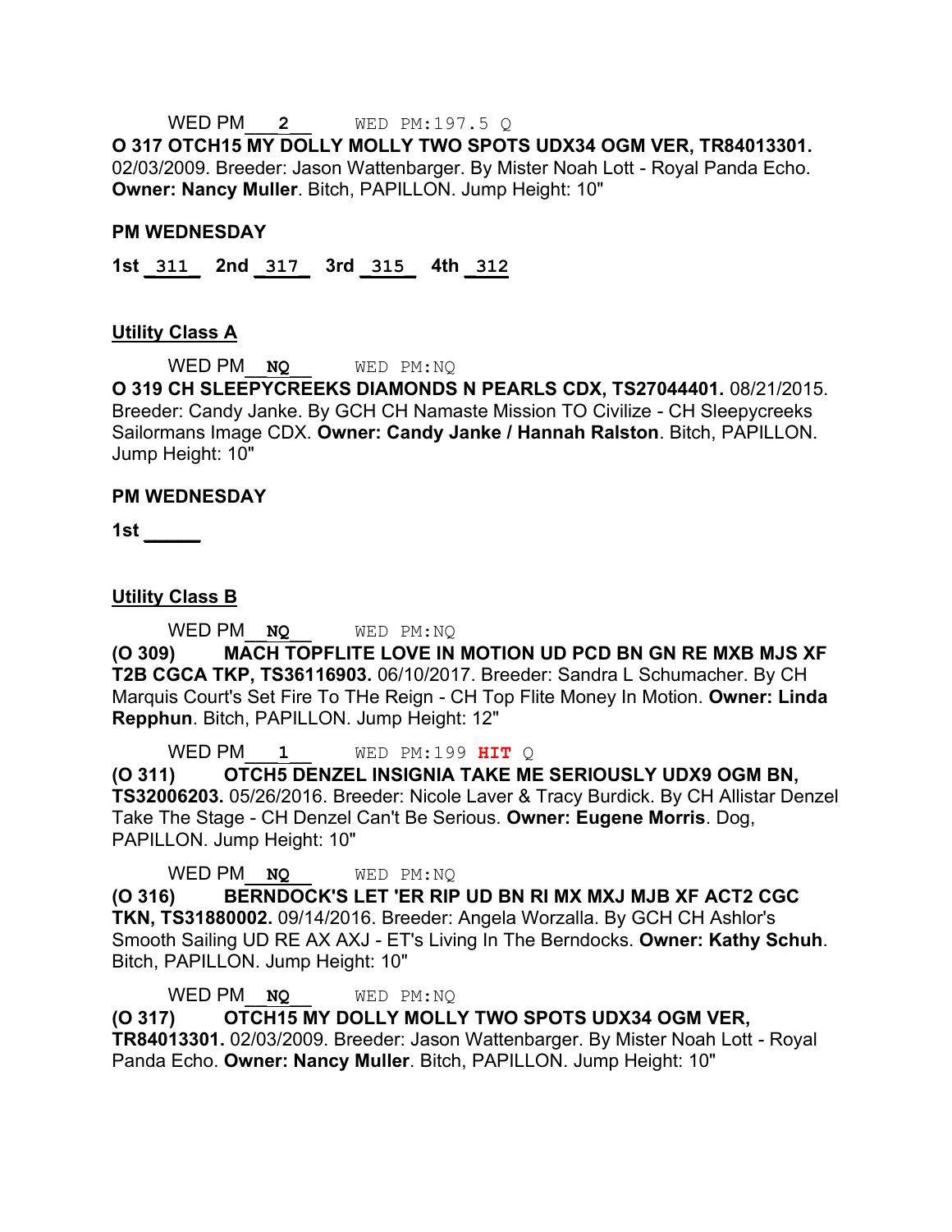WED PM___2__ WED PM:197.5 Q

**O 317 OTCH15 MY DOLLY MOLLY TWO SPOTS UDX34 OGM VER, TR84013301.** 02/03/2009. Breeder: Jason Wattenbarger. By Mister Noah Lott - Royal Panda Echo. **Owner: Nancy Muller**. Bitch, PAPILLON. Jump Height: 10"

**PM WEDNESDAY**

**1st** _311_ **2nd** _317_ **3rd** _315_ **4th** _312_

**Utility Class A**

WED PM__NQ__ WED PM:NQ

**O 319 CH SLEEPYCREEKS DIAMONDS N PEARLS CDX, TS27044401.** 08/21/2015. Breeder: Candy Janke. By GCH CH Namaste Mission TO Civilize - CH Sleepycreeks Sailormans Image CDX. **Owner: Candy Janke / Hannah Ralston**. Bitch, PAPILLON. Jump Height: 10"

**PM WEDNESDAY**

**1st** _____

**Utility Class B**

WED PM__NQ__ WED PM:NQ

**(O 309) MACH TOPFLITE LOVE IN MOTION UD PCD BN GN RE MXB MJS XF T2B CGCA TKP, TS36116903.** 06/10/2017. Breeder: Sandra L Schumacher. By CH Marquis Court's Set Fire To THe Reign - CH Top Flite Money In Motion. **Owner: Linda Repphun**. Bitch, PAPILLON. Jump Height: 12"

WED PM___1__ WED PM:199 **HIT** Q

**(O 311) OTCH5 DENZEL INSIGNIA TAKE ME SERIOUSLY UDX9 OGM BN, TS32006203.** 05/26/2016. Breeder: Nicole Laver & Tracy Burdick. By CH Allistar Denzel Take The Stage - CH Denzel Can't Be Serious. **Owner: Eugene Morris**. Dog, PAPILLON. Jump Height: 10"

WED PM__NQ__ WED PM:NQ

**(O 316) BERNDOCK'S LET 'ER RIP UD BN RI MX MXJ MJB XF ACT2 CGC TKN, TS31880002.** 09/14/2016. Breeder: Angela Worzalla. By GCH CH Ashlor's Smooth Sailing UD RE AX AXJ - ET's Living In The Berndocks. **Owner: Kathy Schuh**. Bitch, PAPILLON. Jump Height: 10"

WED PM__NQ__ WED PM:NQ

**(O 317) OTCH15 MY DOLLY MOLLY TWO SPOTS UDX34 OGM VER, TR84013301.** 02/03/2009. Breeder: Jason Wattenbarger. By Mister Noah Lott - Royal Panda Echo. **Owner: Nancy Muller**. Bitch, PAPILLON. Jump Height: 10"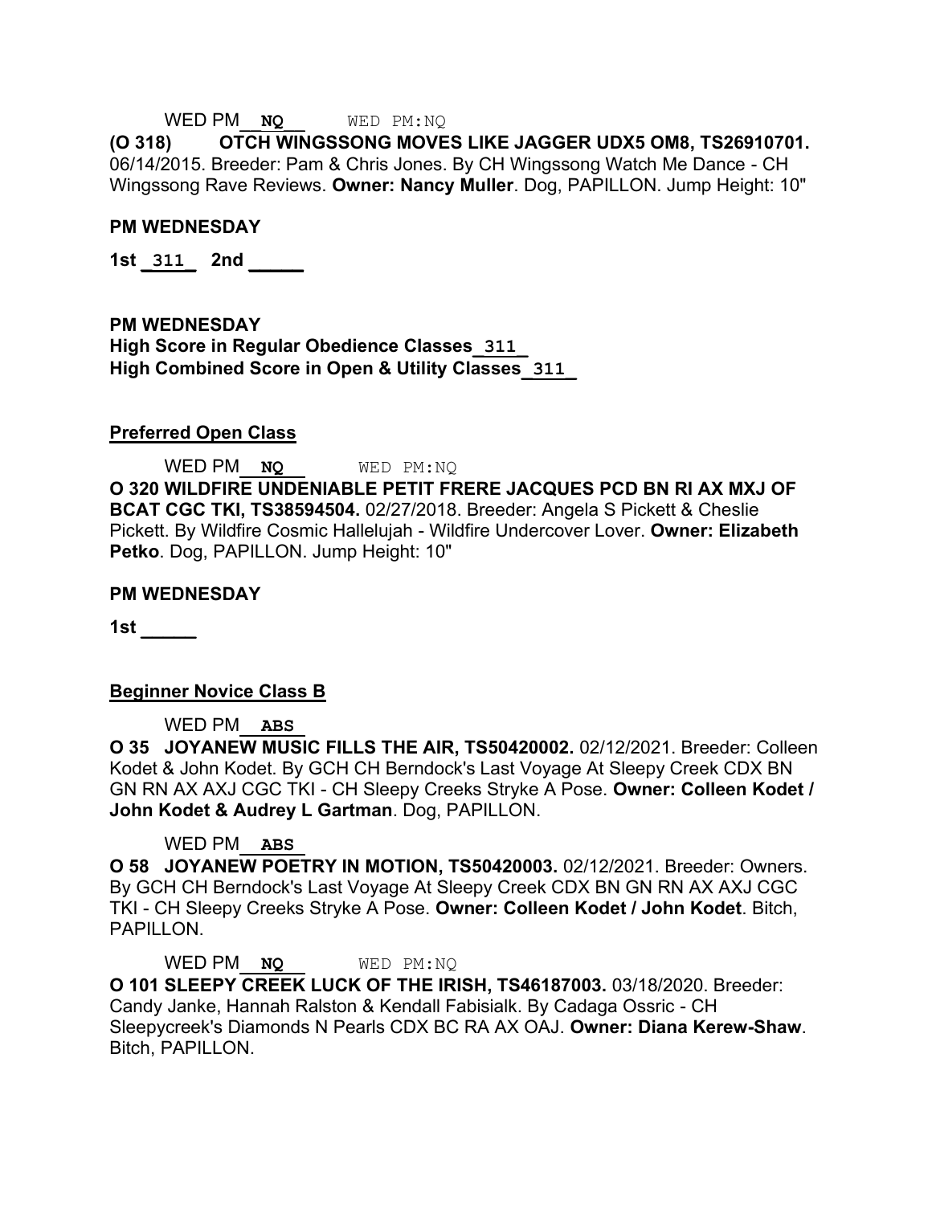WED PM__**NQ**__ WED PM:NQ

**(O 318) OTCH WINGSSONG MOVES LIKE JAGGER UDX5 OM8, TS26910701.** 06/14/2015. Breeder: Pam & Chris Jones. By CH Wingssong Watch Me Dance - CH Wingssong Rave Reviews. **Owner: Nancy Muller**. Dog, PAPILLON. Jump Height: 10"

**PM WEDNESDAY**

**1st** _**311**_ **2nd** _____

**PM WEDNESDAY**

**High Score in Regular Obedience Classes**_**311**_

**High Combined Score in Open & Utility Classes**_**311**_

**Preferred Open Class**

WED PM__**NQ**__ WED PM:NQ

**O 320 WILDFIRE UNDENIABLE PETIT FRERE JACQUES PCD BN RI AX MXJ OF BCAT CGC TKI, TS38594504.** 02/27/2018. Breeder: Angela S Pickett & Cheslie Pickett. By Wildfire Cosmic Hallelujah - Wildfire Undercover Lover. **Owner: Elizabeth Petko**. Dog, PAPILLON. Jump Height: 10"

**PM WEDNESDAY**

**1st** _____

**Beginner Novice Class B**

WED PM__**ABS**__

**O 35 JOYANEW MUSIC FILLS THE AIR, TS50420002.** 02/12/2021. Breeder: Colleen Kodet & John Kodet. By GCH CH Berndock's Last Voyage At Sleepy Creek CDX BN GN RN AX AXJ CGC TKI - CH Sleepy Creeks Stryke A Pose. **Owner: Colleen Kodet / John Kodet & Audrey L Gartman**. Dog, PAPILLON.

WED PM__**ABS**__

**O 58 JOYANEW POETRY IN MOTION, TS50420003.** 02/12/2021. Breeder: Owners. By GCH CH Berndock's Last Voyage At Sleepy Creek CDX BN GN RN AX AXJ CGC TKI - CH Sleepy Creeks Stryke A Pose. **Owner: Colleen Kodet / John Kodet**. Bitch, PAPILLON.

WED PM__**NQ**__ WED PM:NQ

**O 101 SLEEPY CREEK LUCK OF THE IRISH, TS46187003.** 03/18/2020. Breeder: Candy Janke, Hannah Ralston & Kendall Fabisialk. By Cadaga Ossric - CH Sleepycreek's Diamonds N Pearls CDX BC RA AX OAJ. **Owner: Diana Kerew-Shaw**. Bitch, PAPILLON.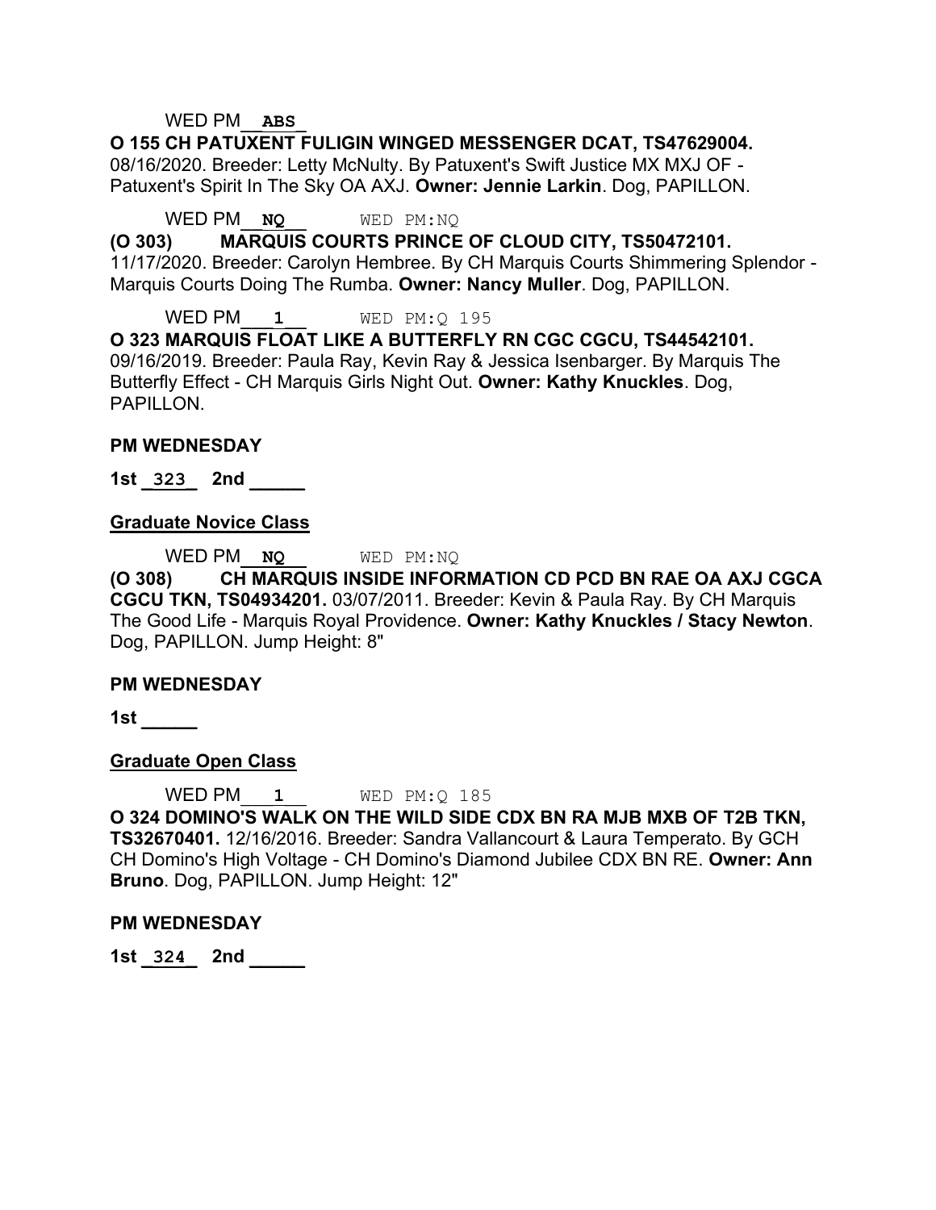WED PM__**ABS**__

**O 155 CH PATUXENT FULIGIN WINGED MESSENGER DCAT, TS47629004.** 08/16/2020. Breeder: Letty McNulty. By Patuxent's Swift Justice MX MXJ OF - Patuxent's Spirit In The Sky OA AXJ. **Owner: Jennie Larkin**. Dog, PAPILLON.

WED PM__**NQ**__ WED PM:NQ

**(O 303) MARQUIS COURTS PRINCE OF CLOUD CITY, TS50472101.** 11/17/2020. Breeder: Carolyn Hembree. By CH Marquis Courts Shimmering Splendor - Marquis Courts Doing The Rumba. **Owner: Nancy Muller**. Dog, PAPILLON.

WED PM___**1**__ WED PM:Q 195

**O 323 MARQUIS FLOAT LIKE A BUTTERFLY RN CGC CGCU, TS44542101.** 09/16/2019. Breeder: Paula Ray, Kevin Ray & Jessica Isenbarger. By Marquis The Butterfly Effect - CH Marquis Girls Night Out. **Owner: Kathy Knuckles**. Dog, PAPILLON.

**PM WEDNESDAY**

**1st _323_ 2nd _____**

**Graduate Novice Class**

WED PM__**NQ**__ WED PM:NQ

**(O 308) CH MARQUIS INSIDE INFORMATION CD PCD BN RAE OA AXJ CGCA CGCU TKN, TS04934201.** 03/07/2011. Breeder: Kevin & Paula Ray. By CH Marquis The Good Life - Marquis Royal Providence. **Owner: Kathy Knuckles / Stacy Newton**. Dog, PAPILLON. Jump Height: 8"

**PM WEDNESDAY**

**1st _____**

**Graduate Open Class**

WED PM___**1**___ WED PM:Q 185

**O 324 DOMINO'S WALK ON THE WILD SIDE CDX BN RA MJB MXB OF T2B TKN, TS32670401.** 12/16/2016. Breeder: Sandra Vallancourt & Laura Temperato. By GCH CH Domino's High Voltage - CH Domino's Diamond Jubilee CDX BN RE. **Owner: Ann Bruno**. Dog, PAPILLON. Jump Height: 12"

**PM WEDNESDAY**

**1st _324_ 2nd _____**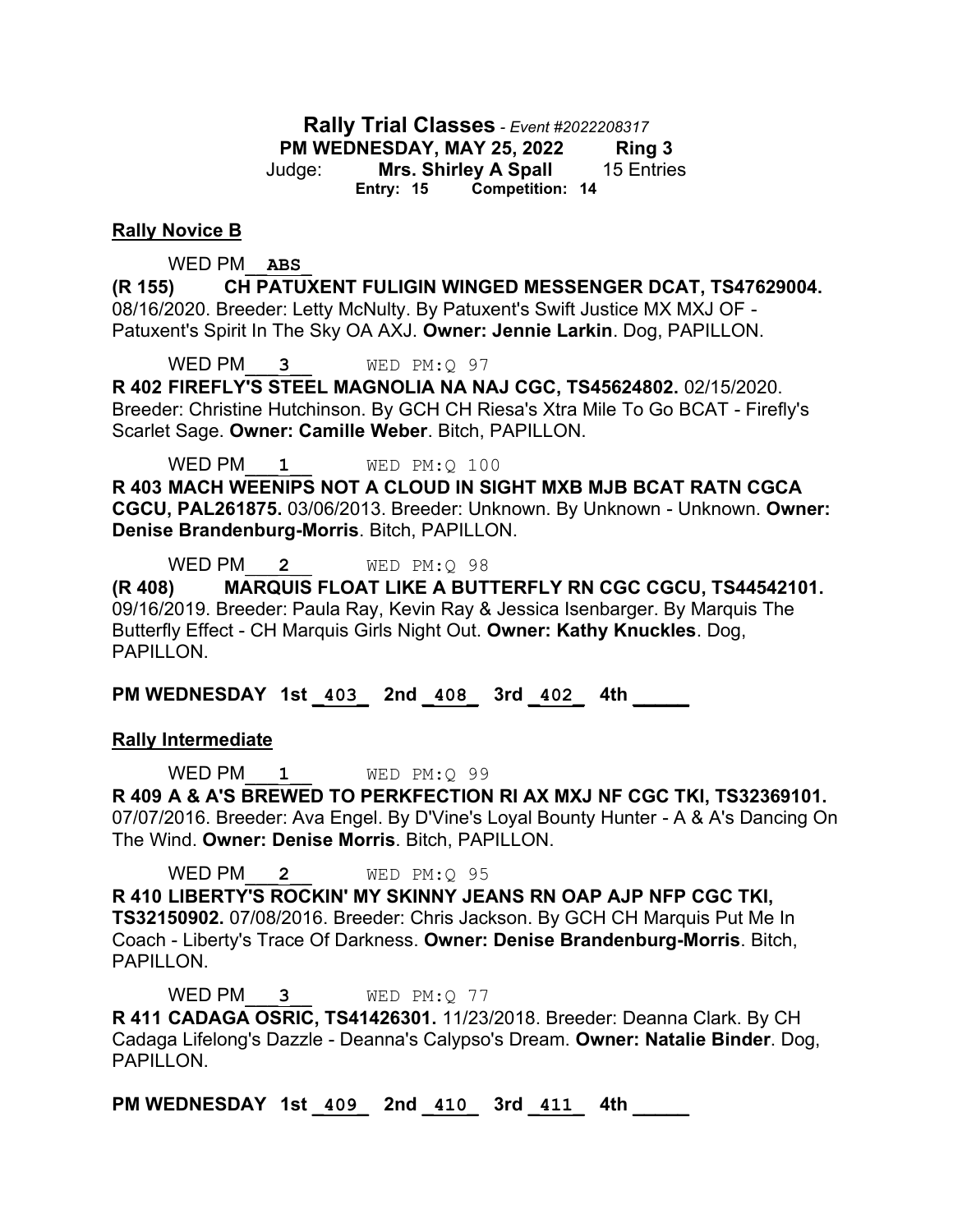**Rally Trial Classes** - *Event #2022208317*
**PM WEDNESDAY, MAY 25, 2022 Ring 3**
Judge: **Mrs. Shirley A Spall** 15 Entries
**Entry: 15 Competition: 14**

**Rally Novice B**

WED PM__ABS__
**(R 155) CH PATUXENT FULIGIN WINGED MESSENGER DCAT, TS47629004.** 08/16/2020. Breeder: Letty McNulty. By Patuxent's Swift Justice MX MXJ OF - Patuxent's Spirit In The Sky OA AXJ. **Owner: Jennie Larkin**. Dog, PAPILLON.

WED PM___3___ WED PM:Q 97
**R 402 FIREFLY'S STEEL MAGNOLIA NA NAJ CGC, TS45624802.** 02/15/2020. Breeder: Christine Hutchinson. By GCH CH Riesa's Xtra Mile To Go BCAT - Firefly's Scarlet Sage. **Owner: Camille Weber**. Bitch, PAPILLON.

WED PM___1___ WED PM:Q 100
**R 403 MACH WEENIPS NOT A CLOUD IN SIGHT MXB MJB BCAT RATN CGCA CGCU, PAL261875.** 03/06/2013. Breeder: Unknown. By Unknown - Unknown. **Owner: Denise Brandenburg-Morris**. Bitch, PAPILLON.

WED PM___2___ WED PM:Q 98
**(R 408) MARQUIS FLOAT LIKE A BUTTERFLY RN CGC CGCU, TS44542101.** 09/16/2019. Breeder: Paula Ray, Kevin Ray & Jessica Isenbarger. By Marquis The Butterfly Effect - CH Marquis Girls Night Out. **Owner: Kathy Knuckles**. Dog, PAPILLON.

**PM WEDNESDAY 1st _403_ 2nd _408_ 3rd _402_ 4th _____**

**Rally Intermediate**

WED PM___1___ WED PM:Q 99
**R 409 A & A'S BREWED TO PERKFECTION RI AX MXJ NF CGC TKI, TS32369101.** 07/07/2016. Breeder: Ava Engel. By D'Vine's Loyal Bounty Hunter - A & A's Dancing On The Wind. **Owner: Denise Morris**. Bitch, PAPILLON.

WED PM___2___ WED PM:Q 95
**R 410 LIBERTY'S ROCKIN' MY SKINNY JEANS RN OAP AJP NFP CGC TKI, TS32150902.** 07/08/2016. Breeder: Chris Jackson. By GCH CH Marquis Put Me In Coach - Liberty's Trace Of Darkness. **Owner: Denise Brandenburg-Morris**. Bitch, PAPILLON.

WED PM___3___ WED PM:Q 77
**R 411 CADAGA OSRIC, TS41426301.** 11/23/2018. Breeder: Deanna Clark. By CH Cadaga Lifelong's Dazzle - Deanna's Calypso's Dream. **Owner: Natalie Binder**. Dog, PAPILLON.

**PM WEDNESDAY 1st _409_ 2nd _410_ 3rd _411_ 4th _____**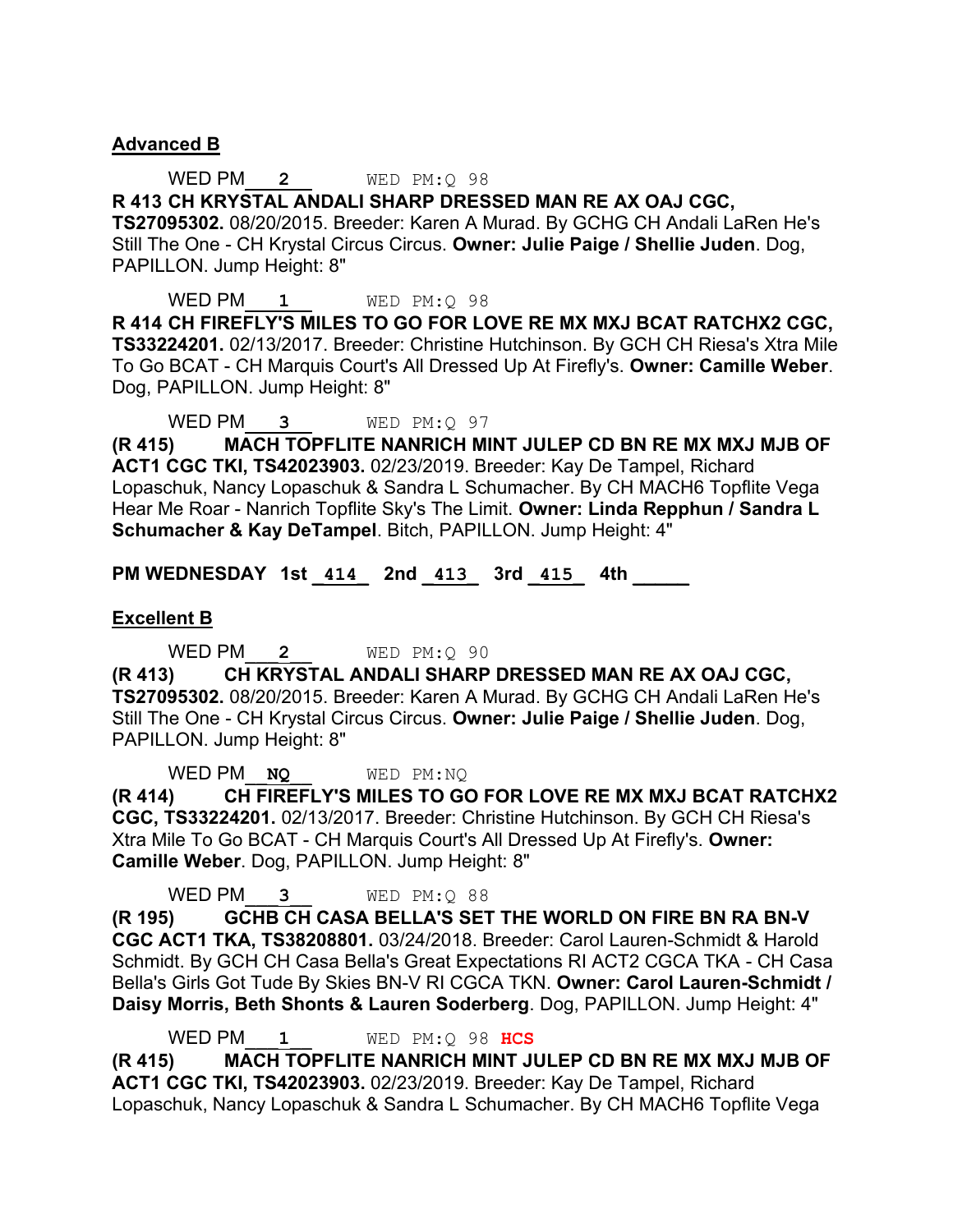**Advanced B**

WED PM **2** WED PM:Q 98

**R 413 CH KRYSTAL ANDALI SHARP DRESSED MAN RE AX OAJ CGC, TS27095302.** 08/20/2015. Breeder: Karen A Murad. By GCHG CH Andali LaRen He's Still The One - CH Krystal Circus Circus. **Owner: Julie Paige / Shellie Juden**. Dog, PAPILLON. Jump Height: 8"

WED PM **1** WED PM:Q 98

**R 414 CH FIREFLY'S MILES TO GO FOR LOVE RE MX MXJ BCAT RATCHX2 CGC, TS33224201.** 02/13/2017. Breeder: Christine Hutchinson. By GCH CH Riesa's Xtra Mile To Go BCAT - CH Marquis Court's All Dressed Up At Firefly's. **Owner: Camille Weber**. Dog, PAPILLON. Jump Height: 8"

WED PM **3** WED PM:Q 97

**(R 415) MACH TOPFLITE NANRICH MINT JULEP CD BN RE MX MXJ MJB OF ACT1 CGC TKI, TS42023903.** 02/23/2019. Breeder: Kay De Tampel, Richard Lopaschuk, Nancy Lopaschuk & Sandra L Schumacher. By CH MACH6 Topflite Vega Hear Me Roar - Nanrich Topflite Sky's The Limit. **Owner: Linda Repphun / Sandra L Schumacher & Kay DeTampel**. Bitch, PAPILLON. Jump Height: 4"

**PM WEDNESDAY 1st 414 2nd 413 3rd 415 4th \_\_\_\_\_**

**Excellent B**

WED PM **2** WED PM:Q 90

**(R 413) CH KRYSTAL ANDALI SHARP DRESSED MAN RE AX OAJ CGC, TS27095302.** 08/20/2015. Breeder: Karen A Murad. By GCHG CH Andali LaRen He's Still The One - CH Krystal Circus Circus. **Owner: Julie Paige / Shellie Juden**. Dog, PAPILLON. Jump Height: 8"

WED PM **NQ** WED PM:NQ

**(R 414) CH FIREFLY'S MILES TO GO FOR LOVE RE MX MXJ BCAT RATCHX2 CGC, TS33224201.** 02/13/2017. Breeder: Christine Hutchinson. By GCH CH Riesa's Xtra Mile To Go BCAT - CH Marquis Court's All Dressed Up At Firefly's. **Owner: Camille Weber**. Dog, PAPILLON. Jump Height: 8"

WED PM **3** WED PM:Q 88

**(R 195) GCHB CH CASA BELLA'S SET THE WORLD ON FIRE BN RA BN-V CGC ACT1 TKA, TS38208801.** 03/24/2018. Breeder: Carol Lauren-Schmidt & Harold Schmidt. By GCH CH Casa Bella's Great Expectations RI ACT2 CGCA TKA - CH Casa Bella's Girls Got Tude By Skies BN-V RI CGCA TKN. **Owner: Carol Lauren-Schmidt / Daisy Morris, Beth Shonts & Lauren Soderberg**. Dog, PAPILLON. Jump Height: 4"

WED PM **1** WED PM:Q 98 **HCS**

**(R 415) MACH TOPFLITE NANRICH MINT JULEP CD BN RE MX MXJ MJB OF ACT1 CGC TKI, TS42023903.** 02/23/2019. Breeder: Kay De Tampel, Richard Lopaschuk, Nancy Lopaschuk & Sandra L Schumacher. By CH MACH6 Topflite Vega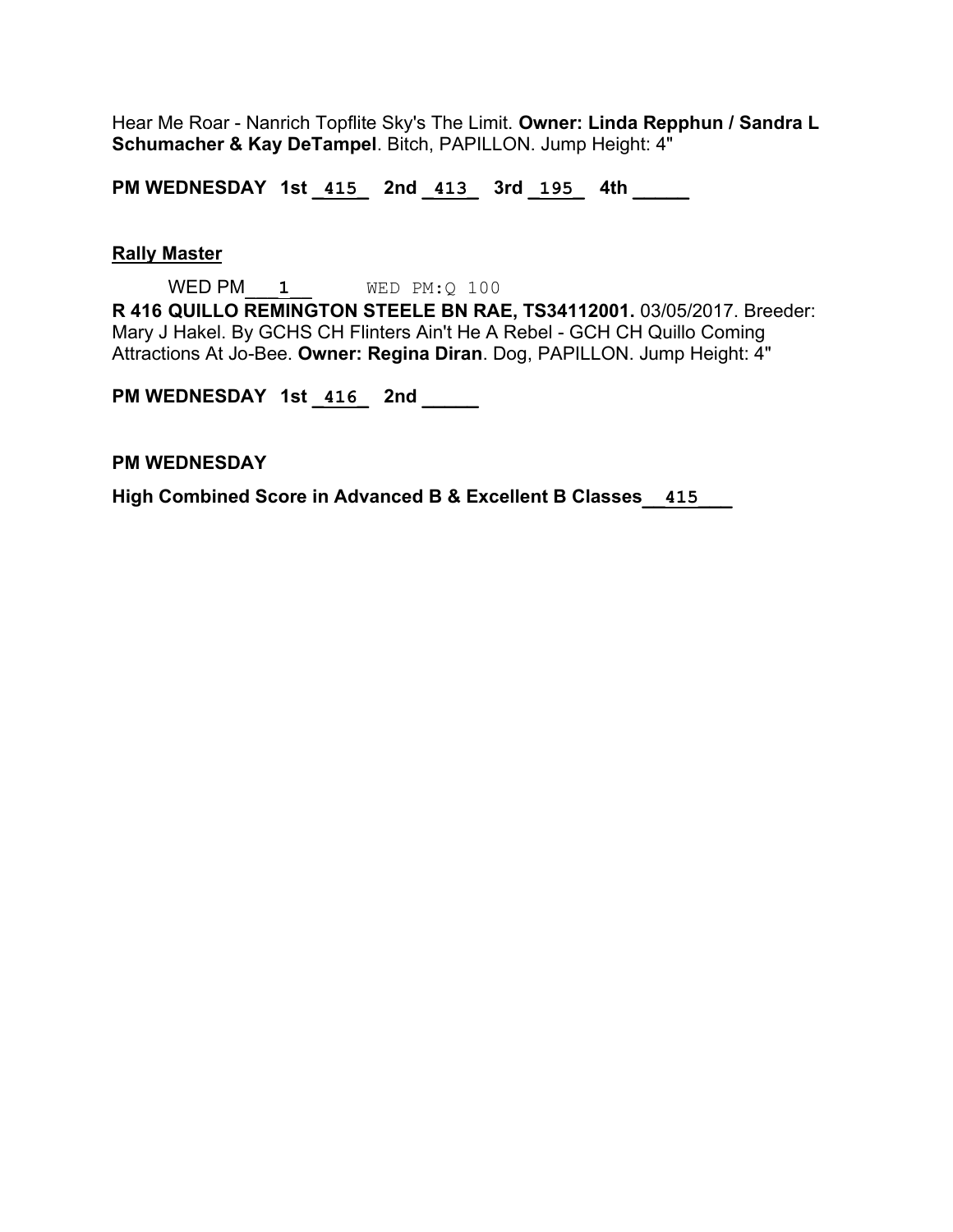Hear Me Roar - Nanrich Topflite Sky's The Limit. **Owner: Linda Repphun / Sandra L Schumacher & Kay DeTampel**. Bitch, PAPILLON. Jump Height: 4"

**PM WEDNESDAY 1st _415_ 2nd _413_ 3rd _195_ 4th _____**

**Rally Master**

WED PM___1__ WED PM:Q 100

**R 416 QUILLO REMINGTON STEELE BN RAE, TS34112001.** 03/05/2017. Breeder: Mary J Hakel. By GCHS CH Flinters Ain't He A Rebel - GCH CH Quillo Coming Attractions At Jo-Bee. **Owner: Regina Diran**. Dog, PAPILLON. Jump Height: 4"

**PM WEDNESDAY 1st _416_ 2nd _____**

**PM WEDNESDAY**

**High Combined Score in Advanced B & Excellent B Classes__415___**